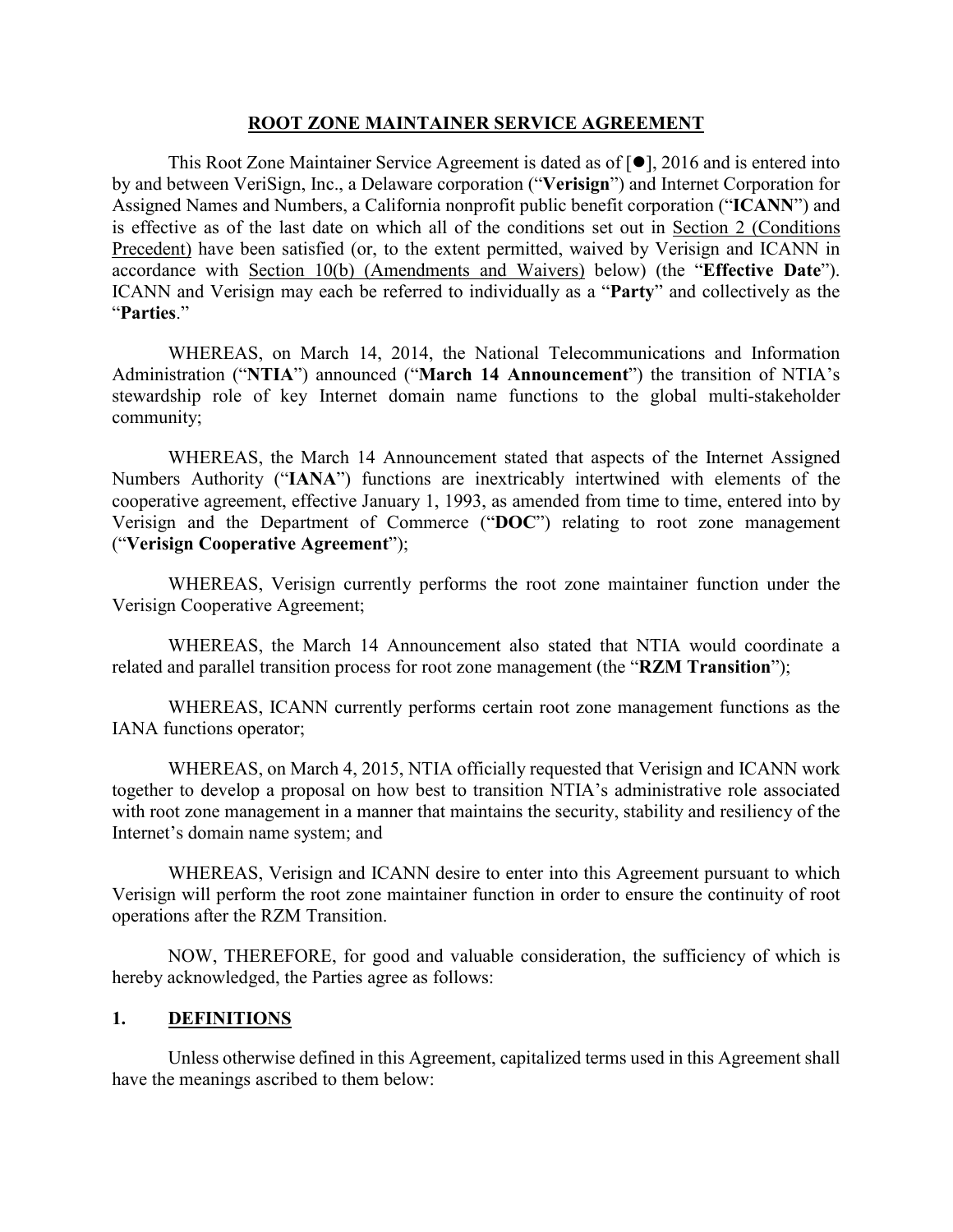# ROOT ZONE MAINTAINER SERVICE AGREEMENT

This Root Zone Maintainer Service Agreement is dated as of [●], 2016 and is entered into by and between VeriSign, Inc., a Delaware corporation ("**Verisign**") and Internet Corporation for Assigned Names and Numbers, a California nonprofit public benefit corporation ("**ICANN**") and is effective as of the last date on which all of the conditions set out in Section 2 (Conditions Precedent) have been satisfied (or, to the extent permitted, waived by Verisign and ICANN in accordance with Section 10(b) (Amendments and Waivers) below) (the "**Effective Date**"). ICANN and Verisign may each be referred to individually as a "**Party**" and collectively as the "**Parties**."

WHEREAS, on March 14, 2014, the National Telecommunications and Information Administration ("**NTIA**") announced ("**March 14 Announcement**") the transition of NTIA's stewardship role of key Internet domain name functions to the global multi-stakeholder community;

WHEREAS, the March 14 Announcement stated that aspects of the Internet Assigned Numbers Authority ("**IANA**") functions are inextricably intertwined with elements of the cooperative agreement, effective January 1, 1993, as amended from time to time, entered into by Verisign and the Department of Commerce ("**DOC**") relating to root zone management ("**Verisign Cooperative Agreement**");

WHEREAS, Verisign currently performs the root zone maintainer function under the Verisign Cooperative Agreement;

WHEREAS, the March 14 Announcement also stated that NTIA would coordinate a related and parallel transition process for root zone management (the "**RZM Transition**");

WHEREAS, ICANN currently performs certain root zone management functions as the IANA functions operator;

WHEREAS, on March 4, 2015, NTIA officially requested that Verisign and ICANN work together to develop a proposal on how best to transition NTIA's administrative role associated with root zone management in a manner that maintains the security, stability and resiliency of the Internet's domain name system; and

WHEREAS, Verisign and ICANN desire to enter into this Agreement pursuant to which Verisign will perform the root zone maintainer function in order to ensure the continuity of root operations after the RZM Transition.

NOW, THEREFORE, for good and valuable consideration, the sufficiency of which is hereby acknowledged, the Parties agree as follows:

## 1. DEFINITIONS

Unless otherwise defined in this Agreement, capitalized terms used in this Agreement shall have the meanings ascribed to them below: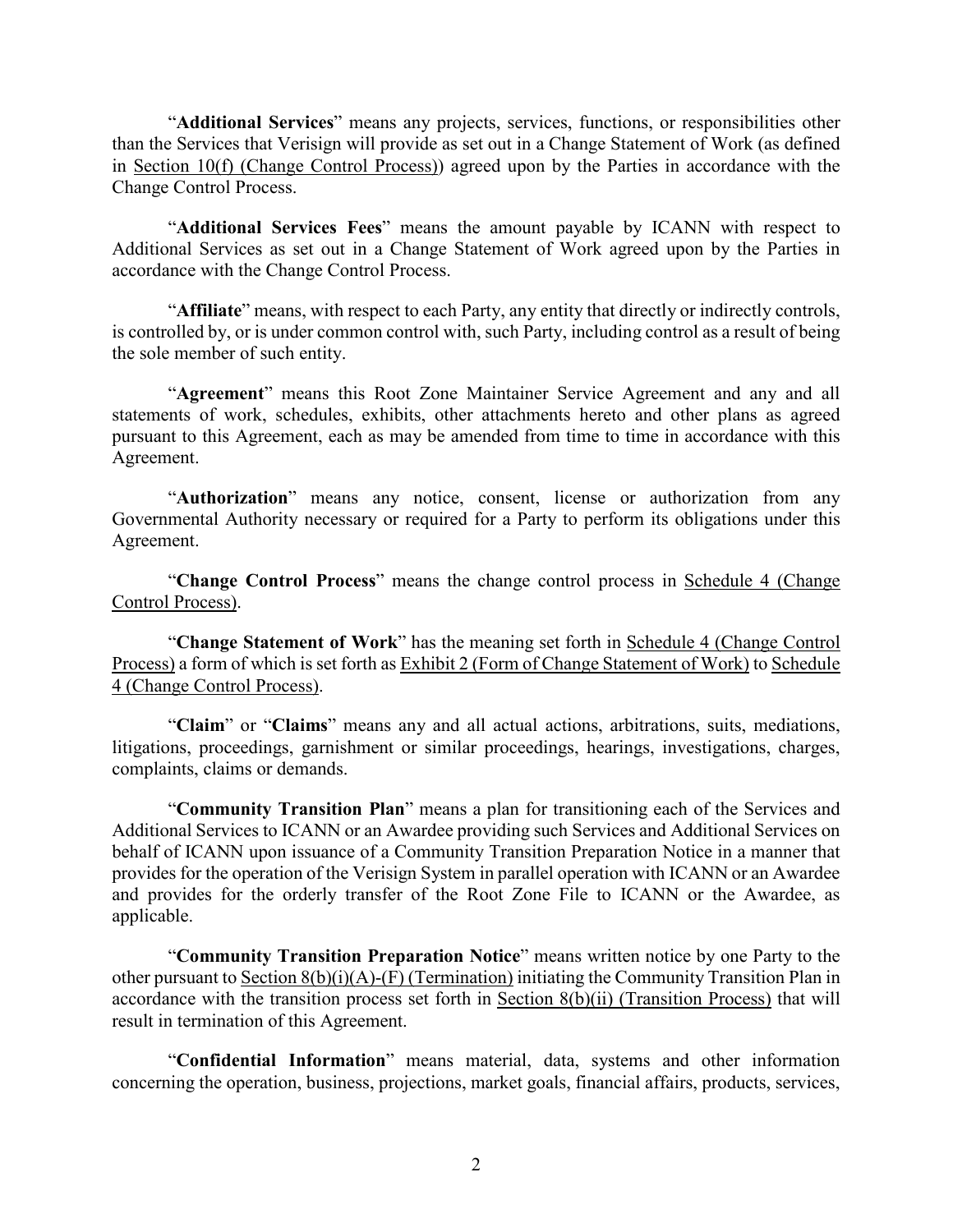"**Additional Services**" means any projects, services, functions, or responsibilities other than the Services that Verisign will provide as set out in a Change Statement of Work (as defined in Section 10(f) (Change Control Process)) agreed upon by the Parties in accordance with the Change Control Process.

"**Additional Services Fees**" means the amount payable by ICANN with respect to Additional Services as set out in a Change Statement of Work agreed upon by the Parties in accordance with the Change Control Process.

"**Affiliate**" means, with respect to each Party, any entity that directly or indirectly controls, is controlled by, or is under common control with, such Party, including control as a result of being the sole member of such entity.

"**Agreement**" means this Root Zone Maintainer Service Agreement and any and all statements of work, schedules, exhibits, other attachments hereto and other plans as agreed pursuant to this Agreement, each as may be amended from time to time in accordance with this Agreement.

"**Authorization**" means any notice, consent, license or authorization from any Governmental Authority necessary or required for a Party to perform its obligations under this Agreement.

"**Change Control Process**" means the change control process in Schedule 4 (Change Control Process).

"**Change Statement of Work**" has the meaning set forth in Schedule 4 (Change Control Process) a form of which is set forth as Exhibit 2 (Form of Change Statement of Work) to Schedule 4 (Change Control Process).

"**Claim**" or "**Claims**" means any and all actual actions, arbitrations, suits, mediations, litigations, proceedings, garnishment or similar proceedings, hearings, investigations, charges, complaints, claims or demands.

"**Community Transition Plan**" means a plan for transitioning each of the Services and Additional Services to ICANN or an Awardee providing such Services and Additional Services on behalf of ICANN upon issuance of a Community Transition Preparation Notice in a manner that provides for the operation of the Verisign System in parallel operation with ICANN or an Awardee and provides for the orderly transfer of the Root Zone File to ICANN or the Awardee, as applicable.

"**Community Transition Preparation Notice**" means written notice by one Party to the other pursuant to Section 8(b)(i)(A)-(F) (Termination) initiating the Community Transition Plan in accordance with the transition process set forth in Section 8(b)(ii) (Transition Process) that will result in termination of this Agreement.

"**Confidential Information**" means material, data, systems and other information concerning the operation, business, projections, market goals, financial affairs, products, services,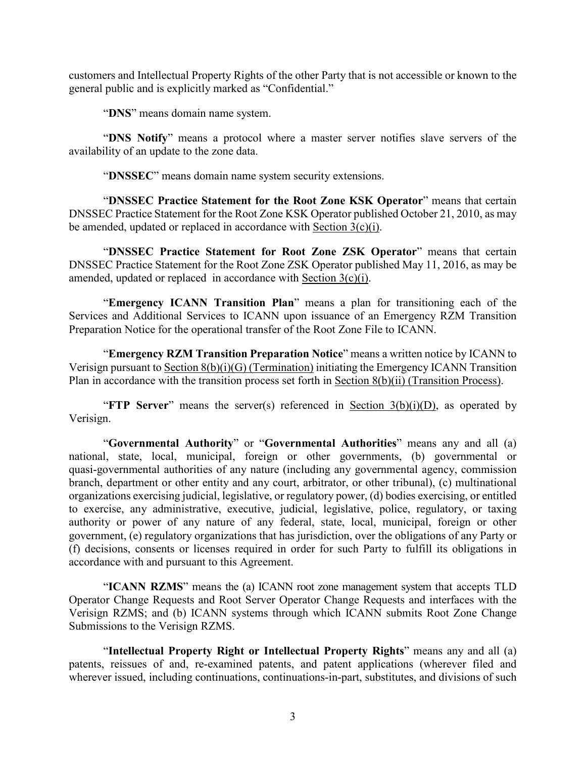customers and Intellectual Property Rights of the other Party that is not accessible or known to the general public and is explicitly marked as "Confidential."

"**DNS**" means domain name system.

"**DNS Notify**" means a protocol where a master server notifies slave servers of the availability of an update to the zone data.

"**DNSSEC**" means domain name system security extensions.

"**DNSSEC Practice Statement for the Root Zone KSK Operator**" means that certain DNSSEC Practice Statement for the Root Zone KSK Operator published October 21, 2010, as may be amended, updated or replaced in accordance with Section 3(c)(i).

"**DNSSEC Practice Statement for Root Zone ZSK Operator**" means that certain DNSSEC Practice Statement for the Root Zone ZSK Operator published May 11, 2016, as may be amended, updated or replaced in accordance with Section 3(c)(i).

"**Emergency ICANN Transition Plan**" means a plan for transitioning each of the Services and Additional Services to ICANN upon issuance of an Emergency RZM Transition Preparation Notice for the operational transfer of the Root Zone File to ICANN.

"**Emergency RZM Transition Preparation Notice**" means a written notice by ICANN to Verisign pursuant to Section 8(b)(i)(G) (Termination) initiating the Emergency ICANN Transition Plan in accordance with the transition process set forth in Section 8(b)(ii) (Transition Process).

"**FTP Server**" means the server(s) referenced in Section 3(b)(i)(D), as operated by Verisign.

"**Governmental Authority**" or "**Governmental Authorities**" means any and all (a) national, state, local, municipal, foreign or other governments, (b) governmental or quasi-governmental authorities of any nature (including any governmental agency, commission branch, department or other entity and any court, arbitrator, or other tribunal), (c) multinational organizations exercising judicial, legislative, or regulatory power, (d) bodies exercising, or entitled to exercise, any administrative, executive, judicial, legislative, police, regulatory, or taxing authority or power of any nature of any federal, state, local, municipal, foreign or other government, (e) regulatory organizations that has jurisdiction, over the obligations of any Party or (f) decisions, consents or licenses required in order for such Party to fulfill its obligations in accordance with and pursuant to this Agreement.

"**ICANN RZMS**" means the (a) ICANN root zone management system that accepts TLD Operator Change Requests and Root Server Operator Change Requests and interfaces with the Verisign RZMS; and (b) ICANN systems through which ICANN submits Root Zone Change Submissions to the Verisign RZMS.

"**Intellectual Property Right or Intellectual Property Rights**" means any and all (a) patents, reissues of and, re-examined patents, and patent applications (wherever filed and wherever issued, including continuations, continuations-in-part, substitutes, and divisions of such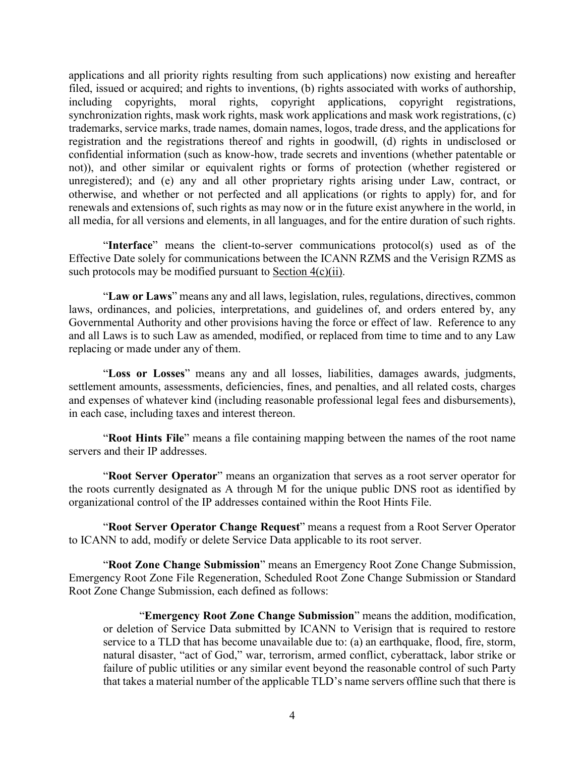applications and all priority rights resulting from such applications) now existing and hereafter filed, issued or acquired; and rights to inventions, (b) rights associated with works of authorship, including copyrights, moral rights, copyright applications, copyright registrations, synchronization rights, mask work rights, mask work applications and mask work registrations, (c) trademarks, service marks, trade names, domain names, logos, trade dress, and the applications for registration and the registrations thereof and rights in goodwill, (d) rights in undisclosed or confidential information (such as know-how, trade secrets and inventions (whether patentable or not)), and other similar or equivalent rights or forms of protection (whether registered or unregistered); and (e) any and all other proprietary rights arising under Law, contract, or otherwise, and whether or not perfected and all applications (or rights to apply) for, and for renewals and extensions of, such rights as may now or in the future exist anywhere in the world, in all media, for all versions and elements, in all languages, and for the entire duration of such rights.

"**Interface**" means the client-to-server communications protocol(s) used as of the Effective Date solely for communications between the ICANN RZMS and the Verisign RZMS as such protocols may be modified pursuant to Section 4(c)(ii).

"**Law or Laws**" means any and all laws, legislation, rules, regulations, directives, common laws, ordinances, and policies, interpretations, and guidelines of, and orders entered by, any Governmental Authority and other provisions having the force or effect of law. Reference to any and all Laws is to such Law as amended, modified, or replaced from time to time and to any Law replacing or made under any of them.

"**Loss or Losses**" means any and all losses, liabilities, damages awards, judgments, settlement amounts, assessments, deficiencies, fines, and penalties, and all related costs, charges and expenses of whatever kind (including reasonable professional legal fees and disbursements), in each case, including taxes and interest thereon.

"**Root Hints File**" means a file containing mapping between the names of the root name servers and their IP addresses.

"**Root Server Operator**" means an organization that serves as a root server operator for the roots currently designated as A through M for the unique public DNS root as identified by organizational control of the IP addresses contained within the Root Hints File.

"**Root Server Operator Change Request**" means a request from a Root Server Operator to ICANN to add, modify or delete Service Data applicable to its root server.

"**Root Zone Change Submission**" means an Emergency Root Zone Change Submission, Emergency Root Zone File Regeneration, Scheduled Root Zone Change Submission or Standard Root Zone Change Submission, each defined as follows:

"**Emergency Root Zone Change Submission**" means the addition, modification, or deletion of Service Data submitted by ICANN to Verisign that is required to restore service to a TLD that has become unavailable due to: (a) an earthquake, flood, fire, storm, natural disaster, "act of God," war, terrorism, armed conflict, cyberattack, labor strike or failure of public utilities or any similar event beyond the reasonable control of such Party that takes a material number of the applicable TLD's name servers offline such that there is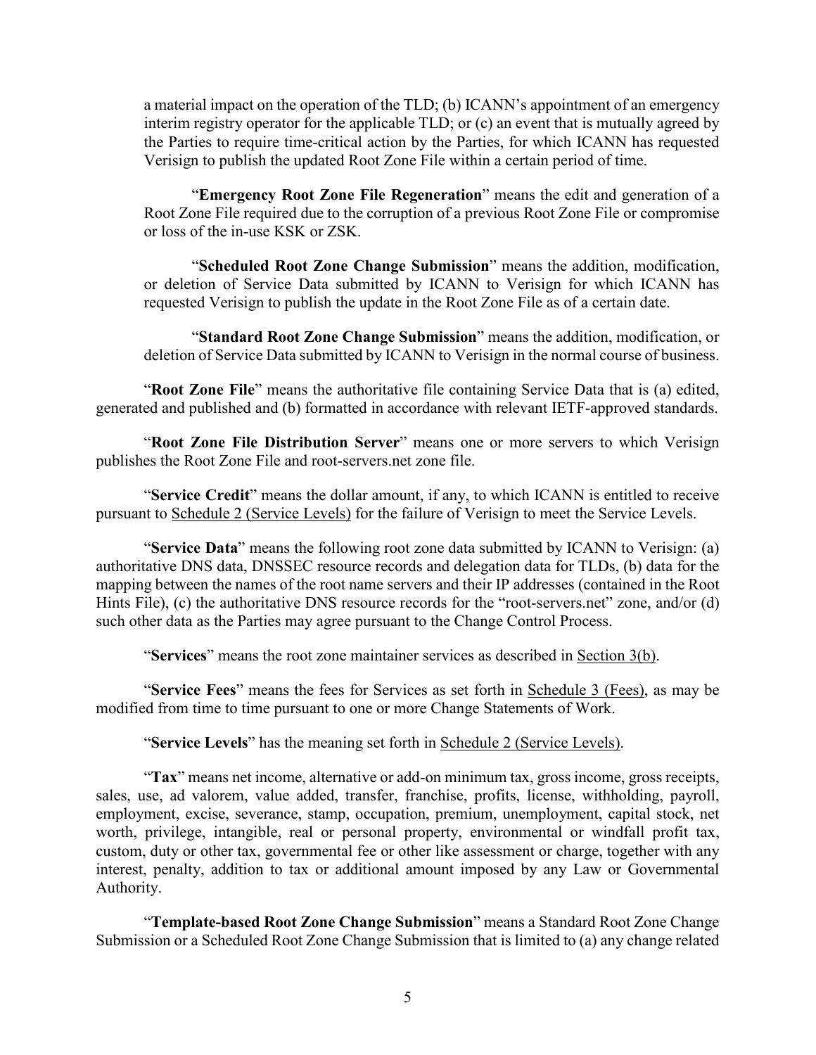a material impact on the operation of the TLD; (b) ICANN's appointment of an emergency interim registry operator for the applicable TLD; or (c) an event that is mutually agreed by the Parties to require time-critical action by the Parties, for which ICANN has requested Verisign to publish the updated Root Zone File within a certain period of time.

"**Emergency Root Zone File Regeneration**" means the edit and generation of a Root Zone File required due to the corruption of a previous Root Zone File or compromise or loss of the in-use KSK or ZSK.

"**Scheduled Root Zone Change Submission**" means the addition, modification, or deletion of Service Data submitted by ICANN to Verisign for which ICANN has requested Verisign to publish the update in the Root Zone File as of a certain date.

"**Standard Root Zone Change Submission**" means the addition, modification, or deletion of Service Data submitted by ICANN to Verisign in the normal course of business.

"**Root Zone File**" means the authoritative file containing Service Data that is (a) edited, generated and published and (b) formatted in accordance with relevant IETF-approved standards.

"**Root Zone File Distribution Server**" means one or more servers to which Verisign publishes the Root Zone File and root-servers.net zone file.

"**Service Credit**" means the dollar amount, if any, to which ICANN is entitled to receive pursuant to Schedule 2 (Service Levels) for the failure of Verisign to meet the Service Levels.

"**Service Data**" means the following root zone data submitted by ICANN to Verisign: (a) authoritative DNS data, DNSSEC resource records and delegation data for TLDs, (b) data for the mapping between the names of the root name servers and their IP addresses (contained in the Root Hints File), (c) the authoritative DNS resource records for the "root-servers.net" zone, and/or (d) such other data as the Parties may agree pursuant to the Change Control Process.

"**Services**" means the root zone maintainer services as described in Section 3(b).

"**Service Fees**" means the fees for Services as set forth in Schedule 3 (Fees), as may be modified from time to time pursuant to one or more Change Statements of Work.

"**Service Levels**" has the meaning set forth in Schedule 2 (Service Levels).

"**Tax**" means net income, alternative or add-on minimum tax, gross income, gross receipts, sales, use, ad valorem, value added, transfer, franchise, profits, license, withholding, payroll, employment, excise, severance, stamp, occupation, premium, unemployment, capital stock, net worth, privilege, intangible, real or personal property, environmental or windfall profit tax, custom, duty or other tax, governmental fee or other like assessment or charge, together with any interest, penalty, addition to tax or additional amount imposed by any Law or Governmental Authority.

"**Template-based Root Zone Change Submission**" means a Standard Root Zone Change Submission or a Scheduled Root Zone Change Submission that is limited to (a) any change related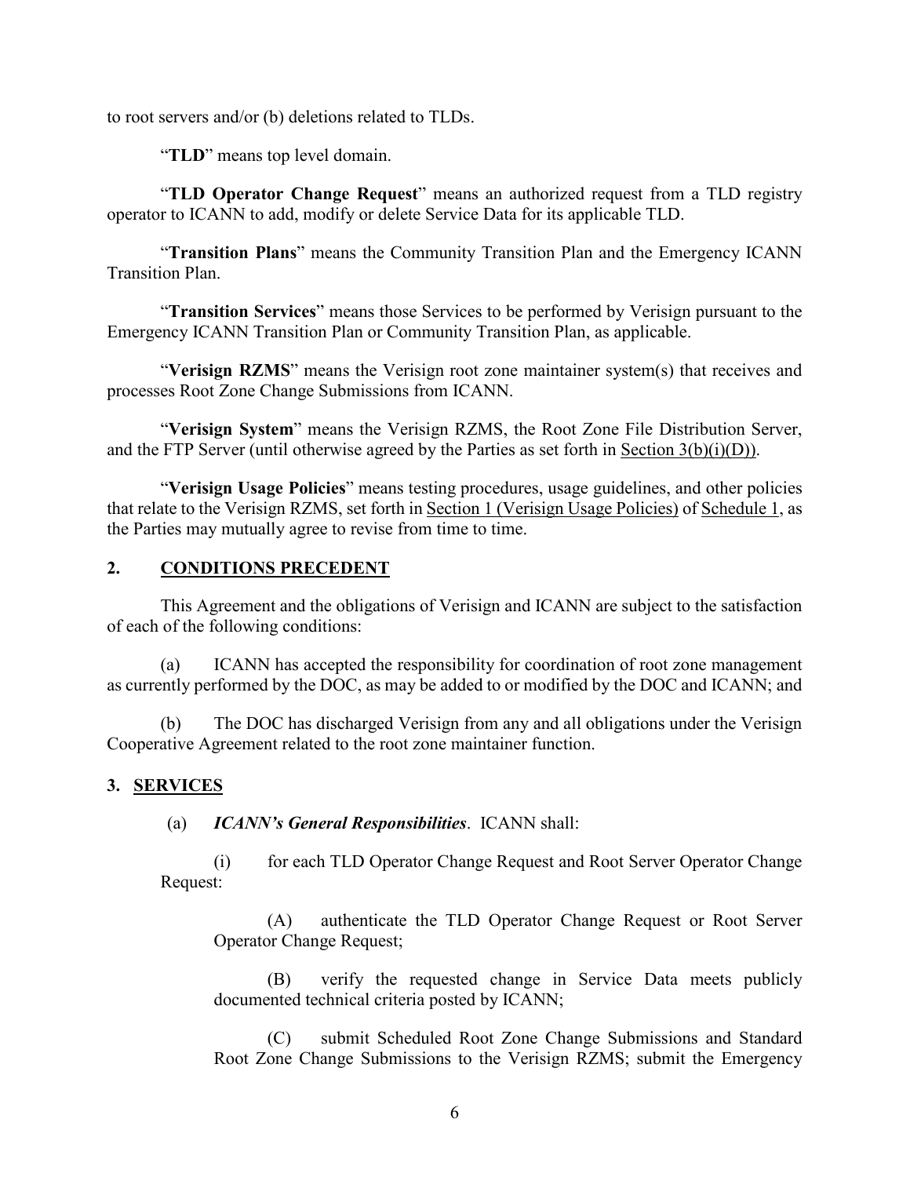to root servers and/or (b) deletions related to TLDs.

"**TLD**" means top level domain.

"**TLD Operator Change Request**" means an authorized request from a TLD registry operator to ICANN to add, modify or delete Service Data for its applicable TLD.

"**Transition Plans**" means the Community Transition Plan and the Emergency ICANN Transition Plan.

"**Transition Services**" means those Services to be performed by Verisign pursuant to the Emergency ICANN Transition Plan or Community Transition Plan, as applicable.

"**Verisign RZMS**" means the Verisign root zone maintainer system(s) that receives and processes Root Zone Change Submissions from ICANN.

"**Verisign System**" means the Verisign RZMS, the Root Zone File Distribution Server, and the FTP Server (until otherwise agreed by the Parties as set forth in Section 3(b)(i)(D)).

"**Verisign Usage Policies**" means testing procedures, usage guidelines, and other policies that relate to the Verisign RZMS, set forth in Section 1 (Verisign Usage Policies) of Schedule 1, as the Parties may mutually agree to revise from time to time.

## 2. CONDITIONS PRECEDENT

This Agreement and the obligations of Verisign and ICANN are subject to the satisfaction of each of the following conditions:

(a) ICANN has accepted the responsibility for coordination of root zone management as currently performed by the DOC, as may be added to or modified by the DOC and ICANN; and

(b) The DOC has discharged Verisign from any and all obligations under the Verisign Cooperative Agreement related to the root zone maintainer function.

## 3. SERVICES

(a) ***ICANN's General Responsibilities***. ICANN shall:

(i) for each TLD Operator Change Request and Root Server Operator Change Request:

(A) authenticate the TLD Operator Change Request or Root Server Operator Change Request;

(B) verify the requested change in Service Data meets publicly documented technical criteria posted by ICANN;

(C) submit Scheduled Root Zone Change Submissions and Standard Root Zone Change Submissions to the Verisign RZMS; submit the Emergency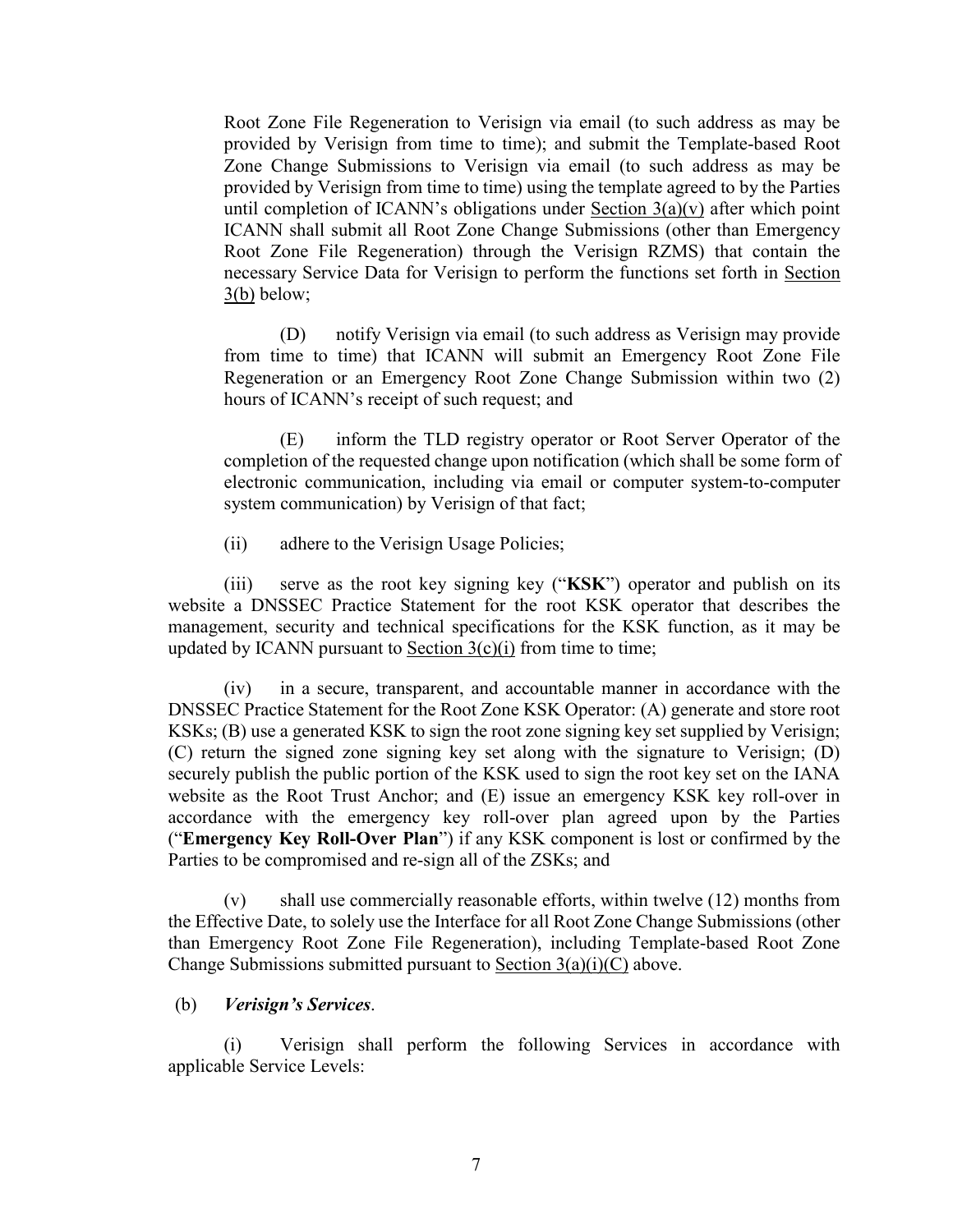Root Zone File Regeneration to Verisign via email (to such address as may be provided by Verisign from time to time); and submit the Template-based Root Zone Change Submissions to Verisign via email (to such address as may be provided by Verisign from time to time) using the template agreed to by the Parties until completion of ICANN's obligations under Section 3(a)(v) after which point ICANN shall submit all Root Zone Change Submissions (other than Emergency Root Zone File Regeneration) through the Verisign RZMS) that contain the necessary Service Data for Verisign to perform the functions set forth in Section 3(b) below;

(D) notify Verisign via email (to such address as Verisign may provide from time to time) that ICANN will submit an Emergency Root Zone File Regeneration or an Emergency Root Zone Change Submission within two (2) hours of ICANN's receipt of such request; and

(E) inform the TLD registry operator or Root Server Operator of the completion of the requested change upon notification (which shall be some form of electronic communication, including via email or computer system-to-computer system communication) by Verisign of that fact;

(ii) adhere to the Verisign Usage Policies;

(iii) serve as the root key signing key ("**KSK**") operator and publish on its website a DNSSEC Practice Statement for the root KSK operator that describes the management, security and technical specifications for the KSK function, as it may be updated by ICANN pursuant to Section 3(c)(i) from time to time;

(iv) in a secure, transparent, and accountable manner in accordance with the DNSSEC Practice Statement for the Root Zone KSK Operator: (A) generate and store root KSKs; (B) use a generated KSK to sign the root zone signing key set supplied by Verisign; (C) return the signed zone signing key set along with the signature to Verisign; (D) securely publish the public portion of the KSK used to sign the root key set on the IANA website as the Root Trust Anchor; and (E) issue an emergency KSK key roll-over in accordance with the emergency key roll-over plan agreed upon by the Parties ("**Emergency Key Roll-Over Plan**") if any KSK component is lost or confirmed by the Parties to be compromised and re-sign all of the ZSKs; and

(v) shall use commercially reasonable efforts, within twelve (12) months from the Effective Date, to solely use the Interface for all Root Zone Change Submissions (other than Emergency Root Zone File Regeneration), including Template-based Root Zone Change Submissions submitted pursuant to Section 3(a)(i)(C) above.

(b) ***Verisign's Services***.

(i) Verisign shall perform the following Services in accordance with applicable Service Levels: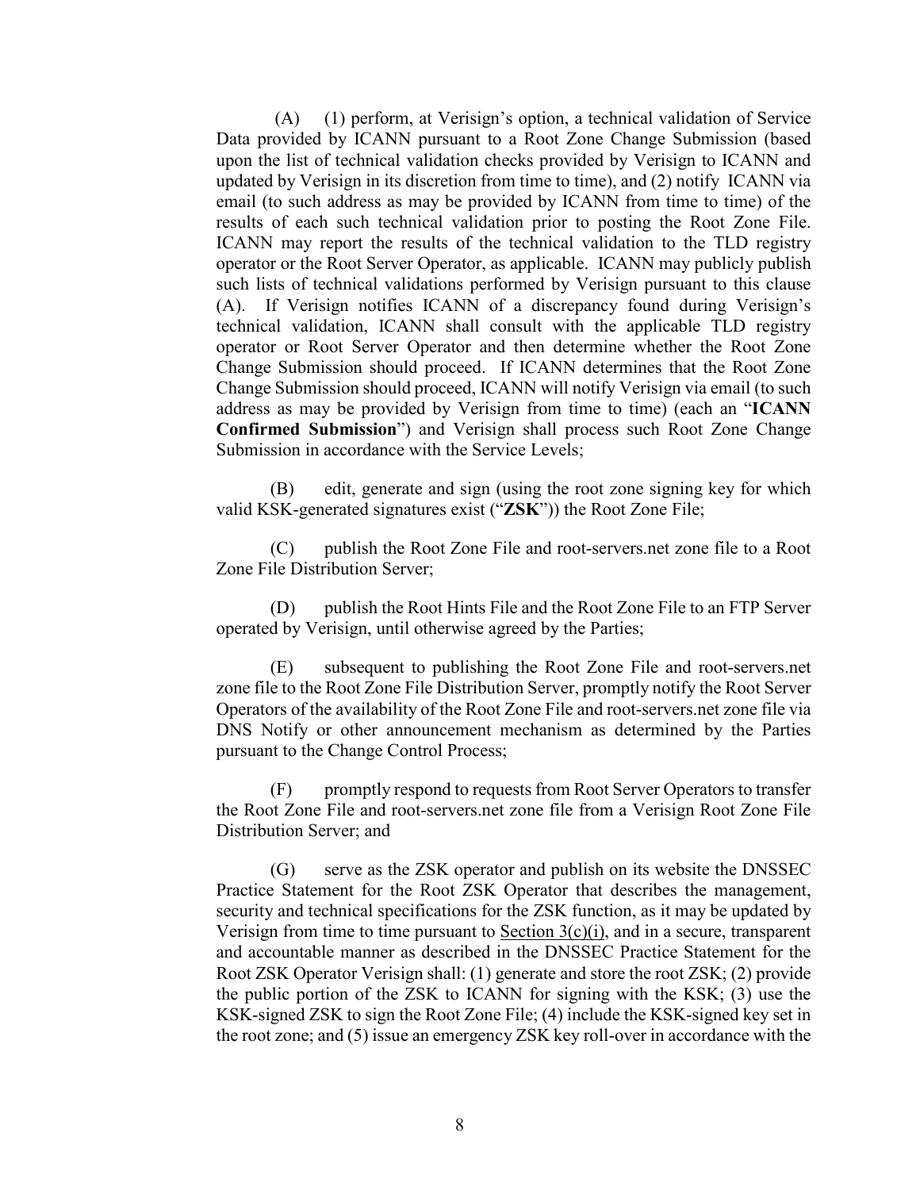(A) (1) perform, at Verisign's option, a technical validation of Service Data provided by ICANN pursuant to a Root Zone Change Submission (based upon the list of technical validation checks provided by Verisign to ICANN and updated by Verisign in its discretion from time to time), and (2) notify ICANN via email (to such address as may be provided by ICANN from time to time) of the results of each such technical validation prior to posting the Root Zone File. ICANN may report the results of the technical validation to the TLD registry operator or the Root Server Operator, as applicable. ICANN may publicly publish such lists of technical validations performed by Verisign pursuant to this clause (A). If Verisign notifies ICANN of a discrepancy found during Verisign's technical validation, ICANN shall consult with the applicable TLD registry operator or Root Server Operator and then determine whether the Root Zone Change Submission should proceed. If ICANN determines that the Root Zone Change Submission should proceed, ICANN will notify Verisign via email (to such address as may be provided by Verisign from time to time) (each an "**ICANN Confirmed Submission**") and Verisign shall process such Root Zone Change Submission in accordance with the Service Levels;

(B) edit, generate and sign (using the root zone signing key for which valid KSK-generated signatures exist ("**ZSK**")) the Root Zone File;

(C) publish the Root Zone File and root-servers.net zone file to a Root Zone File Distribution Server;

(D) publish the Root Hints File and the Root Zone File to an FTP Server operated by Verisign, until otherwise agreed by the Parties;

(E) subsequent to publishing the Root Zone File and root-servers.net zone file to the Root Zone File Distribution Server, promptly notify the Root Server Operators of the availability of the Root Zone File and root-servers.net zone file via DNS Notify or other announcement mechanism as determined by the Parties pursuant to the Change Control Process;

(F) promptly respond to requests from Root Server Operators to transfer the Root Zone File and root-servers.net zone file from a Verisign Root Zone File Distribution Server; and

(G) serve as the ZSK operator and publish on its website the DNSSEC Practice Statement for the Root ZSK Operator that describes the management, security and technical specifications for the ZSK function, as it may be updated by Verisign from time to time pursuant to Section 3(c)(i), and in a secure, transparent and accountable manner as described in the DNSSEC Practice Statement for the Root ZSK Operator Verisign shall: (1) generate and store the root ZSK; (2) provide the public portion of the ZSK to ICANN for signing with the KSK; (3) use the KSK-signed ZSK to sign the Root Zone File; (4) include the KSK-signed key set in the root zone; and (5) issue an emergency ZSK key roll-over in accordance with the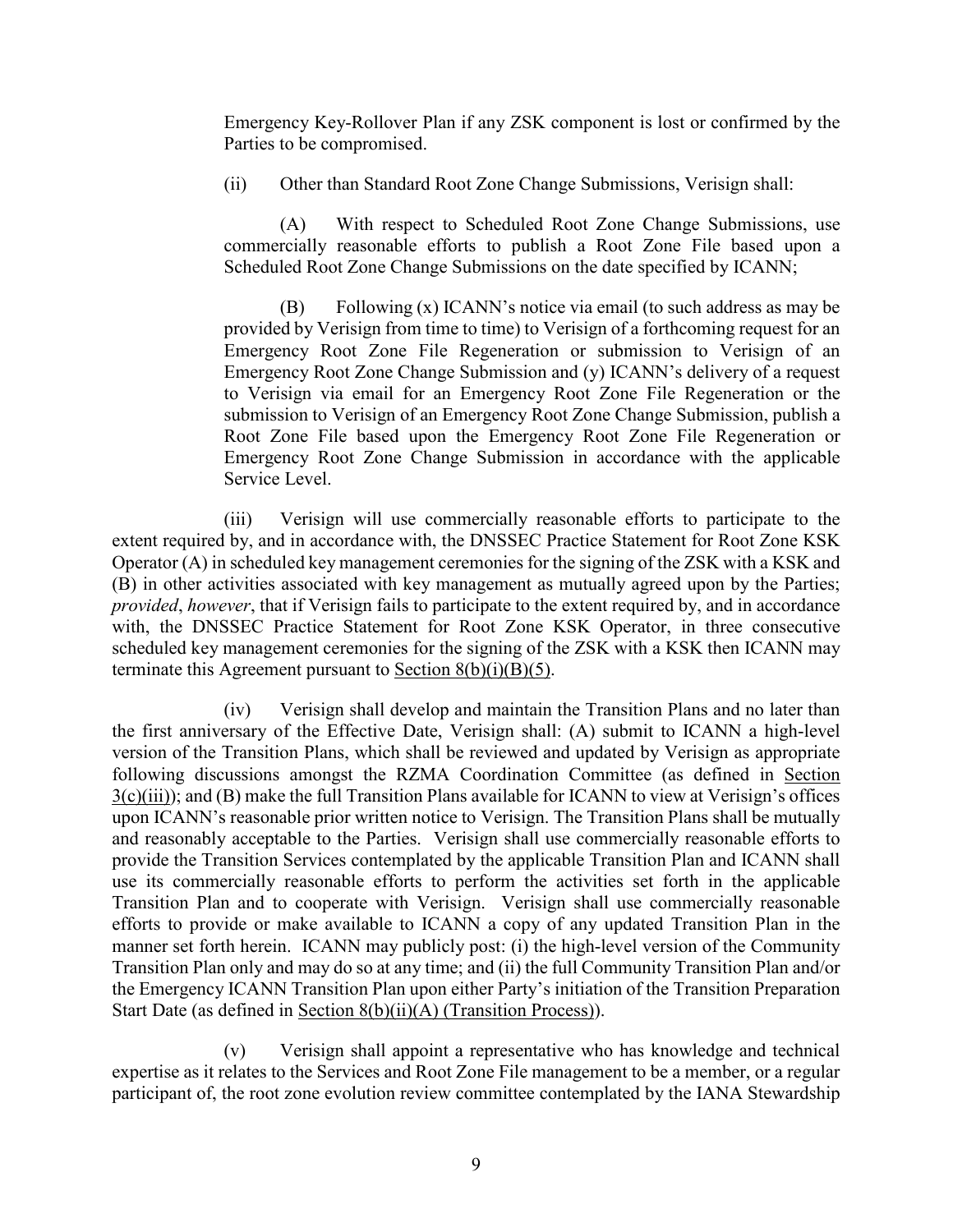Emergency Key-Rollover Plan if any ZSK component is lost or confirmed by the Parties to be compromised.

(ii) Other than Standard Root Zone Change Submissions, Verisign shall:

(A) With respect to Scheduled Root Zone Change Submissions, use commercially reasonable efforts to publish a Root Zone File based upon a Scheduled Root Zone Change Submissions on the date specified by ICANN;

(B) Following (x) ICANN's notice via email (to such address as may be provided by Verisign from time to time) to Verisign of a forthcoming request for an Emergency Root Zone File Regeneration or submission to Verisign of an Emergency Root Zone Change Submission and (y) ICANN's delivery of a request to Verisign via email for an Emergency Root Zone File Regeneration or the submission to Verisign of an Emergency Root Zone Change Submission, publish a Root Zone File based upon the Emergency Root Zone File Regeneration or Emergency Root Zone Change Submission in accordance with the applicable Service Level.

(iii) Verisign will use commercially reasonable efforts to participate to the extent required by, and in accordance with, the DNSSEC Practice Statement for Root Zone KSK Operator (A) in scheduled key management ceremonies for the signing of the ZSK with a KSK and (B) in other activities associated with key management as mutually agreed upon by the Parties; *provided*, *however*, that if Verisign fails to participate to the extent required by, and in accordance with, the DNSSEC Practice Statement for Root Zone KSK Operator, in three consecutive scheduled key management ceremonies for the signing of the ZSK with a KSK then ICANN may terminate this Agreement pursuant to Section 8(b)(i)(B)(5).

(iv) Verisign shall develop and maintain the Transition Plans and no later than the first anniversary of the Effective Date, Verisign shall: (A) submit to ICANN a high-level version of the Transition Plans, which shall be reviewed and updated by Verisign as appropriate following discussions amongst the RZMA Coordination Committee (as defined in Section 3(c)(iii)); and (B) make the full Transition Plans available for ICANN to view at Verisign's offices upon ICANN's reasonable prior written notice to Verisign. The Transition Plans shall be mutually and reasonably acceptable to the Parties. Verisign shall use commercially reasonable efforts to provide the Transition Services contemplated by the applicable Transition Plan and ICANN shall use its commercially reasonable efforts to perform the activities set forth in the applicable Transition Plan and to cooperate with Verisign. Verisign shall use commercially reasonable efforts to provide or make available to ICANN a copy of any updated Transition Plan in the manner set forth herein. ICANN may publicly post: (i) the high-level version of the Community Transition Plan only and may do so at any time; and (ii) the full Community Transition Plan and/or the Emergency ICANN Transition Plan upon either Party's initiation of the Transition Preparation Start Date (as defined in Section 8(b)(ii)(A) (Transition Process)).

(v) Verisign shall appoint a representative who has knowledge and technical expertise as it relates to the Services and Root Zone File management to be a member, or a regular participant of, the root zone evolution review committee contemplated by the IANA Stewardship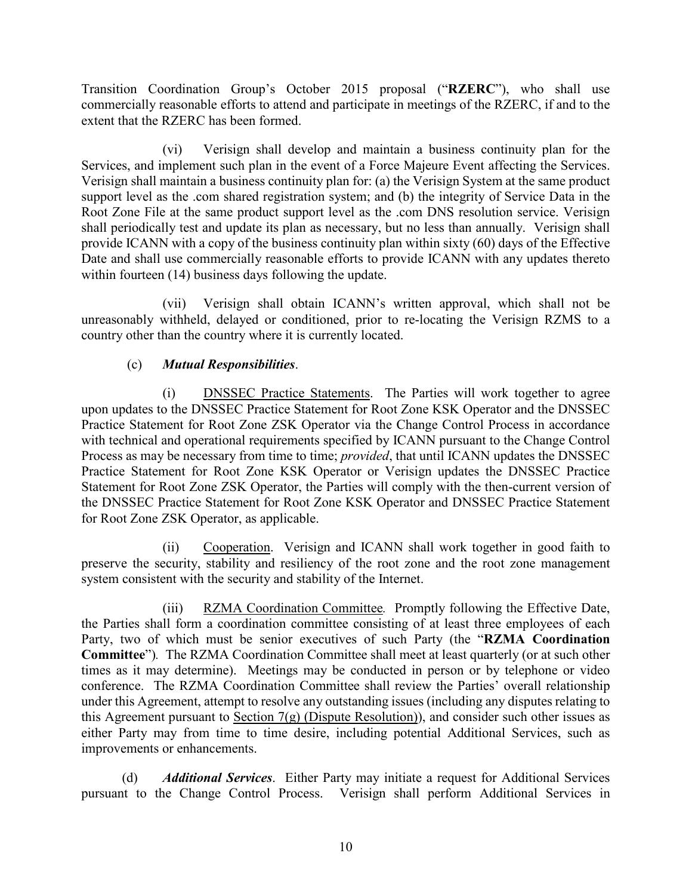Transition Coordination Group's October 2015 proposal ("**RZERC**"), who shall use commercially reasonable efforts to attend and participate in meetings of the RZERC, if and to the extent that the RZERC has been formed.

(vi) Verisign shall develop and maintain a business continuity plan for the Services, and implement such plan in the event of a Force Majeure Event affecting the Services. Verisign shall maintain a business continuity plan for: (a) the Verisign System at the same product support level as the .com shared registration system; and (b) the integrity of Service Data in the Root Zone File at the same product support level as the .com DNS resolution service. Verisign shall periodically test and update its plan as necessary, but no less than annually. Verisign shall provide ICANN with a copy of the business continuity plan within sixty (60) days of the Effective Date and shall use commercially reasonable efforts to provide ICANN with any updates thereto within fourteen (14) business days following the update.

(vii) Verisign shall obtain ICANN's written approval, which shall not be unreasonably withheld, delayed or conditioned, prior to re-locating the Verisign RZMS to a country other than the country where it is currently located.

(c) ***Mutual Responsibilities***.

(i) DNSSEC Practice Statements. The Parties will work together to agree upon updates to the DNSSEC Practice Statement for Root Zone KSK Operator and the DNSSEC Practice Statement for Root Zone ZSK Operator via the Change Control Process in accordance with technical and operational requirements specified by ICANN pursuant to the Change Control Process as may be necessary from time to time; *provided*, that until ICANN updates the DNSSEC Practice Statement for Root Zone KSK Operator or Verisign updates the DNSSEC Practice Statement for Root Zone ZSK Operator, the Parties will comply with the then-current version of the DNSSEC Practice Statement for Root Zone KSK Operator and DNSSEC Practice Statement for Root Zone ZSK Operator, as applicable.

(ii) Cooperation. Verisign and ICANN shall work together in good faith to preserve the security, stability and resiliency of the root zone and the root zone management system consistent with the security and stability of the Internet.

(iii) RZMA Coordination Committee*.* Promptly following the Effective Date, the Parties shall form a coordination committee consisting of at least three employees of each Party, two of which must be senior executives of such Party (the "**RZMA Coordination Committee**"). The RZMA Coordination Committee shall meet at least quarterly (or at such other times as it may determine). Meetings may be conducted in person or by telephone or video conference. The RZMA Coordination Committee shall review the Parties' overall relationship under this Agreement, attempt to resolve any outstanding issues (including any disputes relating to this Agreement pursuant to Section 7(g) (Dispute Resolution)), and consider such other issues as either Party may from time to time desire, including potential Additional Services, such as improvements or enhancements.

(d) ***Additional Services***. Either Party may initiate a request for Additional Services pursuant to the Change Control Process. Verisign shall perform Additional Services in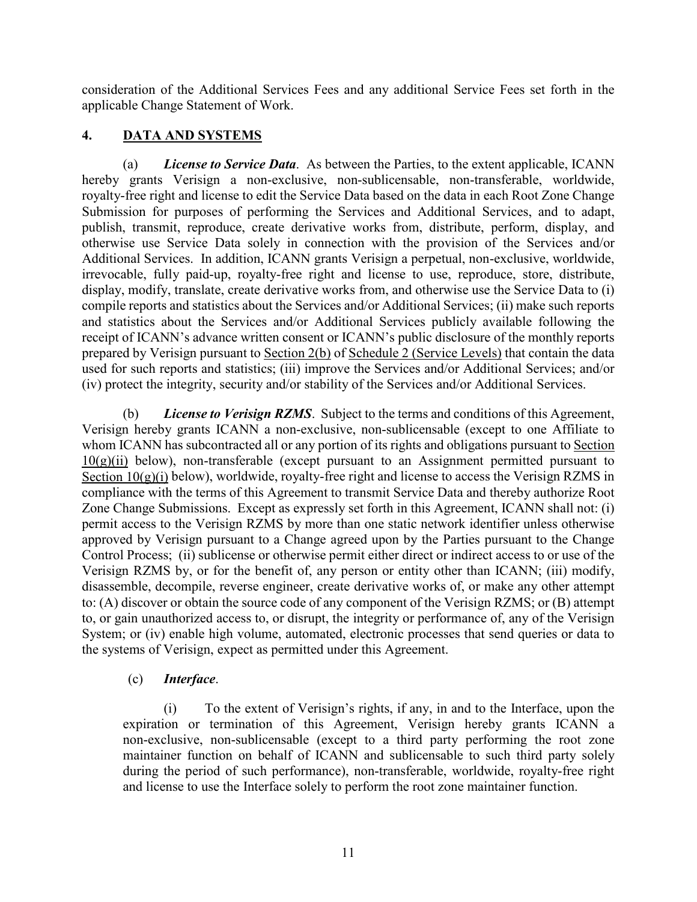consideration of the Additional Services Fees and any additional Service Fees set forth in the applicable Change Statement of Work.

## 4. DATA AND SYSTEMS

(a) ***License to Service Data***. As between the Parties, to the extent applicable, ICANN hereby grants Verisign a non-exclusive, non-sublicensable, non-transferable, worldwide, royalty-free right and license to edit the Service Data based on the data in each Root Zone Change Submission for purposes of performing the Services and Additional Services, and to adapt, publish, transmit, reproduce, create derivative works from, distribute, perform, display, and otherwise use Service Data solely in connection with the provision of the Services and/or Additional Services. In addition, ICANN grants Verisign a perpetual, non-exclusive, worldwide, irrevocable, fully paid-up, royalty-free right and license to use, reproduce, store, distribute, display, modify, translate, create derivative works from, and otherwise use the Service Data to (i) compile reports and statistics about the Services and/or Additional Services; (ii) make such reports and statistics about the Services and/or Additional Services publicly available following the receipt of ICANN's advance written consent or ICANN's public disclosure of the monthly reports prepared by Verisign pursuant to Section 2(b) of Schedule 2 (Service Levels) that contain the data used for such reports and statistics; (iii) improve the Services and/or Additional Services; and/or (iv) protect the integrity, security and/or stability of the Services and/or Additional Services.

(b) ***License to Verisign RZMS***. Subject to the terms and conditions of this Agreement, Verisign hereby grants ICANN a non-exclusive, non-sublicensable (except to one Affiliate to whom ICANN has subcontracted all or any portion of its rights and obligations pursuant to Section 10(g)(ii) below), non-transferable (except pursuant to an Assignment permitted pursuant to Section 10(g)(i) below), worldwide, royalty-free right and license to access the Verisign RZMS in compliance with the terms of this Agreement to transmit Service Data and thereby authorize Root Zone Change Submissions. Except as expressly set forth in this Agreement, ICANN shall not: (i) permit access to the Verisign RZMS by more than one static network identifier unless otherwise approved by Verisign pursuant to a Change agreed upon by the Parties pursuant to the Change Control Process; (ii) sublicense or otherwise permit either direct or indirect access to or use of the Verisign RZMS by, or for the benefit of, any person or entity other than ICANN; (iii) modify, disassemble, decompile, reverse engineer, create derivative works of, or make any other attempt to: (A) discover or obtain the source code of any component of the Verisign RZMS; or (B) attempt to, or gain unauthorized access to, or disrupt, the integrity or performance of, any of the Verisign System; or (iv) enable high volume, automated, electronic processes that send queries or data to the systems of Verisign, expect as permitted under this Agreement.

(c) ***Interface***.

(i) To the extent of Verisign's rights, if any, in and to the Interface, upon the expiration or termination of this Agreement, Verisign hereby grants ICANN a non-exclusive, non-sublicensable (except to a third party performing the root zone maintainer function on behalf of ICANN and sublicensable to such third party solely during the period of such performance), non-transferable, worldwide, royalty-free right and license to use the Interface solely to perform the root zone maintainer function.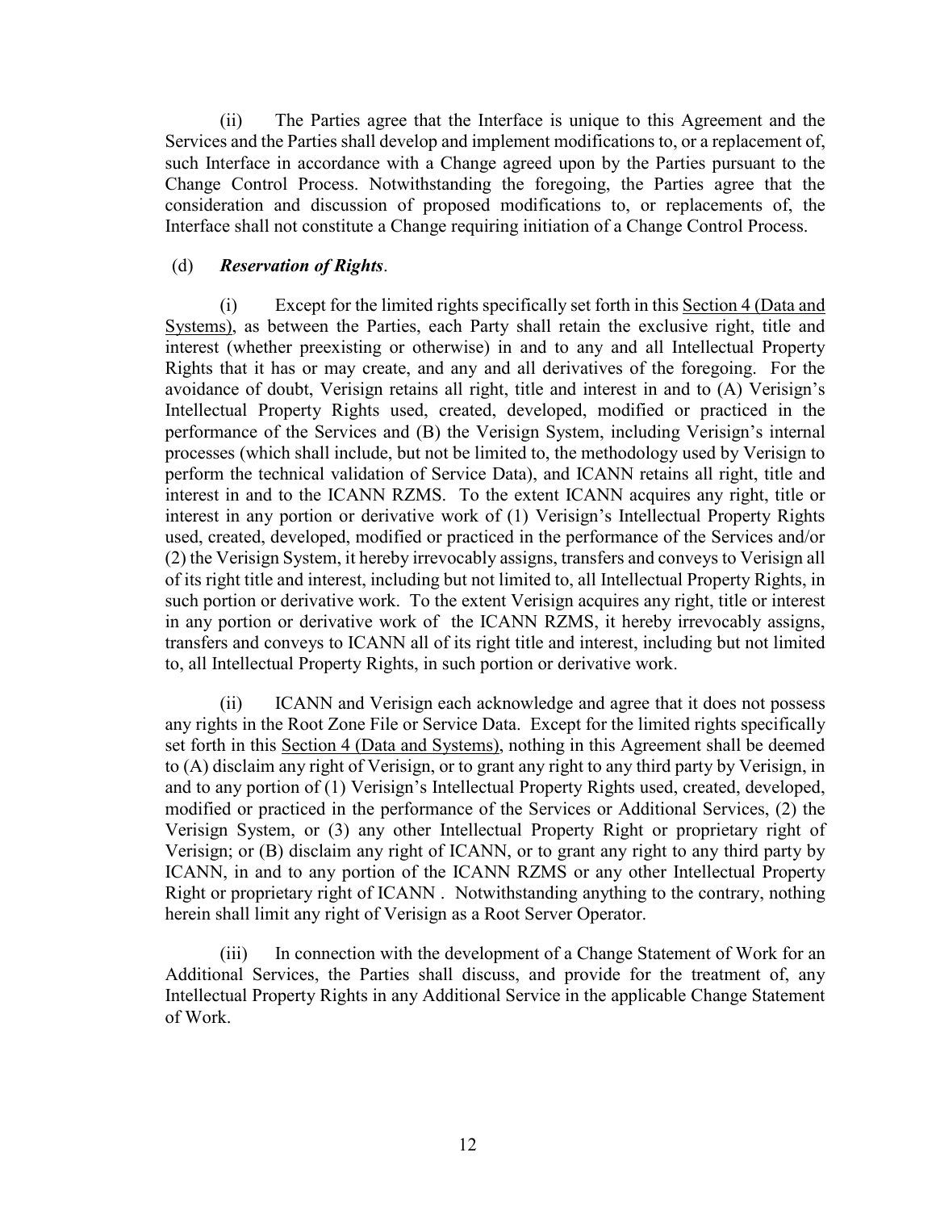(ii) The Parties agree that the Interface is unique to this Agreement and the Services and the Parties shall develop and implement modifications to, or a replacement of, such Interface in accordance with a Change agreed upon by the Parties pursuant to the Change Control Process. Notwithstanding the foregoing, the Parties agree that the consideration and discussion of proposed modifications to, or replacements of, the Interface shall not constitute a Change requiring initiation of a Change Control Process.

(d) ***Reservation of Rights***.

(i) Except for the limited rights specifically set forth in this Section 4 (Data and Systems), as between the Parties, each Party shall retain the exclusive right, title and interest (whether preexisting or otherwise) in and to any and all Intellectual Property Rights that it has or may create, and any and all derivatives of the foregoing. For the avoidance of doubt, Verisign retains all right, title and interest in and to (A) Verisign's Intellectual Property Rights used, created, developed, modified or practiced in the performance of the Services and (B) the Verisign System, including Verisign's internal processes (which shall include, but not be limited to, the methodology used by Verisign to perform the technical validation of Service Data), and ICANN retains all right, title and interest in and to the ICANN RZMS. To the extent ICANN acquires any right, title or interest in any portion or derivative work of (1) Verisign's Intellectual Property Rights used, created, developed, modified or practiced in the performance of the Services and/or (2) the Verisign System, it hereby irrevocably assigns, transfers and conveys to Verisign all of its right title and interest, including but not limited to, all Intellectual Property Rights, in such portion or derivative work. To the extent Verisign acquires any right, title or interest in any portion or derivative work of the ICANN RZMS, it hereby irrevocably assigns, transfers and conveys to ICANN all of its right title and interest, including but not limited to, all Intellectual Property Rights, in such portion or derivative work.

(ii) ICANN and Verisign each acknowledge and agree that it does not possess any rights in the Root Zone File or Service Data. Except for the limited rights specifically set forth in this Section 4 (Data and Systems), nothing in this Agreement shall be deemed to (A) disclaim any right of Verisign, or to grant any right to any third party by Verisign, in and to any portion of (1) Verisign's Intellectual Property Rights used, created, developed, modified or practiced in the performance of the Services or Additional Services, (2) the Verisign System, or (3) any other Intellectual Property Right or proprietary right of Verisign; or (B) disclaim any right of ICANN, or to grant any right to any third party by ICANN, in and to any portion of the ICANN RZMS or any other Intellectual Property Right or proprietary right of ICANN . Notwithstanding anything to the contrary, nothing herein shall limit any right of Verisign as a Root Server Operator.

(iii) In connection with the development of a Change Statement of Work for an Additional Services, the Parties shall discuss, and provide for the treatment of, any Intellectual Property Rights in any Additional Service in the applicable Change Statement of Work.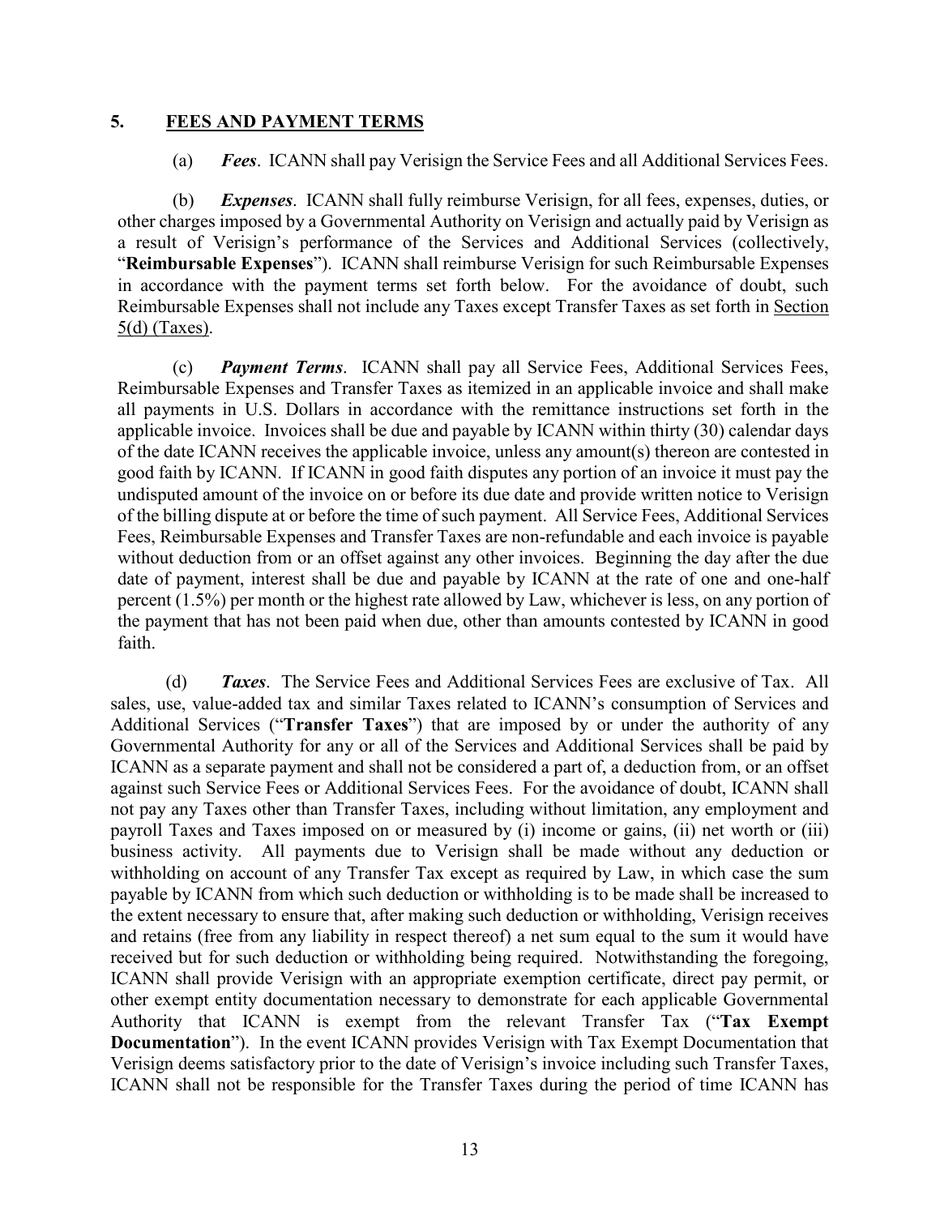## 5. FEES AND PAYMENT TERMS

(a) ***Fees***. ICANN shall pay Verisign the Service Fees and all Additional Services Fees.

(b) ***Expenses***. ICANN shall fully reimburse Verisign, for all fees, expenses, duties, or other charges imposed by a Governmental Authority on Verisign and actually paid by Verisign as a result of Verisign's performance of the Services and Additional Services (collectively, "**Reimbursable Expenses**"). ICANN shall reimburse Verisign for such Reimbursable Expenses in accordance with the payment terms set forth below. For the avoidance of doubt, such Reimbursable Expenses shall not include any Taxes except Transfer Taxes as set forth in Section 5(d) (Taxes).

(c) ***Payment Terms***. ICANN shall pay all Service Fees, Additional Services Fees, Reimbursable Expenses and Transfer Taxes as itemized in an applicable invoice and shall make all payments in U.S. Dollars in accordance with the remittance instructions set forth in the applicable invoice. Invoices shall be due and payable by ICANN within thirty (30) calendar days of the date ICANN receives the applicable invoice, unless any amount(s) thereon are contested in good faith by ICANN. If ICANN in good faith disputes any portion of an invoice it must pay the undisputed amount of the invoice on or before its due date and provide written notice to Verisign of the billing dispute at or before the time of such payment. All Service Fees, Additional Services Fees, Reimbursable Expenses and Transfer Taxes are non-refundable and each invoice is payable without deduction from or an offset against any other invoices. Beginning the day after the due date of payment, interest shall be due and payable by ICANN at the rate of one and one-half percent (1.5%) per month or the highest rate allowed by Law, whichever is less, on any portion of the payment that has not been paid when due, other than amounts contested by ICANN in good faith.

(d) ***Taxes***. The Service Fees and Additional Services Fees are exclusive of Tax. All sales, use, value-added tax and similar Taxes related to ICANN's consumption of Services and Additional Services ("**Transfer Taxes**") that are imposed by or under the authority of any Governmental Authority for any or all of the Services and Additional Services shall be paid by ICANN as a separate payment and shall not be considered a part of, a deduction from, or an offset against such Service Fees or Additional Services Fees. For the avoidance of doubt, ICANN shall not pay any Taxes other than Transfer Taxes, including without limitation, any employment and payroll Taxes and Taxes imposed on or measured by (i) income or gains, (ii) net worth or (iii) business activity. All payments due to Verisign shall be made without any deduction or withholding on account of any Transfer Tax except as required by Law, in which case the sum payable by ICANN from which such deduction or withholding is to be made shall be increased to the extent necessary to ensure that, after making such deduction or withholding, Verisign receives and retains (free from any liability in respect thereof) a net sum equal to the sum it would have received but for such deduction or withholding being required. Notwithstanding the foregoing, ICANN shall provide Verisign with an appropriate exemption certificate, direct pay permit, or other exempt entity documentation necessary to demonstrate for each applicable Governmental Authority that ICANN is exempt from the relevant Transfer Tax ("**Tax Exempt Documentation**"). In the event ICANN provides Verisign with Tax Exempt Documentation that Verisign deems satisfactory prior to the date of Verisign's invoice including such Transfer Taxes, ICANN shall not be responsible for the Transfer Taxes during the period of time ICANN has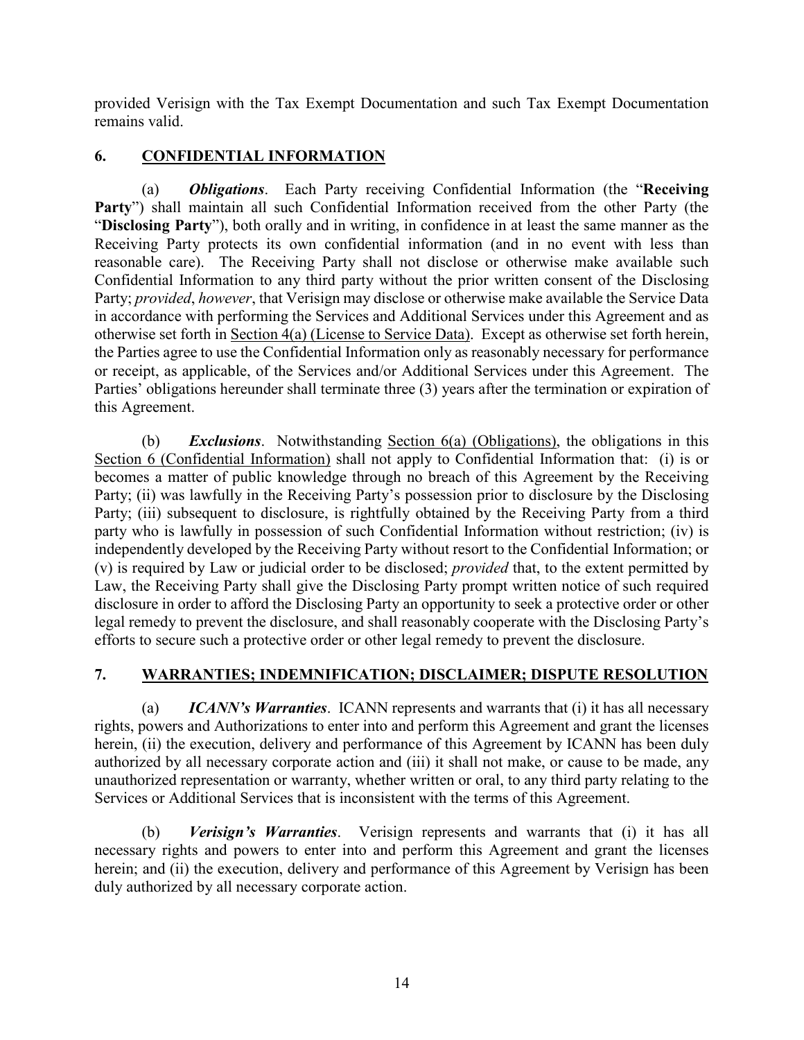provided Verisign with the Tax Exempt Documentation and such Tax Exempt Documentation remains valid.

## 6. CONFIDENTIAL INFORMATION

(a) ***Obligations***. Each Party receiving Confidential Information (the "**Receiving Party**") shall maintain all such Confidential Information received from the other Party (the "**Disclosing Party**"), both orally and in writing, in confidence in at least the same manner as the Receiving Party protects its own confidential information (and in no event with less than reasonable care). The Receiving Party shall not disclose or otherwise make available such Confidential Information to any third party without the prior written consent of the Disclosing Party; *provided*, *however*, that Verisign may disclose or otherwise make available the Service Data in accordance with performing the Services and Additional Services under this Agreement and as otherwise set forth in Section 4(a) (License to Service Data). Except as otherwise set forth herein, the Parties agree to use the Confidential Information only as reasonably necessary for performance or receipt, as applicable, of the Services and/or Additional Services under this Agreement. The Parties' obligations hereunder shall terminate three (3) years after the termination or expiration of this Agreement.

(b) ***Exclusions***. Notwithstanding Section 6(a) (Obligations), the obligations in this Section 6 (Confidential Information) shall not apply to Confidential Information that: (i) is or becomes a matter of public knowledge through no breach of this Agreement by the Receiving Party; (ii) was lawfully in the Receiving Party's possession prior to disclosure by the Disclosing Party; (iii) subsequent to disclosure, is rightfully obtained by the Receiving Party from a third party who is lawfully in possession of such Confidential Information without restriction; (iv) is independently developed by the Receiving Party without resort to the Confidential Information; or (v) is required by Law or judicial order to be disclosed; *provided* that, to the extent permitted by Law, the Receiving Party shall give the Disclosing Party prompt written notice of such required disclosure in order to afford the Disclosing Party an opportunity to seek a protective order or other legal remedy to prevent the disclosure, and shall reasonably cooperate with the Disclosing Party's efforts to secure such a protective order or other legal remedy to prevent the disclosure.

## 7. WARRANTIES; INDEMNIFICATION; DISCLAIMER; DISPUTE RESOLUTION

(a) ***ICANN's Warranties***. ICANN represents and warrants that (i) it has all necessary rights, powers and Authorizations to enter into and perform this Agreement and grant the licenses herein, (ii) the execution, delivery and performance of this Agreement by ICANN has been duly authorized by all necessary corporate action and (iii) it shall not make, or cause to be made, any unauthorized representation or warranty, whether written or oral, to any third party relating to the Services or Additional Services that is inconsistent with the terms of this Agreement.

(b) ***Verisign's Warranties***. Verisign represents and warrants that (i) it has all necessary rights and powers to enter into and perform this Agreement and grant the licenses herein; and (ii) the execution, delivery and performance of this Agreement by Verisign has been duly authorized by all necessary corporate action.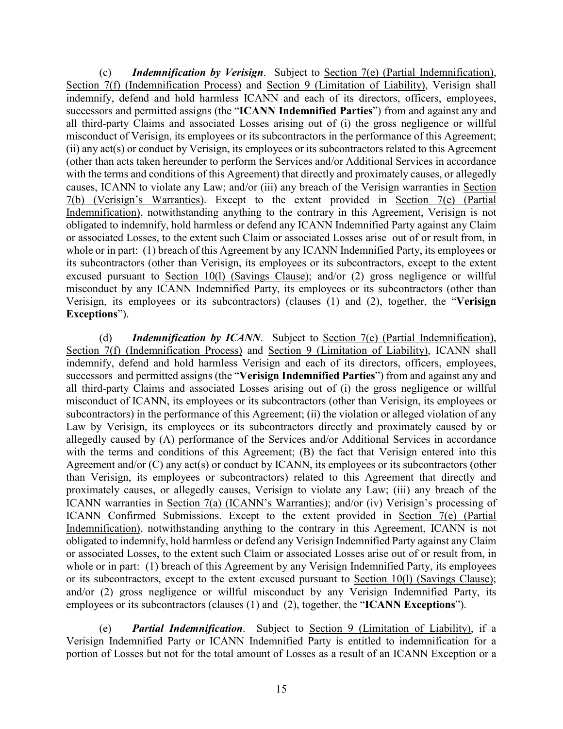(c) ***Indemnification by Verisign***. Subject to Section 7(e) (Partial Indemnification), Section 7(f) (Indemnification Process) and Section 9 (Limitation of Liability), Verisign shall indemnify, defend and hold harmless ICANN and each of its directors, officers, employees, successors and permitted assigns (the "**ICANN Indemnified Parties**") from and against any and all third-party Claims and associated Losses arising out of (i) the gross negligence or willful misconduct of Verisign, its employees or its subcontractors in the performance of this Agreement; (ii) any act(s) or conduct by Verisign, its employees or its subcontractors related to this Agreement (other than acts taken hereunder to perform the Services and/or Additional Services in accordance with the terms and conditions of this Agreement) that directly and proximately causes, or allegedly causes, ICANN to violate any Law; and/or (iii) any breach of the Verisign warranties in Section 7(b) (Verisign's Warranties). Except to the extent provided in Section 7(e) (Partial Indemnification), notwithstanding anything to the contrary in this Agreement, Verisign is not obligated to indemnify, hold harmless or defend any ICANN Indemnified Party against any Claim or associated Losses, to the extent such Claim or associated Losses arise out of or result from, in whole or in part: (1) breach of this Agreement by any ICANN Indemnified Party, its employees or its subcontractors (other than Verisign, its employees or its subcontractors, except to the extent excused pursuant to Section 10(l) (Savings Clause); and/or (2) gross negligence or willful misconduct by any ICANN Indemnified Party, its employees or its subcontractors (other than Verisign, its employees or its subcontractors) (clauses (1) and (2), together, the "**Verisign Exceptions**").

(d) ***Indemnification by ICANN***. Subject to Section 7(e) (Partial Indemnification), Section 7(f) (Indemnification Process) and Section 9 (Limitation of Liability), ICANN shall indemnify, defend and hold harmless Verisign and each of its directors, officers, employees, successors and permitted assigns (the "**Verisign Indemnified Parties**") from and against any and all third-party Claims and associated Losses arising out of (i) the gross negligence or willful misconduct of ICANN, its employees or its subcontractors (other than Verisign, its employees or subcontractors) in the performance of this Agreement; (ii) the violation or alleged violation of any Law by Verisign, its employees or its subcontractors directly and proximately caused by or allegedly caused by (A) performance of the Services and/or Additional Services in accordance with the terms and conditions of this Agreement; (B) the fact that Verisign entered into this Agreement and/or (C) any act(s) or conduct by ICANN, its employees or its subcontractors (other than Verisign, its employees or subcontractors) related to this Agreement that directly and proximately causes, or allegedly causes, Verisign to violate any Law; (iii) any breach of the ICANN warranties in Section 7(a) (ICANN's Warranties); and/or (iv) Verisign's processing of ICANN Confirmed Submissions. Except to the extent provided in Section 7(e) (Partial Indemnification), notwithstanding anything to the contrary in this Agreement, ICANN is not obligated to indemnify, hold harmless or defend any Verisign Indemnified Party against any Claim or associated Losses, to the extent such Claim or associated Losses arise out of or result from, in whole or in part: (1) breach of this Agreement by any Verisign Indemnified Party, its employees or its subcontractors, except to the extent excused pursuant to Section 10(l) (Savings Clause); and/or (2) gross negligence or willful misconduct by any Verisign Indemnified Party, its employees or its subcontractors (clauses (1) and (2), together, the "**ICANN Exceptions**").

(e) ***Partial Indemnification***. Subject to Section 9 (Limitation of Liability), if a Verisign Indemnified Party or ICANN Indemnified Party is entitled to indemnification for a portion of Losses but not for the total amount of Losses as a result of an ICANN Exception or a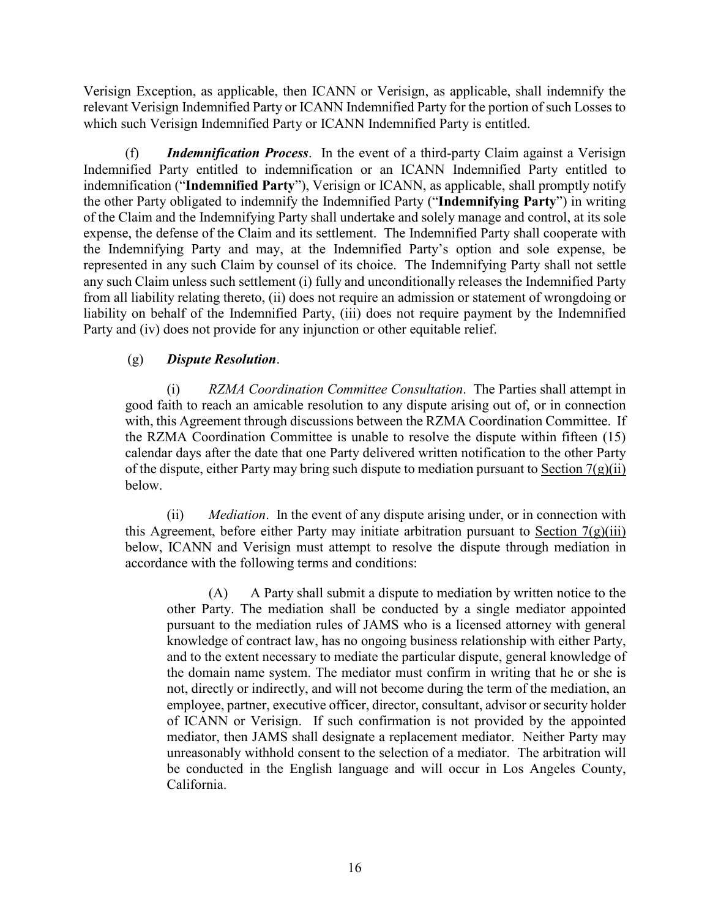Verisign Exception, as applicable, then ICANN or Verisign, as applicable, shall indemnify the relevant Verisign Indemnified Party or ICANN Indemnified Party for the portion of such Losses to which such Verisign Indemnified Party or ICANN Indemnified Party is entitled.

(f) ***Indemnification Process***. In the event of a third-party Claim against a Verisign Indemnified Party entitled to indemnification or an ICANN Indemnified Party entitled to indemnification ("**Indemnified Party**"), Verisign or ICANN, as applicable, shall promptly notify the other Party obligated to indemnify the Indemnified Party ("**Indemnifying Party**") in writing of the Claim and the Indemnifying Party shall undertake and solely manage and control, at its sole expense, the defense of the Claim and its settlement. The Indemnified Party shall cooperate with the Indemnifying Party and may, at the Indemnified Party's option and sole expense, be represented in any such Claim by counsel of its choice. The Indemnifying Party shall not settle any such Claim unless such settlement (i) fully and unconditionally releases the Indemnified Party from all liability relating thereto, (ii) does not require an admission or statement of wrongdoing or liability on behalf of the Indemnified Party, (iii) does not require payment by the Indemnified Party and (iv) does not provide for any injunction or other equitable relief.

(g) ***Dispute Resolution***.

(i) *RZMA Coordination Committee Consultation*. The Parties shall attempt in good faith to reach an amicable resolution to any dispute arising out of, or in connection with, this Agreement through discussions between the RZMA Coordination Committee. If the RZMA Coordination Committee is unable to resolve the dispute within fifteen (15) calendar days after the date that one Party delivered written notification to the other Party of the dispute, either Party may bring such dispute to mediation pursuant to Section 7(g)(ii) below.

(ii) *Mediation*. In the event of any dispute arising under, or in connection with this Agreement, before either Party may initiate arbitration pursuant to Section 7(g)(iii) below, ICANN and Verisign must attempt to resolve the dispute through mediation in accordance with the following terms and conditions:

(A) A Party shall submit a dispute to mediation by written notice to the other Party. The mediation shall be conducted by a single mediator appointed pursuant to the mediation rules of JAMS who is a licensed attorney with general knowledge of contract law, has no ongoing business relationship with either Party, and to the extent necessary to mediate the particular dispute, general knowledge of the domain name system. The mediator must confirm in writing that he or she is not, directly or indirectly, and will not become during the term of the mediation, an employee, partner, executive officer, director, consultant, advisor or security holder of ICANN or Verisign. If such confirmation is not provided by the appointed mediator, then JAMS shall designate a replacement mediator. Neither Party may unreasonably withhold consent to the selection of a mediator. The arbitration will be conducted in the English language and will occur in Los Angeles County, California.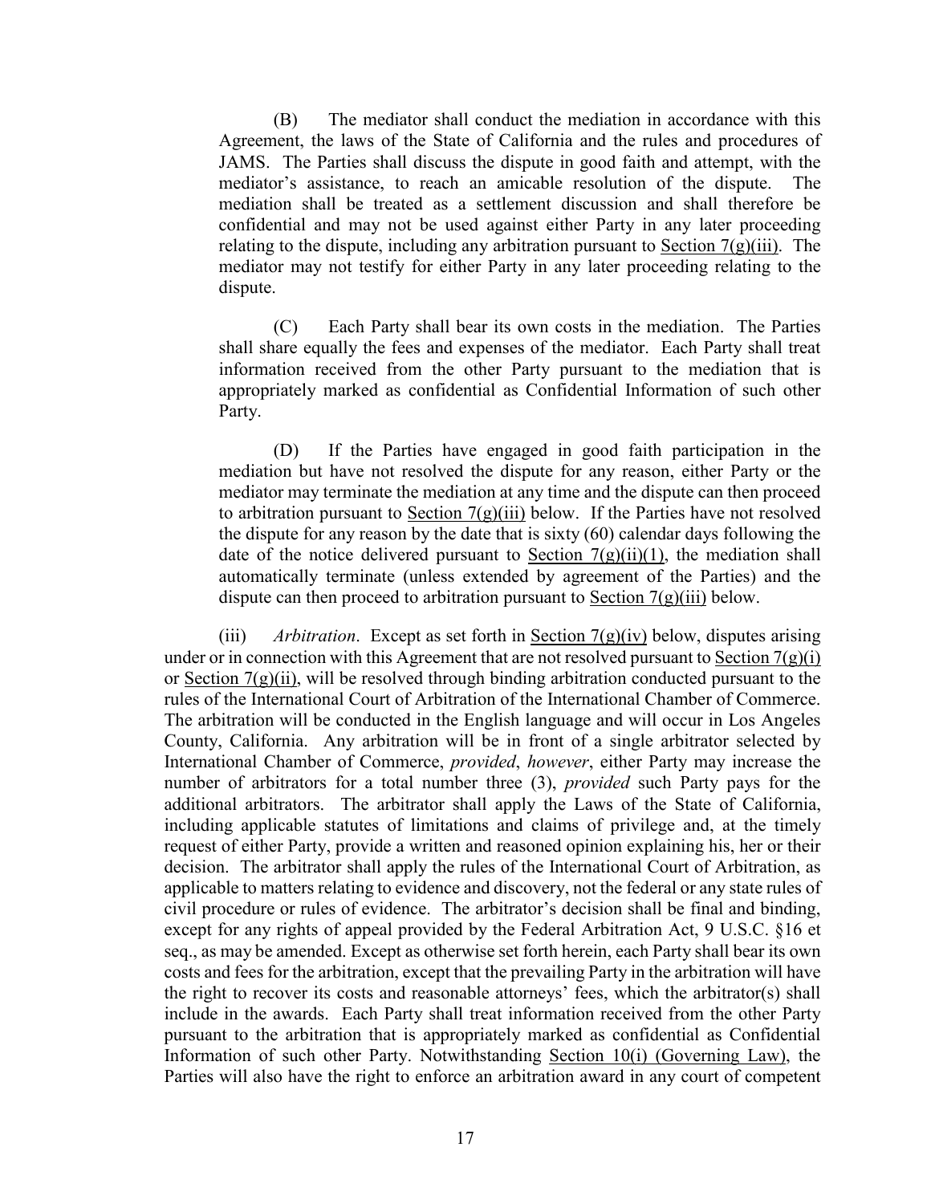(B) The mediator shall conduct the mediation in accordance with this Agreement, the laws of the State of California and the rules and procedures of JAMS. The Parties shall discuss the dispute in good faith and attempt, with the mediator's assistance, to reach an amicable resolution of the dispute. The mediation shall be treated as a settlement discussion and shall therefore be confidential and may not be used against either Party in any later proceeding relating to the dispute, including any arbitration pursuant to Section 7(g)(iii). The mediator may not testify for either Party in any later proceeding relating to the dispute.

(C) Each Party shall bear its own costs in the mediation. The Parties shall share equally the fees and expenses of the mediator. Each Party shall treat information received from the other Party pursuant to the mediation that is appropriately marked as confidential as Confidential Information of such other Party.

(D) If the Parties have engaged in good faith participation in the mediation but have not resolved the dispute for any reason, either Party or the mediator may terminate the mediation at any time and the dispute can then proceed to arbitration pursuant to Section 7(g)(iii) below. If the Parties have not resolved the dispute for any reason by the date that is sixty (60) calendar days following the date of the notice delivered pursuant to Section 7(g)(ii)(1), the mediation shall automatically terminate (unless extended by agreement of the Parties) and the dispute can then proceed to arbitration pursuant to Section 7(g)(iii) below.

(iii) *Arbitration*. Except as set forth in Section 7(g)(iv) below, disputes arising under or in connection with this Agreement that are not resolved pursuant to Section 7(g)(i) or Section 7(g)(ii), will be resolved through binding arbitration conducted pursuant to the rules of the International Court of Arbitration of the International Chamber of Commerce. The arbitration will be conducted in the English language and will occur in Los Angeles County, California. Any arbitration will be in front of a single arbitrator selected by International Chamber of Commerce, *provided*, *however*, either Party may increase the number of arbitrators for a total number three (3), *provided* such Party pays for the additional arbitrators. The arbitrator shall apply the Laws of the State of California, including applicable statutes of limitations and claims of privilege and, at the timely request of either Party, provide a written and reasoned opinion explaining his, her or their decision. The arbitrator shall apply the rules of the International Court of Arbitration, as applicable to matters relating to evidence and discovery, not the federal or any state rules of civil procedure or rules of evidence. The arbitrator's decision shall be final and binding, except for any rights of appeal provided by the Federal Arbitration Act, 9 U.S.C. §16 et seq., as may be amended. Except as otherwise set forth herein, each Party shall bear its own costs and fees for the arbitration, except that the prevailing Party in the arbitration will have the right to recover its costs and reasonable attorneys' fees, which the arbitrator(s) shall include in the awards. Each Party shall treat information received from the other Party pursuant to the arbitration that is appropriately marked as confidential as Confidential Information of such other Party. Notwithstanding Section 10(i) (Governing Law), the Parties will also have the right to enforce an arbitration award in any court of competent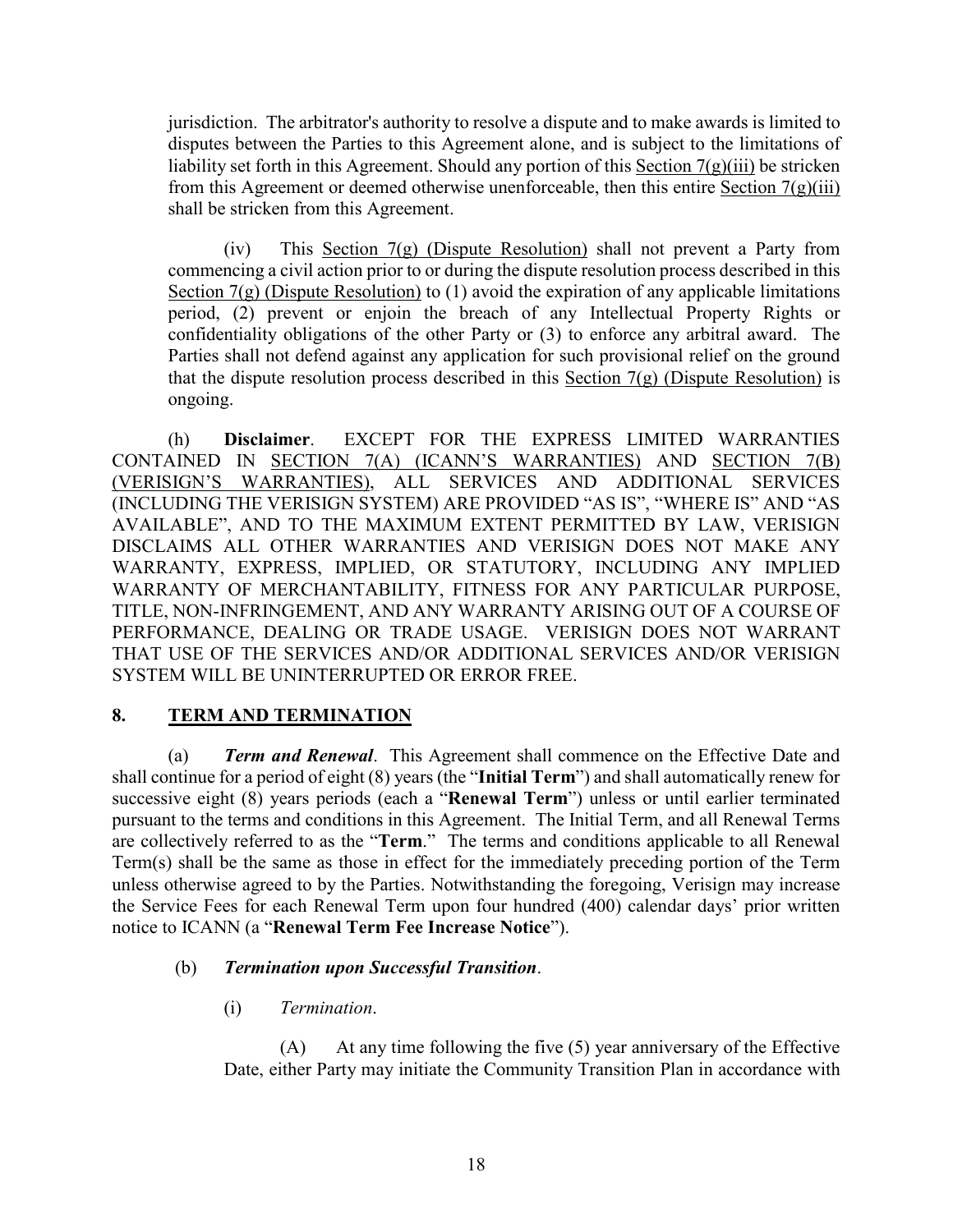jurisdiction. The arbitrator's authority to resolve a dispute and to make awards is limited to disputes between the Parties to this Agreement alone, and is subject to the limitations of liability set forth in this Agreement. Should any portion of this Section 7(g)(iii) be stricken from this Agreement or deemed otherwise unenforceable, then this entire Section 7(g)(iii) shall be stricken from this Agreement.

(iv) This Section 7(g) (Dispute Resolution) shall not prevent a Party from commencing a civil action prior to or during the dispute resolution process described in this Section 7(g) (Dispute Resolution) to (1) avoid the expiration of any applicable limitations period, (2) prevent or enjoin the breach of any Intellectual Property Rights or confidentiality obligations of the other Party or (3) to enforce any arbitral award. The Parties shall not defend against any application for such provisional relief on the ground that the dispute resolution process described in this Section 7(g) (Dispute Resolution) is ongoing.

(h) **Disclaimer**. EXCEPT FOR THE EXPRESS LIMITED WARRANTIES CONTAINED IN SECTION 7(A) (ICANN'S WARRANTIES) AND SECTION 7(B) (VERISIGN'S WARRANTIES), ALL SERVICES AND ADDITIONAL SERVICES (INCLUDING THE VERISIGN SYSTEM) ARE PROVIDED "AS IS", "WHERE IS" AND "AS AVAILABLE", AND TO THE MAXIMUM EXTENT PERMITTED BY LAW, VERISIGN DISCLAIMS ALL OTHER WARRANTIES AND VERISIGN DOES NOT MAKE ANY WARRANTY, EXPRESS, IMPLIED, OR STATUTORY, INCLUDING ANY IMPLIED WARRANTY OF MERCHANTABILITY, FITNESS FOR ANY PARTICULAR PURPOSE, TITLE, NON-INFRINGEMENT, AND ANY WARRANTY ARISING OUT OF A COURSE OF PERFORMANCE, DEALING OR TRADE USAGE. VERISIGN DOES NOT WARRANT THAT USE OF THE SERVICES AND/OR ADDITIONAL SERVICES AND/OR VERISIGN SYSTEM WILL BE UNINTERRUPTED OR ERROR FREE.

## 8. TERM AND TERMINATION

(a) ***Term and Renewal***. This Agreement shall commence on the Effective Date and shall continue for a period of eight (8) years (the "**Initial Term**") and shall automatically renew for successive eight (8) years periods (each a "**Renewal Term**") unless or until earlier terminated pursuant to the terms and conditions in this Agreement. The Initial Term, and all Renewal Terms are collectively referred to as the "**Term**." The terms and conditions applicable to all Renewal Term(s) shall be the same as those in effect for the immediately preceding portion of the Term unless otherwise agreed to by the Parties. Notwithstanding the foregoing, Verisign may increase the Service Fees for each Renewal Term upon four hundred (400) calendar days' prior written notice to ICANN (a "**Renewal Term Fee Increase Notice**").

(b) ***Termination upon Successful Transition***.

(i) *Termination*.

(A) At any time following the five (5) year anniversary of the Effective Date, either Party may initiate the Community Transition Plan in accordance with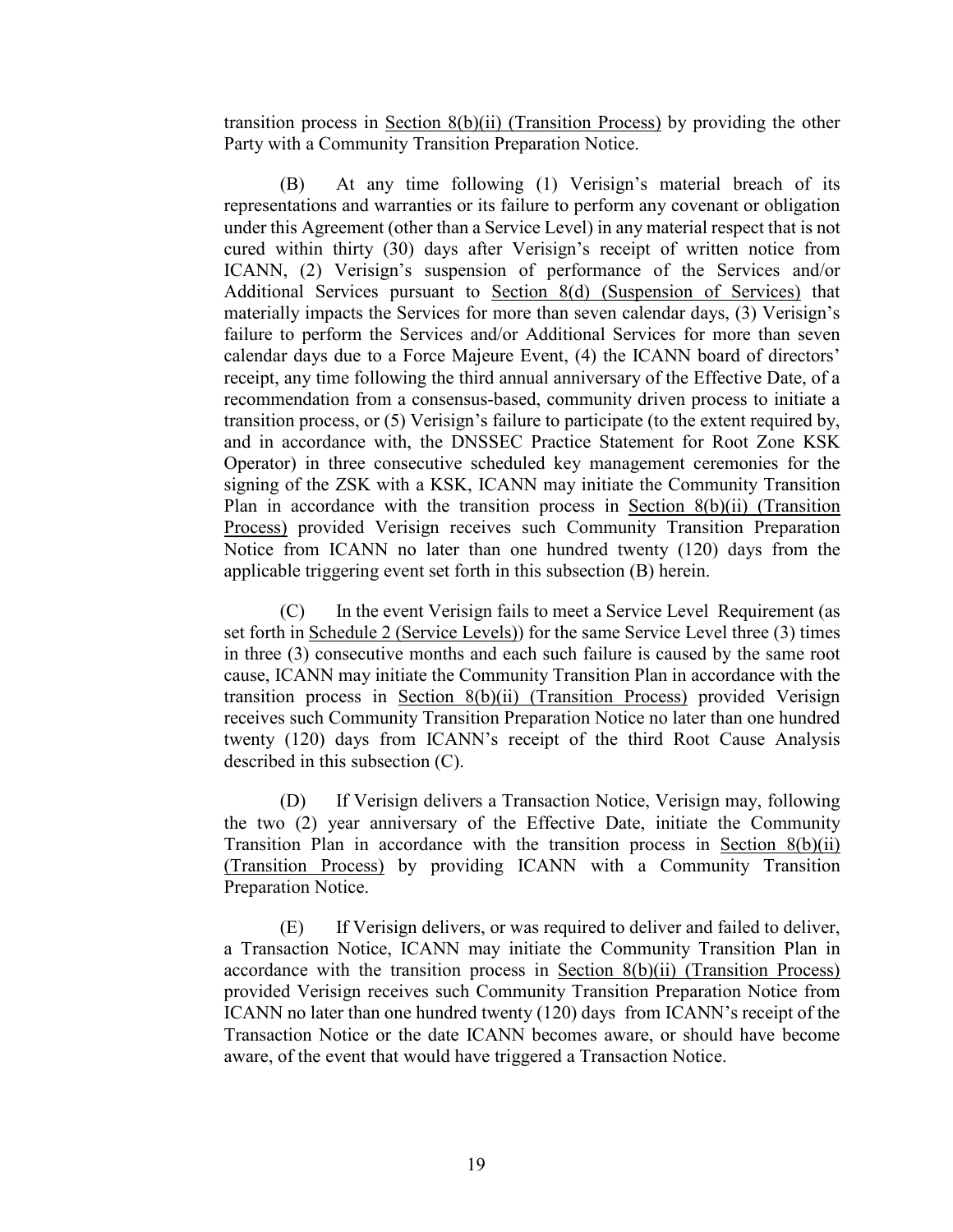transition process in Section 8(b)(ii) (Transition Process) by providing the other Party with a Community Transition Preparation Notice.

(B) At any time following (1) Verisign's material breach of its representations and warranties or its failure to perform any covenant or obligation under this Agreement (other than a Service Level) in any material respect that is not cured within thirty (30) days after Verisign's receipt of written notice from ICANN, (2) Verisign's suspension of performance of the Services and/or Additional Services pursuant to Section 8(d) (Suspension of Services) that materially impacts the Services for more than seven calendar days, (3) Verisign's failure to perform the Services and/or Additional Services for more than seven calendar days due to a Force Majeure Event, (4) the ICANN board of directors' receipt, any time following the third annual anniversary of the Effective Date, of a recommendation from a consensus-based, community driven process to initiate a transition process, or (5) Verisign's failure to participate (to the extent required by, and in accordance with, the DNSSEC Practice Statement for Root Zone KSK Operator) in three consecutive scheduled key management ceremonies for the signing of the ZSK with a KSK, ICANN may initiate the Community Transition Plan in accordance with the transition process in Section 8(b)(ii) (Transition Process) provided Verisign receives such Community Transition Preparation Notice from ICANN no later than one hundred twenty (120) days from the applicable triggering event set forth in this subsection (B) herein.

(C) In the event Verisign fails to meet a Service Level Requirement (as set forth in Schedule 2 (Service Levels)) for the same Service Level three (3) times in three (3) consecutive months and each such failure is caused by the same root cause, ICANN may initiate the Community Transition Plan in accordance with the transition process in Section 8(b)(ii) (Transition Process) provided Verisign receives such Community Transition Preparation Notice no later than one hundred twenty (120) days from ICANN's receipt of the third Root Cause Analysis described in this subsection (C).

(D) If Verisign delivers a Transaction Notice, Verisign may, following the two (2) year anniversary of the Effective Date, initiate the Community Transition Plan in accordance with the transition process in Section 8(b)(ii) (Transition Process) by providing ICANN with a Community Transition Preparation Notice.

(E) If Verisign delivers, or was required to deliver and failed to deliver, a Transaction Notice, ICANN may initiate the Community Transition Plan in accordance with the transition process in Section 8(b)(ii) (Transition Process) provided Verisign receives such Community Transition Preparation Notice from ICANN no later than one hundred twenty (120) days from ICANN's receipt of the Transaction Notice or the date ICANN becomes aware, or should have become aware, of the event that would have triggered a Transaction Notice.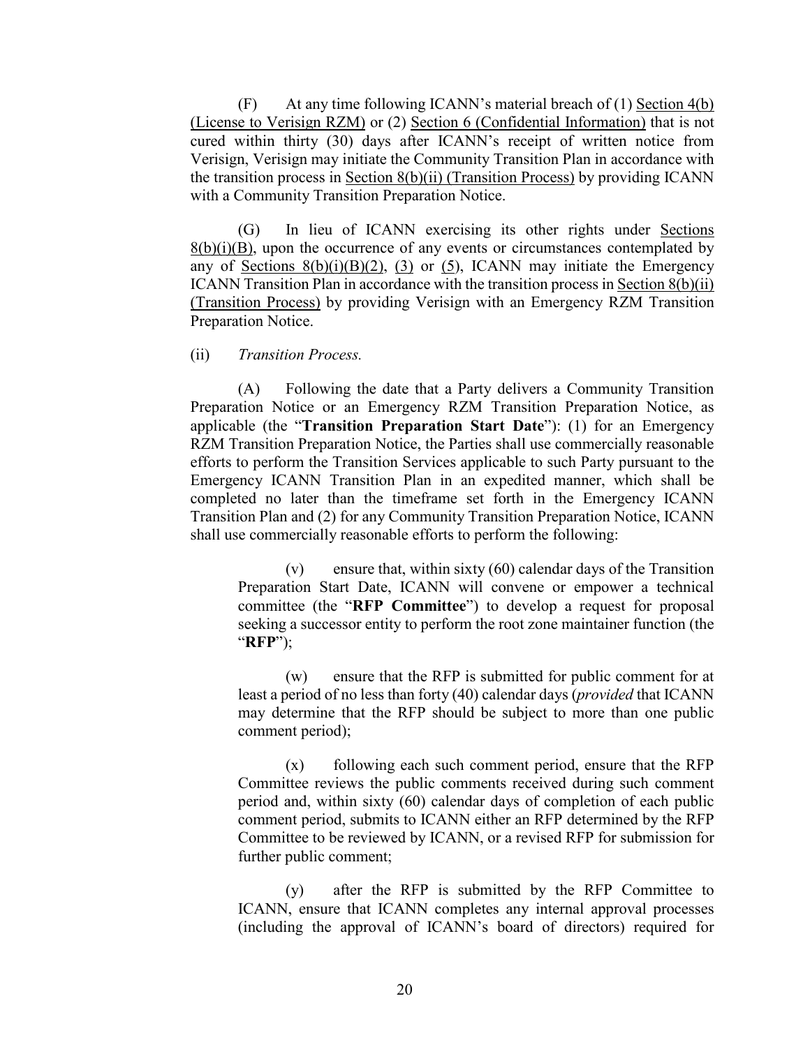(F) At any time following ICANN's material breach of (1) Section 4(b) (License to Verisign RZM) or (2) Section 6 (Confidential Information) that is not cured within thirty (30) days after ICANN's receipt of written notice from Verisign, Verisign may initiate the Community Transition Plan in accordance with the transition process in Section 8(b)(ii) (Transition Process) by providing ICANN with a Community Transition Preparation Notice.

(G) In lieu of ICANN exercising its other rights under Sections 8(b)(i)(B), upon the occurrence of any events or circumstances contemplated by any of Sections 8(b)(i)(B)(2), (3) or (5), ICANN may initiate the Emergency ICANN Transition Plan in accordance with the transition process in Section 8(b)(ii) (Transition Process) by providing Verisign with an Emergency RZM Transition Preparation Notice.

(ii) *Transition Process.*

(A) Following the date that a Party delivers a Community Transition Preparation Notice or an Emergency RZM Transition Preparation Notice, as applicable (the "**Transition Preparation Start Date**"): (1) for an Emergency RZM Transition Preparation Notice, the Parties shall use commercially reasonable efforts to perform the Transition Services applicable to such Party pursuant to the Emergency ICANN Transition Plan in an expedited manner, which shall be completed no later than the timeframe set forth in the Emergency ICANN Transition Plan and (2) for any Community Transition Preparation Notice, ICANN shall use commercially reasonable efforts to perform the following:

(v) ensure that, within sixty (60) calendar days of the Transition Preparation Start Date, ICANN will convene or empower a technical committee (the "**RFP Committee**") to develop a request for proposal seeking a successor entity to perform the root zone maintainer function (the "**RFP**");

(w) ensure that the RFP is submitted for public comment for at least a period of no less than forty (40) calendar days (*provided* that ICANN may determine that the RFP should be subject to more than one public comment period);

(x) following each such comment period, ensure that the RFP Committee reviews the public comments received during such comment period and, within sixty (60) calendar days of completion of each public comment period, submits to ICANN either an RFP determined by the RFP Committee to be reviewed by ICANN, or a revised RFP for submission for further public comment;

(y) after the RFP is submitted by the RFP Committee to ICANN, ensure that ICANN completes any internal approval processes (including the approval of ICANN's board of directors) required for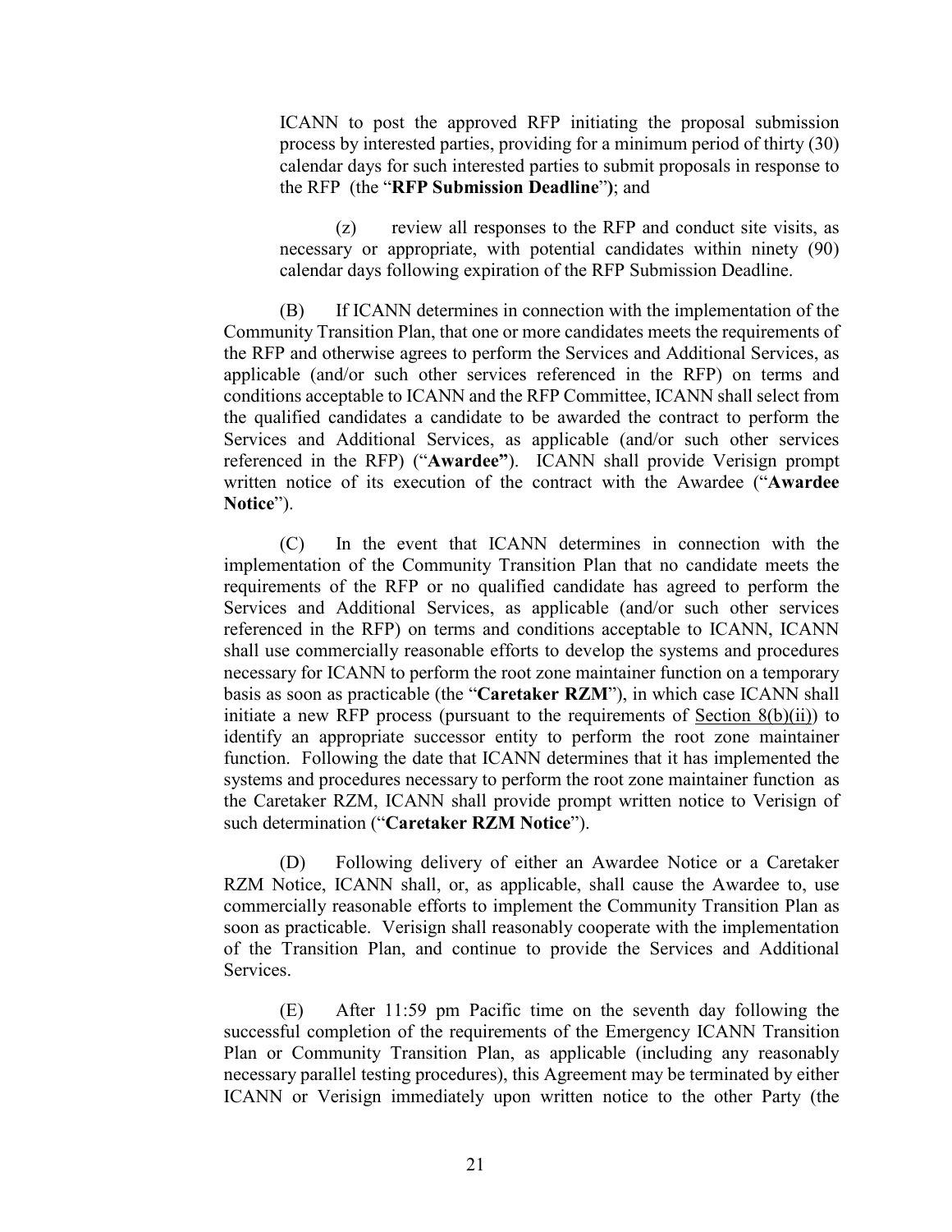ICANN to post the approved RFP initiating the proposal submission process by interested parties, providing for a minimum period of thirty (30) calendar days for such interested parties to submit proposals in response to the RFP (the "**RFP Submission Deadline**"); and

(z) review all responses to the RFP and conduct site visits, as necessary or appropriate, with potential candidates within ninety (90) calendar days following expiration of the RFP Submission Deadline.

(B) If ICANN determines in connection with the implementation of the Community Transition Plan, that one or more candidates meets the requirements of the RFP and otherwise agrees to perform the Services and Additional Services, as applicable (and/or such other services referenced in the RFP) on terms and conditions acceptable to ICANN and the RFP Committee, ICANN shall select from the qualified candidates a candidate to be awarded the contract to perform the Services and Additional Services, as applicable (and/or such other services referenced in the RFP) ("**Awardee"**). ICANN shall provide Verisign prompt written notice of its execution of the contract with the Awardee ("**Awardee Notice**").

(C) In the event that ICANN determines in connection with the implementation of the Community Transition Plan that no candidate meets the requirements of the RFP or no qualified candidate has agreed to perform the Services and Additional Services, as applicable (and/or such other services referenced in the RFP) on terms and conditions acceptable to ICANN, ICANN shall use commercially reasonable efforts to develop the systems and procedures necessary for ICANN to perform the root zone maintainer function on a temporary basis as soon as practicable (the "**Caretaker RZM**"), in which case ICANN shall initiate a new RFP process (pursuant to the requirements of Section 8(b)(ii)) to identify an appropriate successor entity to perform the root zone maintainer function. Following the date that ICANN determines that it has implemented the systems and procedures necessary to perform the root zone maintainer function as the Caretaker RZM, ICANN shall provide prompt written notice to Verisign of such determination ("**Caretaker RZM Notice**").

(D) Following delivery of either an Awardee Notice or a Caretaker RZM Notice, ICANN shall, or, as applicable, shall cause the Awardee to, use commercially reasonable efforts to implement the Community Transition Plan as soon as practicable. Verisign shall reasonably cooperate with the implementation of the Transition Plan, and continue to provide the Services and Additional Services.

(E) After 11:59 pm Pacific time on the seventh day following the successful completion of the requirements of the Emergency ICANN Transition Plan or Community Transition Plan, as applicable (including any reasonably necessary parallel testing procedures), this Agreement may be terminated by either ICANN or Verisign immediately upon written notice to the other Party (the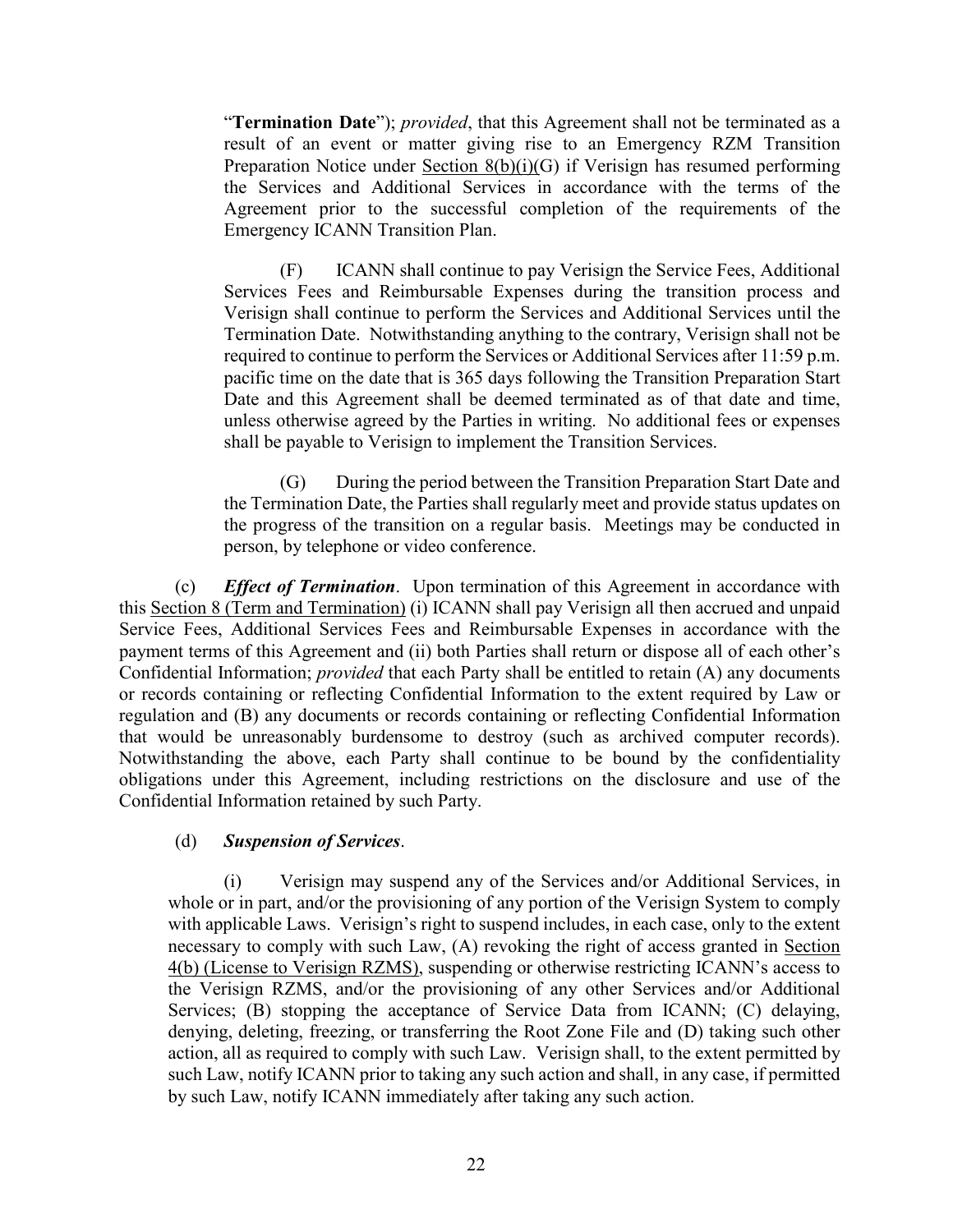"**Termination Date**"); *provided*, that this Agreement shall not be terminated as a result of an event or matter giving rise to an Emergency RZM Transition Preparation Notice under Section 8(b)(i)(G) if Verisign has resumed performing the Services and Additional Services in accordance with the terms of the Agreement prior to the successful completion of the requirements of the Emergency ICANN Transition Plan.

(F) ICANN shall continue to pay Verisign the Service Fees, Additional Services Fees and Reimbursable Expenses during the transition process and Verisign shall continue to perform the Services and Additional Services until the Termination Date. Notwithstanding anything to the contrary, Verisign shall not be required to continue to perform the Services or Additional Services after 11:59 p.m. pacific time on the date that is 365 days following the Transition Preparation Start Date and this Agreement shall be deemed terminated as of that date and time, unless otherwise agreed by the Parties in writing. No additional fees or expenses shall be payable to Verisign to implement the Transition Services.

(G) During the period between the Transition Preparation Start Date and the Termination Date, the Parties shall regularly meet and provide status updates on the progress of the transition on a regular basis. Meetings may be conducted in person, by telephone or video conference.

(c) ***Effect of Termination***. Upon termination of this Agreement in accordance with this Section 8 (Term and Termination) (i) ICANN shall pay Verisign all then accrued and unpaid Service Fees, Additional Services Fees and Reimbursable Expenses in accordance with the payment terms of this Agreement and (ii) both Parties shall return or dispose all of each other's Confidential Information; *provided* that each Party shall be entitled to retain (A) any documents or records containing or reflecting Confidential Information to the extent required by Law or regulation and (B) any documents or records containing or reflecting Confidential Information that would be unreasonably burdensome to destroy (such as archived computer records). Notwithstanding the above, each Party shall continue to be bound by the confidentiality obligations under this Agreement, including restrictions on the disclosure and use of the Confidential Information retained by such Party.

(d) ***Suspension of Services***.

(i) Verisign may suspend any of the Services and/or Additional Services, in whole or in part, and/or the provisioning of any portion of the Verisign System to comply with applicable Laws. Verisign's right to suspend includes, in each case, only to the extent necessary to comply with such Law, (A) revoking the right of access granted in Section 4(b) (License to Verisign RZMS), suspending or otherwise restricting ICANN's access to the Verisign RZMS, and/or the provisioning of any other Services and/or Additional Services; (B) stopping the acceptance of Service Data from ICANN; (C) delaying, denying, deleting, freezing, or transferring the Root Zone File and (D) taking such other action, all as required to comply with such Law. Verisign shall, to the extent permitted by such Law, notify ICANN prior to taking any such action and shall, in any case, if permitted by such Law, notify ICANN immediately after taking any such action.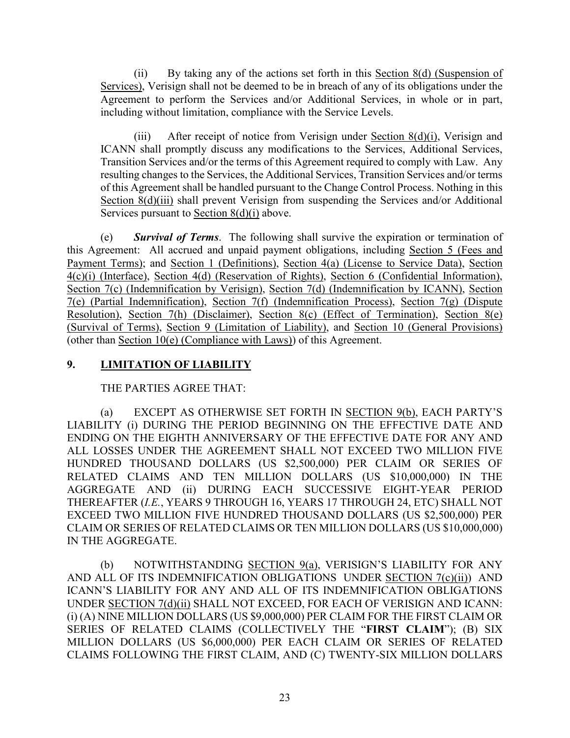(ii) By taking any of the actions set forth in this Section 8(d) (Suspension of Services), Verisign shall not be deemed to be in breach of any of its obligations under the Agreement to perform the Services and/or Additional Services, in whole or in part, including without limitation, compliance with the Service Levels.

(iii) After receipt of notice from Verisign under Section 8(d)(i), Verisign and ICANN shall promptly discuss any modifications to the Services, Additional Services, Transition Services and/or the terms of this Agreement required to comply with Law. Any resulting changes to the Services, the Additional Services, Transition Services and/or terms of this Agreement shall be handled pursuant to the Change Control Process. Nothing in this Section 8(d)(iii) shall prevent Verisign from suspending the Services and/or Additional Services pursuant to Section 8(d)(i) above.

(e) ***Survival of Terms***. The following shall survive the expiration or termination of this Agreement: All accrued and unpaid payment obligations, including Section 5 (Fees and Payment Terms); and Section 1 (Definitions), Section 4(a) (License to Service Data), Section 4(c)(i) (Interface), Section 4(d) (Reservation of Rights), Section 6 (Confidential Information), Section 7(c) (Indemnification by Verisign), Section 7(d) (Indemnification by ICANN), Section 7(e) (Partial Indemnification), Section 7(f) (Indemnification Process), Section 7(g) (Dispute Resolution), Section 7(h) (Disclaimer), Section 8(c) (Effect of Termination), Section 8(e) (Survival of Terms), Section 9 (Limitation of Liability), and Section 10 (General Provisions) (other than Section 10(e) (Compliance with Laws)) of this Agreement.

## 9. LIMITATION OF LIABILITY

THE PARTIES AGREE THAT:

(a) EXCEPT AS OTHERWISE SET FORTH IN SECTION 9(b), EACH PARTY'S LIABILITY (i) DURING THE PERIOD BEGINNING ON THE EFFECTIVE DATE AND ENDING ON THE EIGHTH ANNIVERSARY OF THE EFFECTIVE DATE FOR ANY AND ALL LOSSES UNDER THE AGREEMENT SHALL NOT EXCEED TWO MILLION FIVE HUNDRED THOUSAND DOLLARS (US $2,500,000) PER CLAIM OR SERIES OF RELATED CLAIMS AND TEN MILLION DOLLARS (US $10,000,000) IN THE AGGREGATE AND (ii) DURING EACH SUCCESSIVE EIGHT-YEAR PERIOD THEREAFTER (*I.E.*, YEARS 9 THROUGH 16, YEARS 17 THROUGH 24, ETC) SHALL NOT EXCEED TWO MILLION FIVE HUNDRED THOUSAND DOLLARS (US $2,500,000) PER CLAIM OR SERIES OF RELATED CLAIMS OR TEN MILLION DOLLARS (US $10,000,000) IN THE AGGREGATE.

(b) NOTWITHSTANDING SECTION 9(a), VERISIGN'S LIABILITY FOR ANY AND ALL OF ITS INDEMNIFICATION OBLIGATIONS UNDER SECTION 7(c)(ii)) AND ICANN'S LIABILITY FOR ANY AND ALL OF ITS INDEMNIFICATION OBLIGATIONS UNDER SECTION 7(d)(ii) SHALL NOT EXCEED, FOR EACH OF VERISIGN AND ICANN: (i) (A) NINE MILLION DOLLARS (US $9,000,000) PER CLAIM FOR THE FIRST CLAIM OR SERIES OF RELATED CLAIMS (COLLECTIVELY THE "**FIRST CLAIM**"); (B) SIX MILLION DOLLARS (US $6,000,000) PER EACH CLAIM OR SERIES OF RELATED CLAIMS FOLLOWING THE FIRST CLAIM, AND (C) TWENTY-SIX MILLION DOLLARS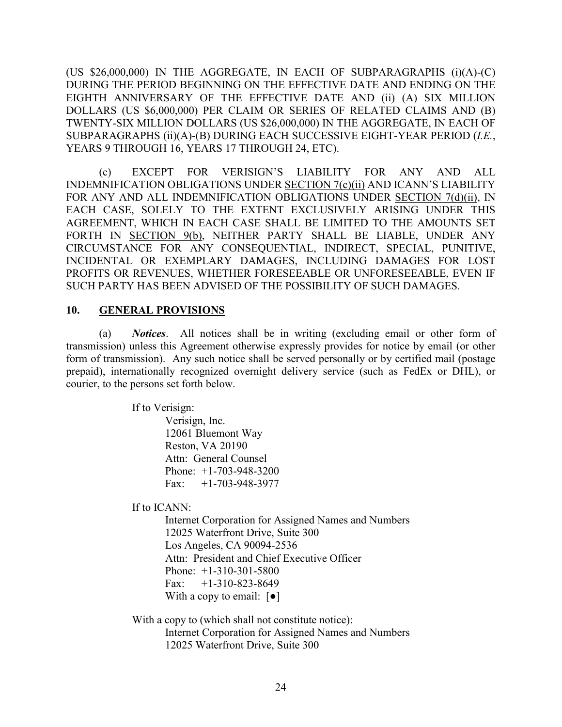(US $26,000,000) IN THE AGGREGATE, IN EACH OF SUBPARAGRAPHS (i)(A)-(C) DURING THE PERIOD BEGINNING ON THE EFFECTIVE DATE AND ENDING ON THE EIGHTH ANNIVERSARY OF THE EFFECTIVE DATE AND (ii) (A) SIX MILLION DOLLARS (US $6,000,000) PER CLAIM OR SERIES OF RELATED CLAIMS AND (B) TWENTY-SIX MILLION DOLLARS (US $26,000,000) IN THE AGGREGATE, IN EACH OF SUBPARAGRAPHS (ii)(A)-(B) DURING EACH SUCCESSIVE EIGHT-YEAR PERIOD (*I.E.*, YEARS 9 THROUGH 16, YEARS 17 THROUGH 24, ETC).

(c) EXCEPT FOR VERISIGN'S LIABILITY FOR ANY AND ALL INDEMNIFICATION OBLIGATIONS UNDER SECTION 7(c)(ii) AND ICANN'S LIABILITY FOR ANY AND ALL INDEMNIFICATION OBLIGATIONS UNDER SECTION 7(d)(ii), IN EACH CASE, SOLELY TO THE EXTENT EXCLUSIVELY ARISING UNDER THIS AGREEMENT, WHICH IN EACH CASE SHALL BE LIMITED TO THE AMOUNTS SET FORTH IN SECTION 9(b), NEITHER PARTY SHALL BE LIABLE, UNDER ANY CIRCUMSTANCE FOR ANY CONSEQUENTIAL, INDIRECT, SPECIAL, PUNITIVE, INCIDENTAL OR EXEMPLARY DAMAGES, INCLUDING DAMAGES FOR LOST PROFITS OR REVENUES, WHETHER FORESEEABLE OR UNFORESEEABLE, EVEN IF SUCH PARTY HAS BEEN ADVISED OF THE POSSIBILITY OF SUCH DAMAGES.

## 10. GENERAL PROVISIONS

(a) ***Notices***. All notices shall be in writing (excluding email or other form of transmission) unless this Agreement otherwise expressly provides for notice by email (or other form of transmission). Any such notice shall be served personally or by certified mail (postage prepaid), internationally recognized overnight delivery service (such as FedEx or DHL), or courier, to the persons set forth below.

If to Verisign:
Verisign, Inc.
12061 Bluemont Way
Reston, VA 20190
Attn: General Counsel
Phone: +1-703-948-3200
Fax: +1-703-948-3977

If to ICANN:
Internet Corporation for Assigned Names and Numbers
12025 Waterfront Drive, Suite 300
Los Angeles, CA 90094-2536
Attn: President and Chief Executive Officer
Phone: +1-310-301-5800
Fax: +1-310-823-8649
With a copy to email: [●]

With a copy to (which shall not constitute notice):
Internet Corporation for Assigned Names and Numbers
12025 Waterfront Drive, Suite 300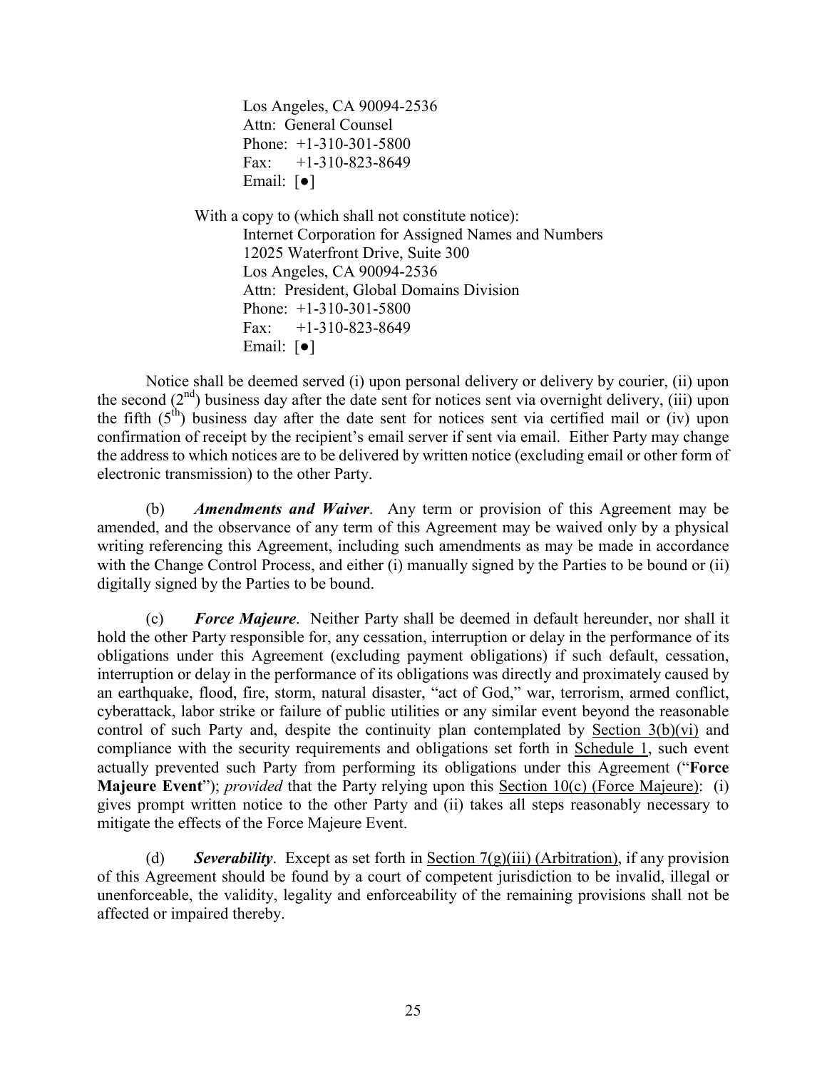Los Angeles, CA 90094-2536
Attn: General Counsel
Phone: +1-310-301-5800
Fax: +1-310-823-8649
Email: [●]

With a copy to (which shall not constitute notice):
Internet Corporation for Assigned Names and Numbers
12025 Waterfront Drive, Suite 300
Los Angeles, CA 90094-2536
Attn: President, Global Domains Division
Phone: +1-310-301-5800
Fax: +1-310-823-8649
Email: [●]

Notice shall be deemed served (i) upon personal delivery or delivery by courier, (ii) upon the second (2nd) business day after the date sent for notices sent via overnight delivery, (iii) upon the fifth (5th) business day after the date sent for notices sent via certified mail or (iv) upon confirmation of receipt by the recipient's email server if sent via email. Either Party may change the address to which notices are to be delivered by written notice (excluding email or other form of electronic transmission) to the other Party.

(b) ***Amendments and Waiver***. Any term or provision of this Agreement may be amended, and the observance of any term of this Agreement may be waived only by a physical writing referencing this Agreement, including such amendments as may be made in accordance with the Change Control Process, and either (i) manually signed by the Parties to be bound or (ii) digitally signed by the Parties to be bound.

(c) ***Force Majeure***. Neither Party shall be deemed in default hereunder, nor shall it hold the other Party responsible for, any cessation, interruption or delay in the performance of its obligations under this Agreement (excluding payment obligations) if such default, cessation, interruption or delay in the performance of its obligations was directly and proximately caused by an earthquake, flood, fire, storm, natural disaster, "act of God," war, terrorism, armed conflict, cyberattack, labor strike or failure of public utilities or any similar event beyond the reasonable control of such Party and, despite the continuity plan contemplated by Section 3(b)(vi) and compliance with the security requirements and obligations set forth in Schedule 1, such event actually prevented such Party from performing its obligations under this Agreement ("**Force Majeure Event**"); *provided* that the Party relying upon this Section 10(c) (Force Majeure): (i) gives prompt written notice to the other Party and (ii) takes all steps reasonably necessary to mitigate the effects of the Force Majeure Event.

(d) ***Severability***. Except as set forth in Section 7(g)(iii) (Arbitration), if any provision of this Agreement should be found by a court of competent jurisdiction to be invalid, illegal or unenforceable, the validity, legality and enforceability of the remaining provisions shall not be affected or impaired thereby.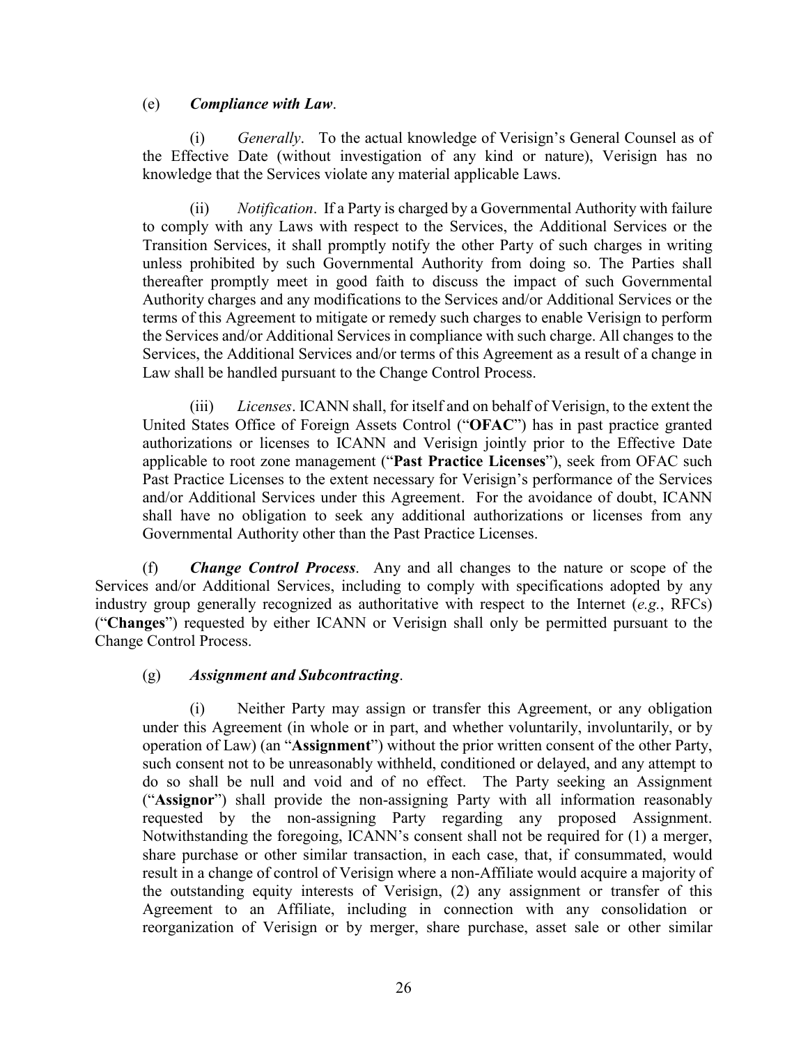(e) ***Compliance with Law***.

(i) *Generally*. To the actual knowledge of Verisign's General Counsel as of the Effective Date (without investigation of any kind or nature), Verisign has no knowledge that the Services violate any material applicable Laws.

(ii) *Notification*. If a Party is charged by a Governmental Authority with failure to comply with any Laws with respect to the Services, the Additional Services or the Transition Services, it shall promptly notify the other Party of such charges in writing unless prohibited by such Governmental Authority from doing so. The Parties shall thereafter promptly meet in good faith to discuss the impact of such Governmental Authority charges and any modifications to the Services and/or Additional Services or the terms of this Agreement to mitigate or remedy such charges to enable Verisign to perform the Services and/or Additional Services in compliance with such charge. All changes to the Services, the Additional Services and/or terms of this Agreement as a result of a change in Law shall be handled pursuant to the Change Control Process.

(iii) *Licenses*. ICANN shall, for itself and on behalf of Verisign, to the extent the United States Office of Foreign Assets Control ("**OFAC**") has in past practice granted authorizations or licenses to ICANN and Verisign jointly prior to the Effective Date applicable to root zone management ("**Past Practice Licenses**"), seek from OFAC such Past Practice Licenses to the extent necessary for Verisign's performance of the Services and/or Additional Services under this Agreement. For the avoidance of doubt, ICANN shall have no obligation to seek any additional authorizations or licenses from any Governmental Authority other than the Past Practice Licenses.

(f) ***Change Control Process***. Any and all changes to the nature or scope of the Services and/or Additional Services, including to comply with specifications adopted by any industry group generally recognized as authoritative with respect to the Internet (*e.g.*, RFCs) ("**Changes**") requested by either ICANN or Verisign shall only be permitted pursuant to the Change Control Process.

(g) ***Assignment and Subcontracting***.

(i) Neither Party may assign or transfer this Agreement, or any obligation under this Agreement (in whole or in part, and whether voluntarily, involuntarily, or by operation of Law) (an "**Assignment**") without the prior written consent of the other Party, such consent not to be unreasonably withheld, conditioned or delayed, and any attempt to do so shall be null and void and of no effect. The Party seeking an Assignment ("**Assignor**") shall provide the non-assigning Party with all information reasonably requested by the non-assigning Party regarding any proposed Assignment. Notwithstanding the foregoing, ICANN's consent shall not be required for (1) a merger, share purchase or other similar transaction, in each case, that, if consummated, would result in a change of control of Verisign where a non-Affiliate would acquire a majority of the outstanding equity interests of Verisign, (2) any assignment or transfer of this Agreement to an Affiliate, including in connection with any consolidation or reorganization of Verisign or by merger, share purchase, asset sale or other similar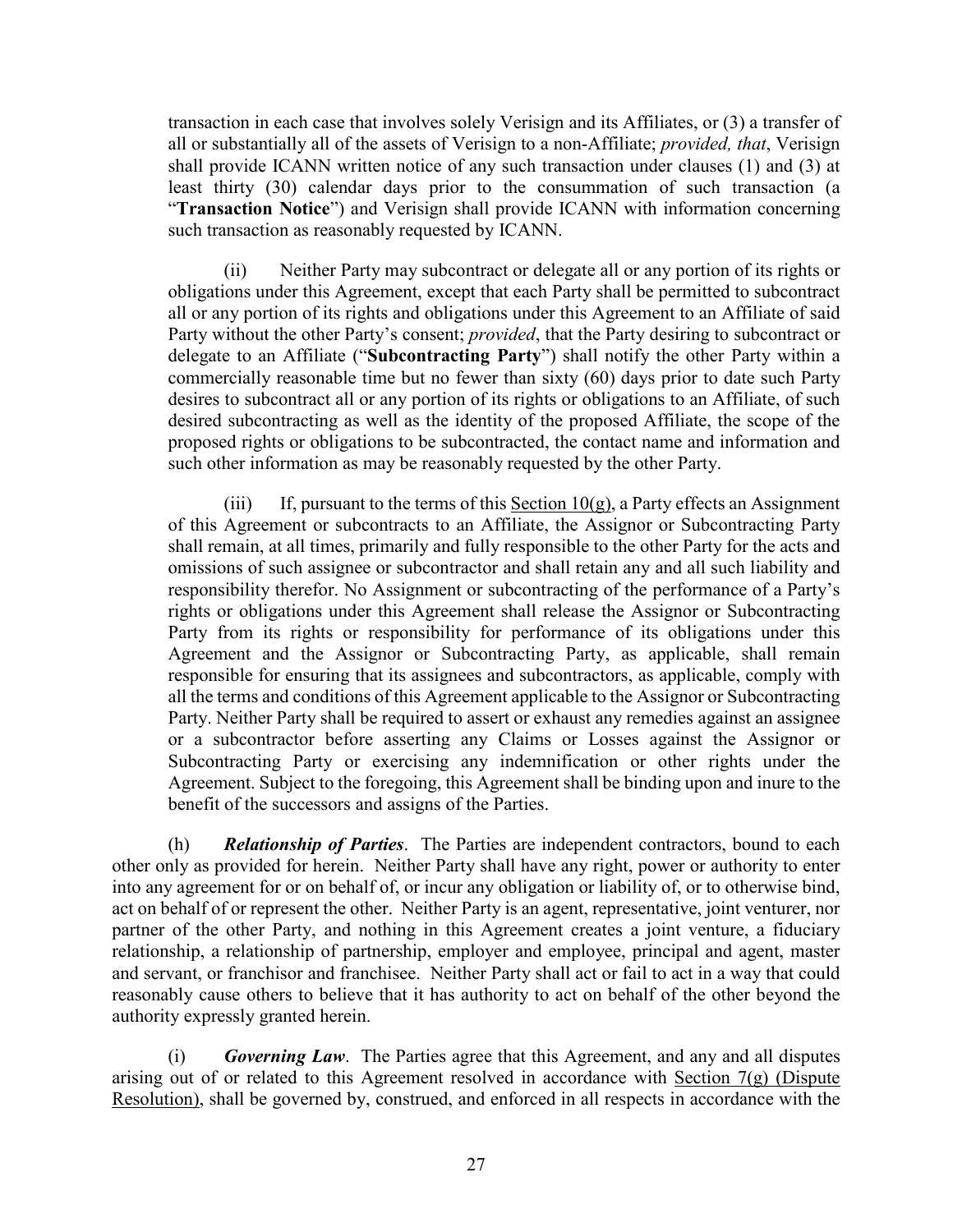transaction in each case that involves solely Verisign and its Affiliates, or (3) a transfer of all or substantially all of the assets of Verisign to a non-Affiliate; *provided, that*, Verisign shall provide ICANN written notice of any such transaction under clauses (1) and (3) at least thirty (30) calendar days prior to the consummation of such transaction (a "**Transaction Notice**") and Verisign shall provide ICANN with information concerning such transaction as reasonably requested by ICANN.

(ii) Neither Party may subcontract or delegate all or any portion of its rights or obligations under this Agreement, except that each Party shall be permitted to subcontract all or any portion of its rights and obligations under this Agreement to an Affiliate of said Party without the other Party's consent; *provided*, that the Party desiring to subcontract or delegate to an Affiliate ("**Subcontracting Party**") shall notify the other Party within a commercially reasonable time but no fewer than sixty (60) days prior to date such Party desires to subcontract all or any portion of its rights or obligations to an Affiliate, of such desired subcontracting as well as the identity of the proposed Affiliate, the scope of the proposed rights or obligations to be subcontracted, the contact name and information and such other information as may be reasonably requested by the other Party.

(iii) If, pursuant to the terms of this Section 10(g), a Party effects an Assignment of this Agreement or subcontracts to an Affiliate, the Assignor or Subcontracting Party shall remain, at all times, primarily and fully responsible to the other Party for the acts and omissions of such assignee or subcontractor and shall retain any and all such liability and responsibility therefor. No Assignment or subcontracting of the performance of a Party's rights or obligations under this Agreement shall release the Assignor or Subcontracting Party from its rights or responsibility for performance of its obligations under this Agreement and the Assignor or Subcontracting Party, as applicable, shall remain responsible for ensuring that its assignees and subcontractors, as applicable, comply with all the terms and conditions of this Agreement applicable to the Assignor or Subcontracting Party. Neither Party shall be required to assert or exhaust any remedies against an assignee or a subcontractor before asserting any Claims or Losses against the Assignor or Subcontracting Party or exercising any indemnification or other rights under the Agreement. Subject to the foregoing, this Agreement shall be binding upon and inure to the benefit of the successors and assigns of the Parties.

(h) ***Relationship of Parties***. The Parties are independent contractors, bound to each other only as provided for herein. Neither Party shall have any right, power or authority to enter into any agreement for or on behalf of, or incur any obligation or liability of, or to otherwise bind, act on behalf of or represent the other. Neither Party is an agent, representative, joint venturer, nor partner of the other Party, and nothing in this Agreement creates a joint venture, a fiduciary relationship, a relationship of partnership, employer and employee, principal and agent, master and servant, or franchisor and franchisee. Neither Party shall act or fail to act in a way that could reasonably cause others to believe that it has authority to act on behalf of the other beyond the authority expressly granted herein.

(i) ***Governing Law***. The Parties agree that this Agreement, and any and all disputes arising out of or related to this Agreement resolved in accordance with Section 7(g) (Dispute Resolution), shall be governed by, construed, and enforced in all respects in accordance with the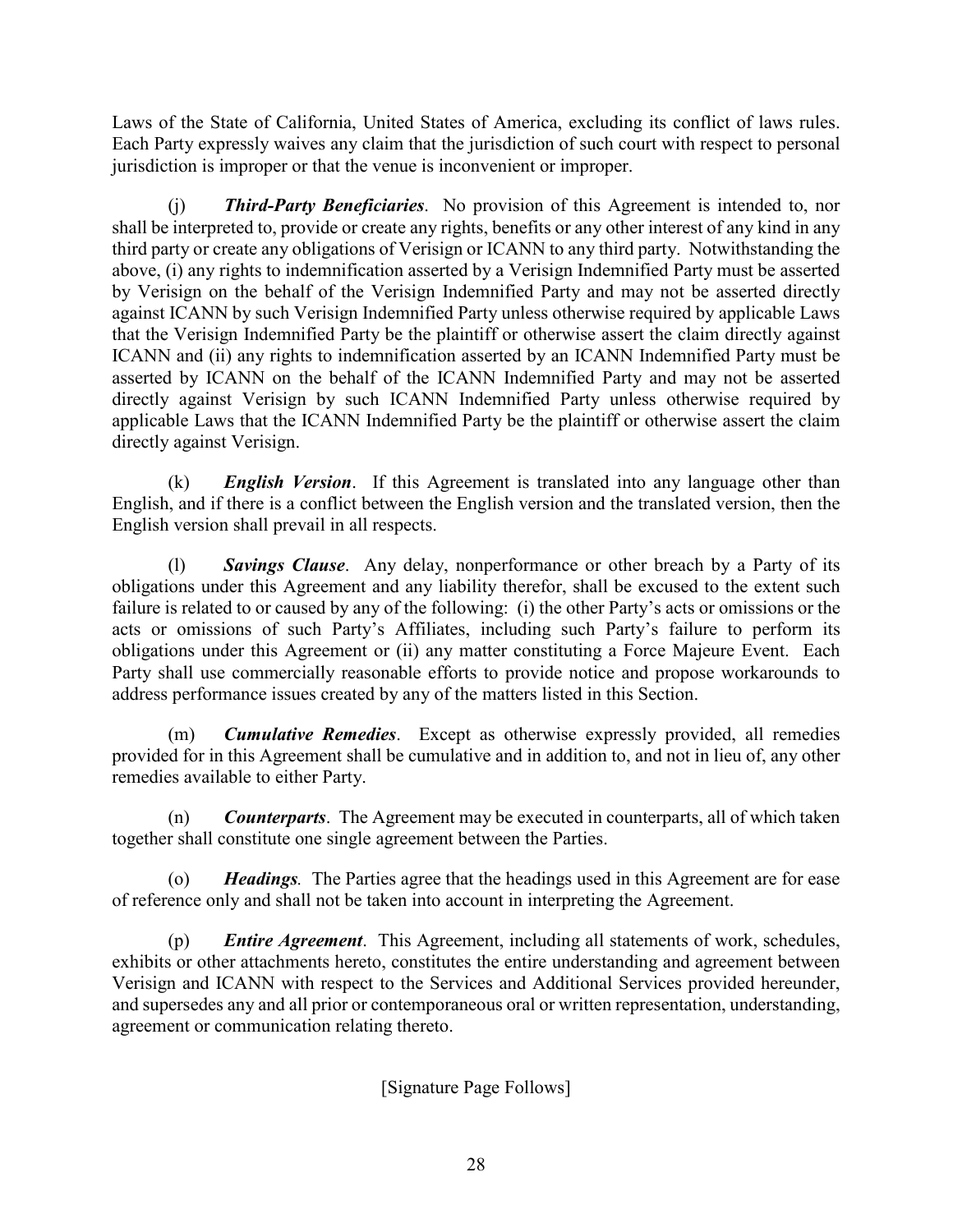Laws of the State of California, United States of America, excluding its conflict of laws rules. Each Party expressly waives any claim that the jurisdiction of such court with respect to personal jurisdiction is improper or that the venue is inconvenient or improper.

(j) ***Third-Party Beneficiaries***. No provision of this Agreement is intended to, nor shall be interpreted to, provide or create any rights, benefits or any other interest of any kind in any third party or create any obligations of Verisign or ICANN to any third party. Notwithstanding the above, (i) any rights to indemnification asserted by a Verisign Indemnified Party must be asserted by Verisign on the behalf of the Verisign Indemnified Party and may not be asserted directly against ICANN by such Verisign Indemnified Party unless otherwise required by applicable Laws that the Verisign Indemnified Party be the plaintiff or otherwise assert the claim directly against ICANN and (ii) any rights to indemnification asserted by an ICANN Indemnified Party must be asserted by ICANN on the behalf of the ICANN Indemnified Party and may not be asserted directly against Verisign by such ICANN Indemnified Party unless otherwise required by applicable Laws that the ICANN Indemnified Party be the plaintiff or otherwise assert the claim directly against Verisign.

(k) ***English Version***. If this Agreement is translated into any language other than English, and if there is a conflict between the English version and the translated version, then the English version shall prevail in all respects.

(l) ***Savings Clause***. Any delay, nonperformance or other breach by a Party of its obligations under this Agreement and any liability therefor, shall be excused to the extent such failure is related to or caused by any of the following: (i) the other Party's acts or omissions or the acts or omissions of such Party's Affiliates, including such Party's failure to perform its obligations under this Agreement or (ii) any matter constituting a Force Majeure Event. Each Party shall use commercially reasonable efforts to provide notice and propose workarounds to address performance issues created by any of the matters listed in this Section.

(m) ***Cumulative Remedies***. Except as otherwise expressly provided, all remedies provided for in this Agreement shall be cumulative and in addition to, and not in lieu of, any other remedies available to either Party.

(n) ***Counterparts***. The Agreement may be executed in counterparts, all of which taken together shall constitute one single agreement between the Parties.

(o) ***Headings***. The Parties agree that the headings used in this Agreement are for ease of reference only and shall not be taken into account in interpreting the Agreement.

(p) ***Entire Agreement***. This Agreement, including all statements of work, schedules, exhibits or other attachments hereto, constitutes the entire understanding and agreement between Verisign and ICANN with respect to the Services and Additional Services provided hereunder, and supersedes any and all prior or contemporaneous oral or written representation, understanding, agreement or communication relating thereto.

[Signature Page Follows]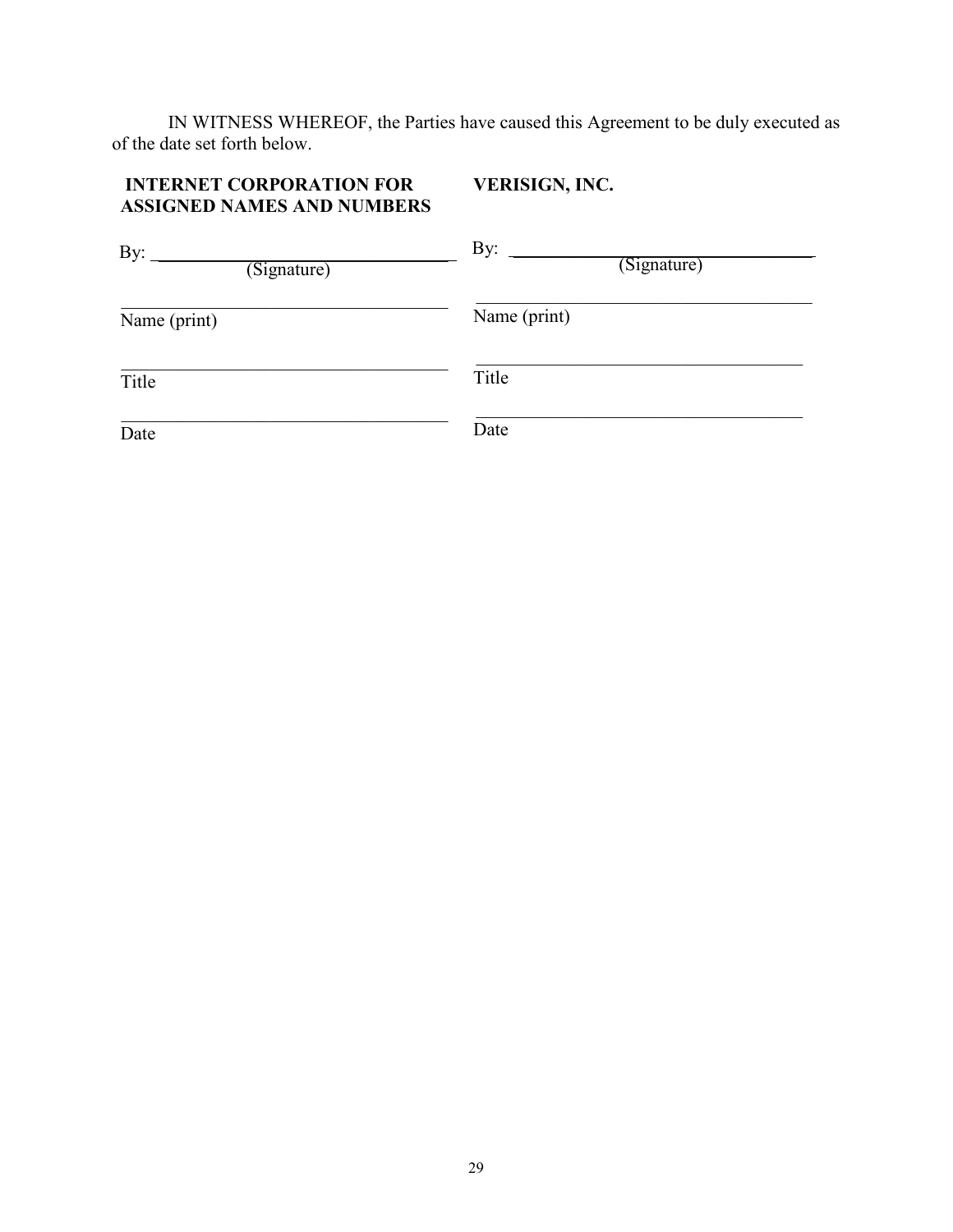IN WITNESS WHEREOF, the Parties have caused this Agreement to be duly executed as of the date set forth below.

| **INTERNET CORPORATION FOR ASSIGNED NAMES AND NUMBERS** | **VERISIGN, INC.** |
|---|---|
| By: ______________________________ (Signature) | By: ______________________________ (Signature) |
| ______________________________ Name (print) | ______________________________ Name (print) |
| ______________________________ Title | ______________________________ Title |
| ______________________________ Date | ______________________________ Date |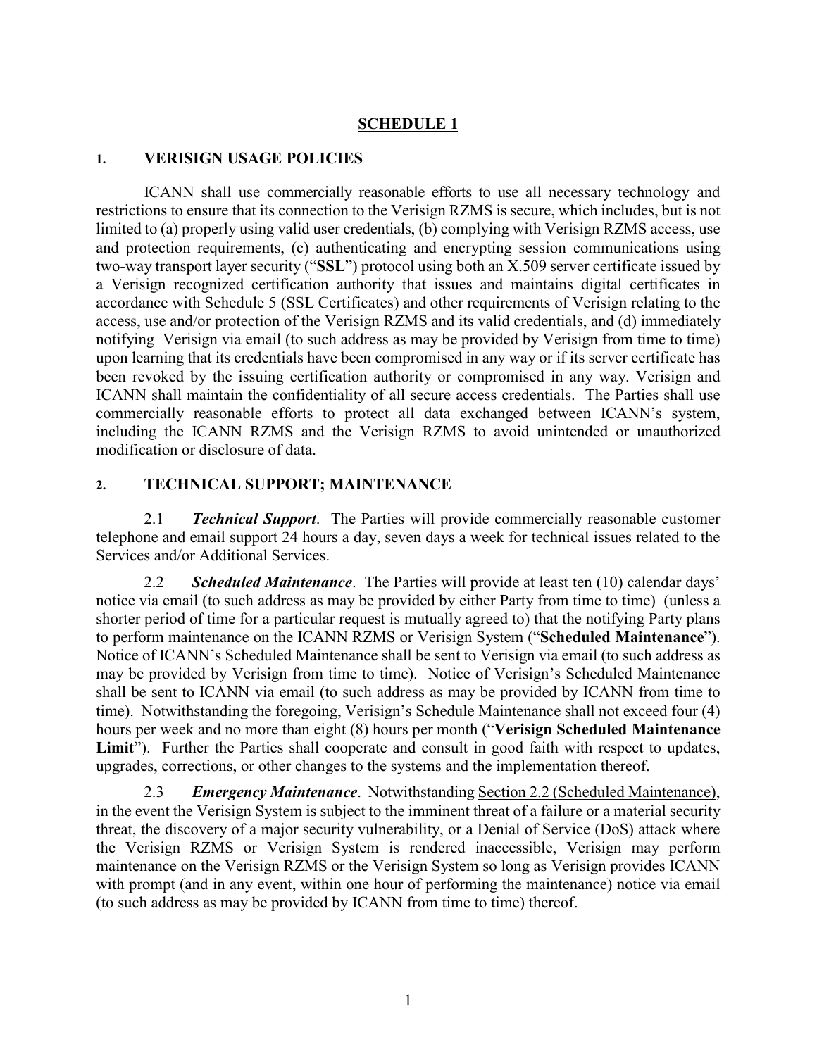# SCHEDULE 1

## 1. VERISIGN USAGE POLICIES

ICANN shall use commercially reasonable efforts to use all necessary technology and restrictions to ensure that its connection to the Verisign RZMS is secure, which includes, but is not limited to (a) properly using valid user credentials, (b) complying with Verisign RZMS access, use and protection requirements, (c) authenticating and encrypting session communications using two-way transport layer security ("**SSL**") protocol using both an X.509 server certificate issued by a Verisign recognized certification authority that issues and maintains digital certificates in accordance with Schedule 5 (SSL Certificates) and other requirements of Verisign relating to the access, use and/or protection of the Verisign RZMS and its valid credentials, and (d) immediately notifying Verisign via email (to such address as may be provided by Verisign from time to time) upon learning that its credentials have been compromised in any way or if its server certificate has been revoked by the issuing certification authority or compromised in any way. Verisign and ICANN shall maintain the confidentiality of all secure access credentials. The Parties shall use commercially reasonable efforts to protect all data exchanged between ICANN's system, including the ICANN RZMS and the Verisign RZMS to avoid unintended or unauthorized modification or disclosure of data.

## 2. TECHNICAL SUPPORT; MAINTENANCE

2.1 ***Technical Support***. The Parties will provide commercially reasonable customer telephone and email support 24 hours a day, seven days a week for technical issues related to the Services and/or Additional Services.

2.2 ***Scheduled Maintenance***. The Parties will provide at least ten (10) calendar days' notice via email (to such address as may be provided by either Party from time to time) (unless a shorter period of time for a particular request is mutually agreed to) that the notifying Party plans to perform maintenance on the ICANN RZMS or Verisign System ("**Scheduled Maintenance**"). Notice of ICANN's Scheduled Maintenance shall be sent to Verisign via email (to such address as may be provided by Verisign from time to time). Notice of Verisign's Scheduled Maintenance shall be sent to ICANN via email (to such address as may be provided by ICANN from time to time). Notwithstanding the foregoing, Verisign's Schedule Maintenance shall not exceed four (4) hours per week and no more than eight (8) hours per month ("**Verisign Scheduled Maintenance Limit**"). Further the Parties shall cooperate and consult in good faith with respect to updates, upgrades, corrections, or other changes to the systems and the implementation thereof.

2.3 ***Emergency Maintenance***. Notwithstanding Section 2.2 (Scheduled Maintenance), in the event the Verisign System is subject to the imminent threat of a failure or a material security threat, the discovery of a major security vulnerability, or a Denial of Service (DoS) attack where the Verisign RZMS or Verisign System is rendered inaccessible, Verisign may perform maintenance on the Verisign RZMS or the Verisign System so long as Verisign provides ICANN with prompt (and in any event, within one hour of performing the maintenance) notice via email (to such address as may be provided by ICANN from time to time) thereof.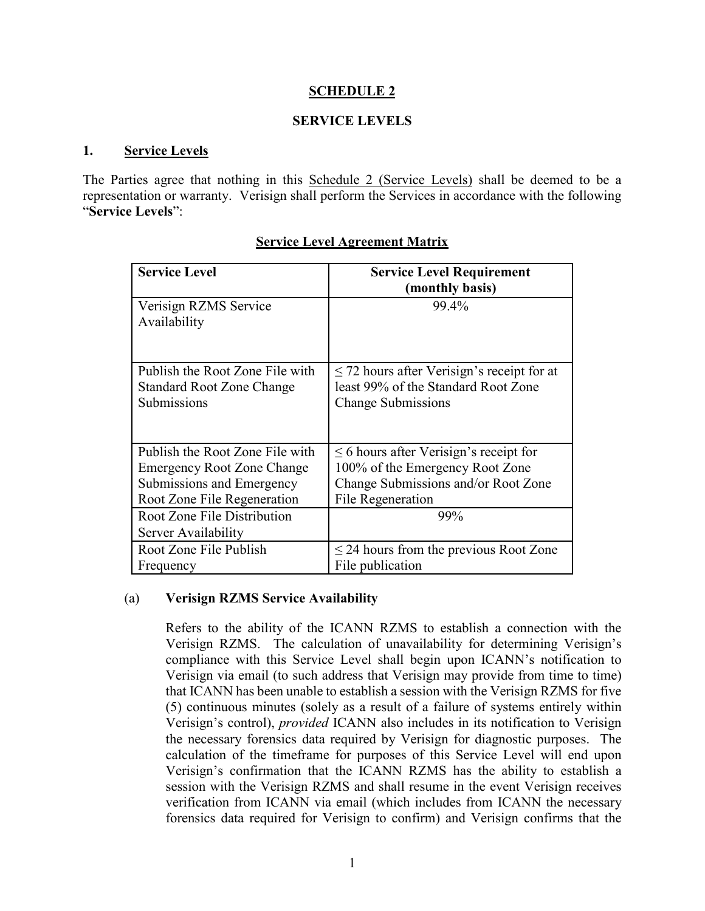# SCHEDULE 2

## SERVICE LEVELS

### 1. Service Levels

The Parties agree that nothing in this Schedule 2 (Service Levels) shall be deemed to be a representation or warranty. Verisign shall perform the Services in accordance with the following "**Service Levels**":

**Service Level Agreement Matrix**

| Service Level | Service Level Requirement (monthly basis) |
|---|---|
| Verisign RZMS Service Availability | 99.4% |
| Publish the Root Zone File with Standard Root Zone Change Submissions | ≤ 72 hours after Verisign's receipt for at least 99% of the Standard Root Zone Change Submissions |
| Publish the Root Zone File with Emergency Root Zone Change Submissions and Emergency Root Zone File Regeneration | ≤ 6 hours after Verisign's receipt for 100% of the Emergency Root Zone Change Submissions and/or Root Zone File Regeneration |
| Root Zone File Distribution Server Availability | 99% |
| Root Zone File Publish Frequency | ≤ 24 hours from the previous Root Zone File publication |

(a) **Verisign RZMS Service Availability**

Refers to the ability of the ICANN RZMS to establish a connection with the Verisign RZMS. The calculation of unavailability for determining Verisign's compliance with this Service Level shall begin upon ICANN's notification to Verisign via email (to such address that Verisign may provide from time to time) that ICANN has been unable to establish a session with the Verisign RZMS for five (5) continuous minutes (solely as a result of a failure of systems entirely within Verisign's control), *provided* ICANN also includes in its notification to Verisign the necessary forensics data required by Verisign for diagnostic purposes. The calculation of the timeframe for purposes of this Service Level will end upon Verisign's confirmation that the ICANN RZMS has the ability to establish a session with the Verisign RZMS and shall resume in the event Verisign receives verification from ICANN via email (which includes from ICANN the necessary forensics data required for Verisign to confirm) and Verisign confirms that the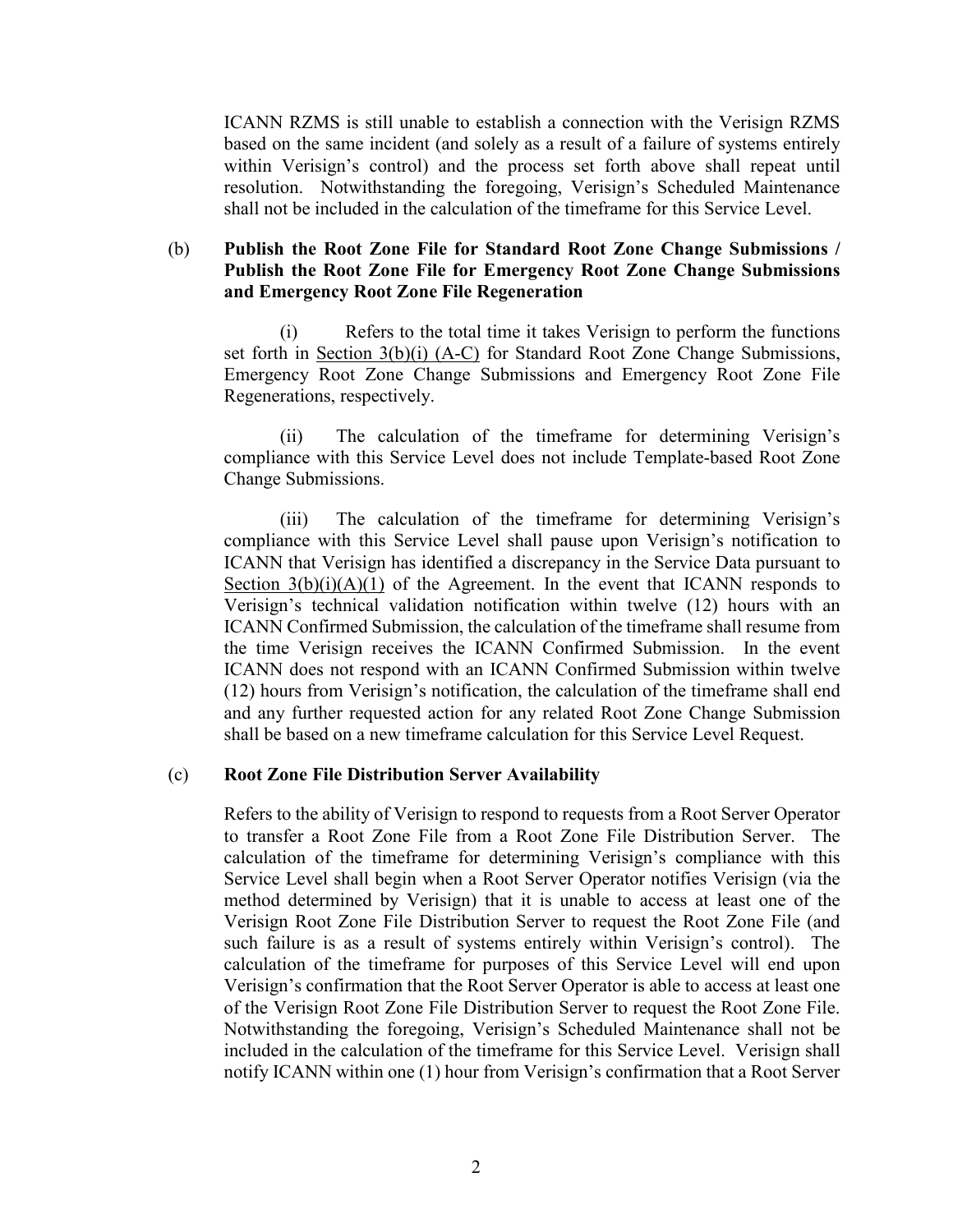ICANN RZMS is still unable to establish a connection with the Verisign RZMS based on the same incident (and solely as a result of a failure of systems entirely within Verisign's control) and the process set forth above shall repeat until resolution. Notwithstanding the foregoing, Verisign's Scheduled Maintenance shall not be included in the calculation of the timeframe for this Service Level.

(b) **Publish the Root Zone File for Standard Root Zone Change Submissions / Publish the Root Zone File for Emergency Root Zone Change Submissions and Emergency Root Zone File Regeneration**

(i) Refers to the total time it takes Verisign to perform the functions set forth in Section 3(b)(i) (A-C) for Standard Root Zone Change Submissions, Emergency Root Zone Change Submissions and Emergency Root Zone File Regenerations, respectively.

(ii) The calculation of the timeframe for determining Verisign's compliance with this Service Level does not include Template-based Root Zone Change Submissions.

(iii) The calculation of the timeframe for determining Verisign's compliance with this Service Level shall pause upon Verisign's notification to ICANN that Verisign has identified a discrepancy in the Service Data pursuant to Section 3(b)(i)(A)(1) of the Agreement. In the event that ICANN responds to Verisign's technical validation notification within twelve (12) hours with an ICANN Confirmed Submission, the calculation of the timeframe shall resume from the time Verisign receives the ICANN Confirmed Submission. In the event ICANN does not respond with an ICANN Confirmed Submission within twelve (12) hours from Verisign's notification, the calculation of the timeframe shall end and any further requested action for any related Root Zone Change Submission shall be based on a new timeframe calculation for this Service Level Request.

(c) **Root Zone File Distribution Server Availability**

Refers to the ability of Verisign to respond to requests from a Root Server Operator to transfer a Root Zone File from a Root Zone File Distribution Server. The calculation of the timeframe for determining Verisign's compliance with this Service Level shall begin when a Root Server Operator notifies Verisign (via the method determined by Verisign) that it is unable to access at least one of the Verisign Root Zone File Distribution Server to request the Root Zone File (and such failure is as a result of systems entirely within Verisign's control). The calculation of the timeframe for purposes of this Service Level will end upon Verisign's confirmation that the Root Server Operator is able to access at least one of the Verisign Root Zone File Distribution Server to request the Root Zone File. Notwithstanding the foregoing, Verisign's Scheduled Maintenance shall not be included in the calculation of the timeframe for this Service Level. Verisign shall notify ICANN within one (1) hour from Verisign's confirmation that a Root Server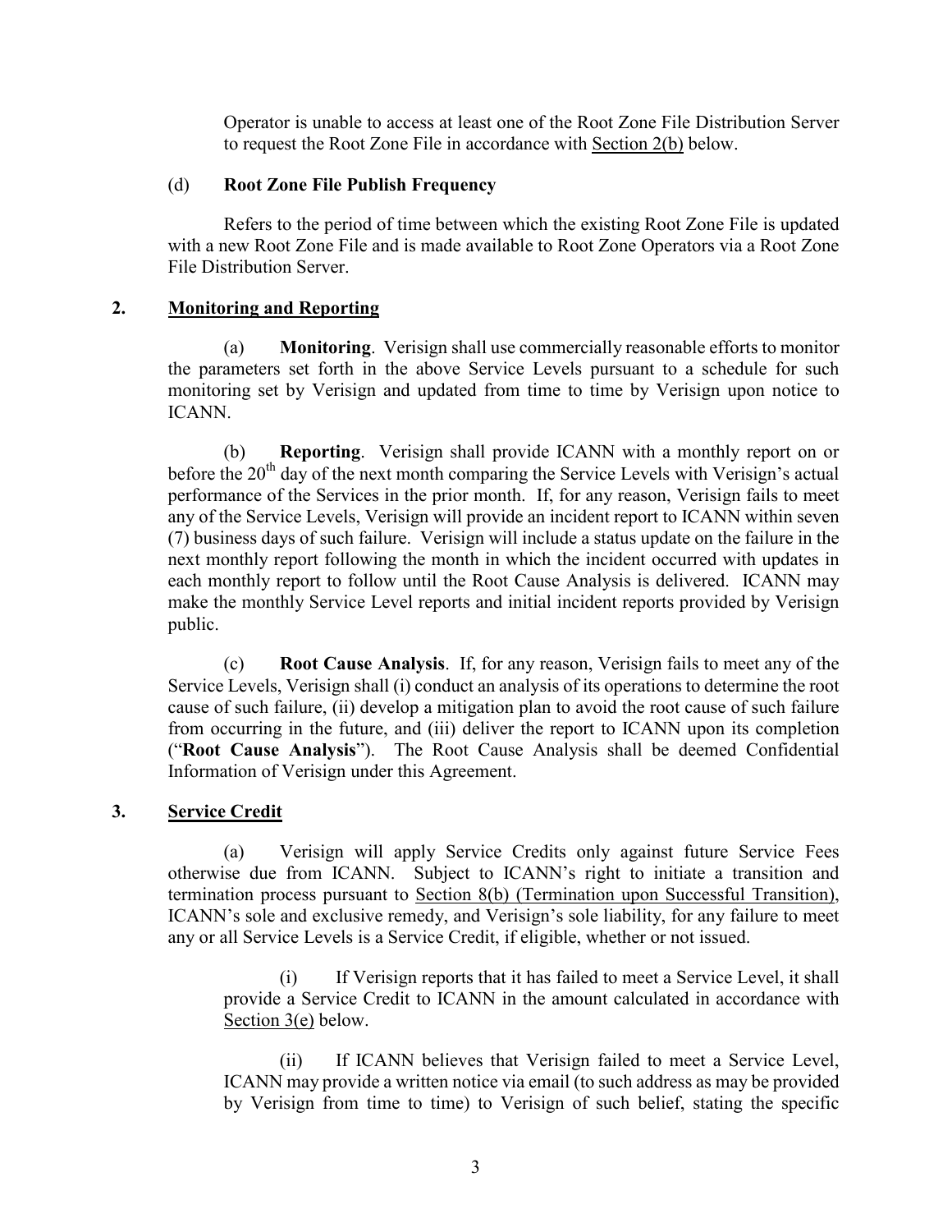Operator is unable to access at least one of the Root Zone File Distribution Server to request the Root Zone File in accordance with Section 2(b) below.

(d) **Root Zone File Publish Frequency**

Refers to the period of time between which the existing Root Zone File is updated with a new Root Zone File and is made available to Root Zone Operators via a Root Zone File Distribution Server.

## 2. Monitoring and Reporting

(a) **Monitoring**. Verisign shall use commercially reasonable efforts to monitor the parameters set forth in the above Service Levels pursuant to a schedule for such monitoring set by Verisign and updated from time to time by Verisign upon notice to ICANN.

(b) **Reporting**. Verisign shall provide ICANN with a monthly report on or before the 20th day of the next month comparing the Service Levels with Verisign's actual performance of the Services in the prior month. If, for any reason, Verisign fails to meet any of the Service Levels, Verisign will provide an incident report to ICANN within seven (7) business days of such failure. Verisign will include a status update on the failure in the next monthly report following the month in which the incident occurred with updates in each monthly report to follow until the Root Cause Analysis is delivered. ICANN may make the monthly Service Level reports and initial incident reports provided by Verisign public.

(c) **Root Cause Analysis**. If, for any reason, Verisign fails to meet any of the Service Levels, Verisign shall (i) conduct an analysis of its operations to determine the root cause of such failure, (ii) develop a mitigation plan to avoid the root cause of such failure from occurring in the future, and (iii) deliver the report to ICANN upon its completion ("**Root Cause Analysis**"). The Root Cause Analysis shall be deemed Confidential Information of Verisign under this Agreement.

## 3. Service Credit

(a) Verisign will apply Service Credits only against future Service Fees otherwise due from ICANN. Subject to ICANN's right to initiate a transition and termination process pursuant to Section 8(b) (Termination upon Successful Transition), ICANN's sole and exclusive remedy, and Verisign's sole liability, for any failure to meet any or all Service Levels is a Service Credit, if eligible, whether or not issued.

(i) If Verisign reports that it has failed to meet a Service Level, it shall provide a Service Credit to ICANN in the amount calculated in accordance with Section 3(e) below.

(ii) If ICANN believes that Verisign failed to meet a Service Level, ICANN may provide a written notice via email (to such address as may be provided by Verisign from time to time) to Verisign of such belief, stating the specific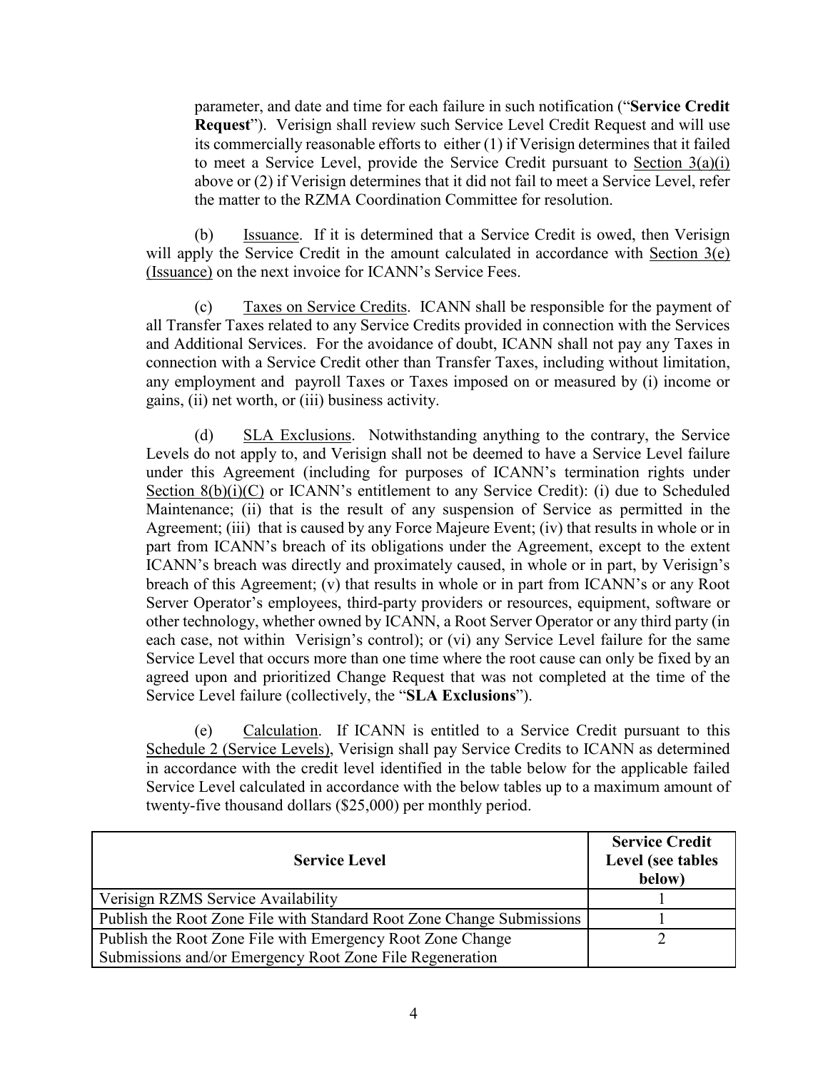parameter, and date and time for each failure in such notification ("**Service Credit Request**"). Verisign shall review such Service Level Credit Request and will use its commercially reasonable efforts to either (1) if Verisign determines that it failed to meet a Service Level, provide the Service Credit pursuant to Section 3(a)(i) above or (2) if Verisign determines that it did not fail to meet a Service Level, refer the matter to the RZMA Coordination Committee for resolution.

(b) Issuance. If it is determined that a Service Credit is owed, then Verisign will apply the Service Credit in the amount calculated in accordance with Section 3(e) (Issuance) on the next invoice for ICANN's Service Fees.

(c) Taxes on Service Credits. ICANN shall be responsible for the payment of all Transfer Taxes related to any Service Credits provided in connection with the Services and Additional Services. For the avoidance of doubt, ICANN shall not pay any Taxes in connection with a Service Credit other than Transfer Taxes, including without limitation, any employment and payroll Taxes or Taxes imposed on or measured by (i) income or gains, (ii) net worth, or (iii) business activity.

(d) SLA Exclusions. Notwithstanding anything to the contrary, the Service Levels do not apply to, and Verisign shall not be deemed to have a Service Level failure under this Agreement (including for purposes of ICANN's termination rights under Section 8(b)(i)(C) or ICANN's entitlement to any Service Credit): (i) due to Scheduled Maintenance; (ii) that is the result of any suspension of Service as permitted in the Agreement; (iii) that is caused by any Force Majeure Event; (iv) that results in whole or in part from ICANN's breach of its obligations under the Agreement, except to the extent ICANN's breach was directly and proximately caused, in whole or in part, by Verisign's breach of this Agreement; (v) that results in whole or in part from ICANN's or any Root Server Operator's employees, third-party providers or resources, equipment, software or other technology, whether owned by ICANN, a Root Server Operator or any third party (in each case, not within Verisign's control); or (vi) any Service Level failure for the same Service Level that occurs more than one time where the root cause can only be fixed by an agreed upon and prioritized Change Request that was not completed at the time of the Service Level failure (collectively, the "**SLA Exclusions**").

(e) Calculation. If ICANN is entitled to a Service Credit pursuant to this Schedule 2 (Service Levels), Verisign shall pay Service Credits to ICANN as determined in accordance with the credit level identified in the table below for the applicable failed Service Level calculated in accordance with the below tables up to a maximum amount of twenty-five thousand dollars ($25,000) per monthly period.

| Service Level | Service Credit Level (see tables below) |
|---|---|
| Verisign RZMS Service Availability | 1 |
| Publish the Root Zone File with Standard Root Zone Change Submissions | 1 |
| Publish the Root Zone File with Emergency Root Zone Change Submissions and/or Emergency Root Zone File Regeneration | 2 |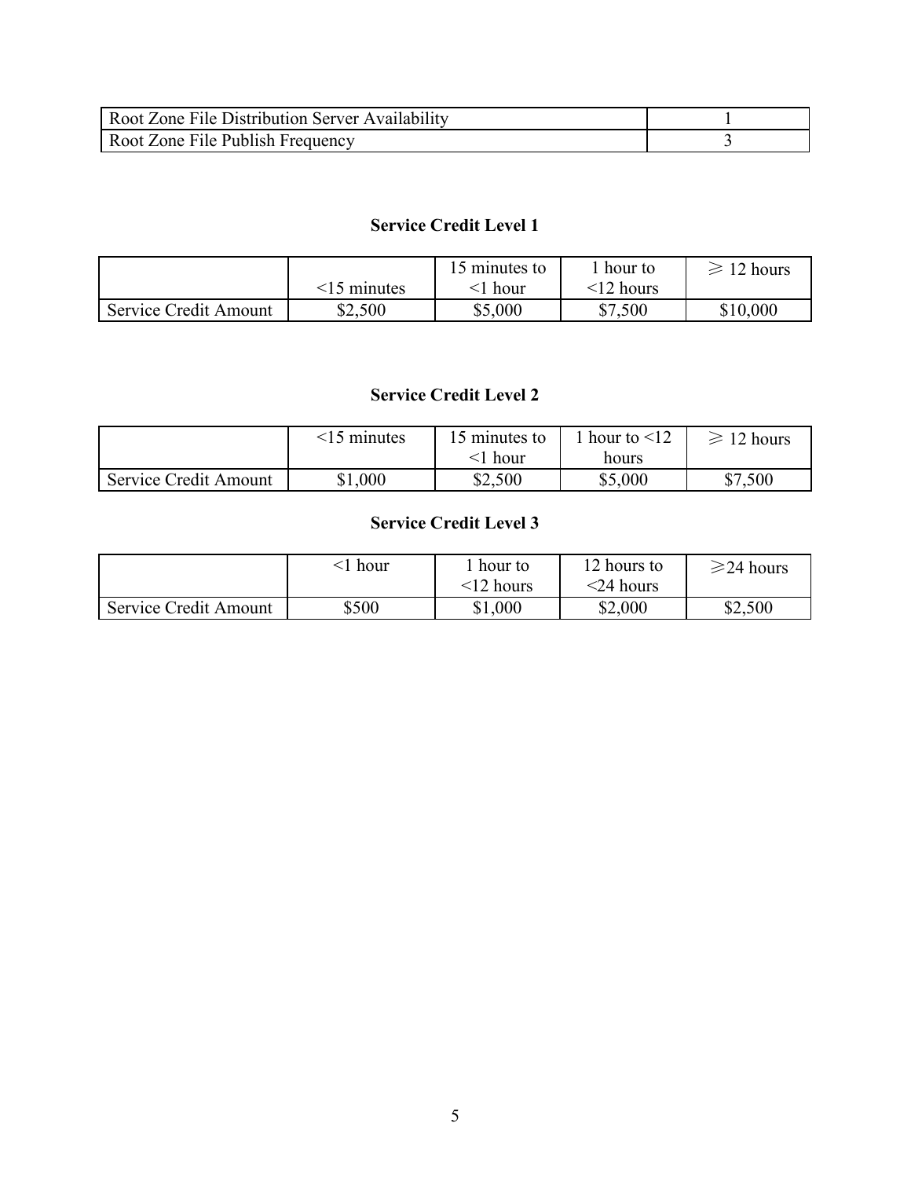| Root Zone File Distribution Server Availability | 1 |
|---|---|
| Root Zone File Publish Frequency | 3 |

**Service Credit Level 1**

| | <15 minutes | 15 minutes to <1 hour | 1 hour to <12 hours | ⩾ 12 hours |
|---|---|---|---|---|
| Service Credit Amount | $2,500 | $5,000 | $7,500 | $10,000 |

**Service Credit Level 2**

| | <15 minutes | 15 minutes to <1 hour | 1 hour to <12 hours | ⩾ 12 hours |
|---|---|---|---|---|
| Service Credit Amount | $1,000 | $2,500 | $5,000 | $7,500 |

**Service Credit Level 3**

| | <1 hour | 1 hour to <12 hours | 12 hours to <24 hours | ⩾24 hours |
|---|---|---|---|---|
| Service Credit Amount | $500 | $1,000 | $2,000 | $2,500 |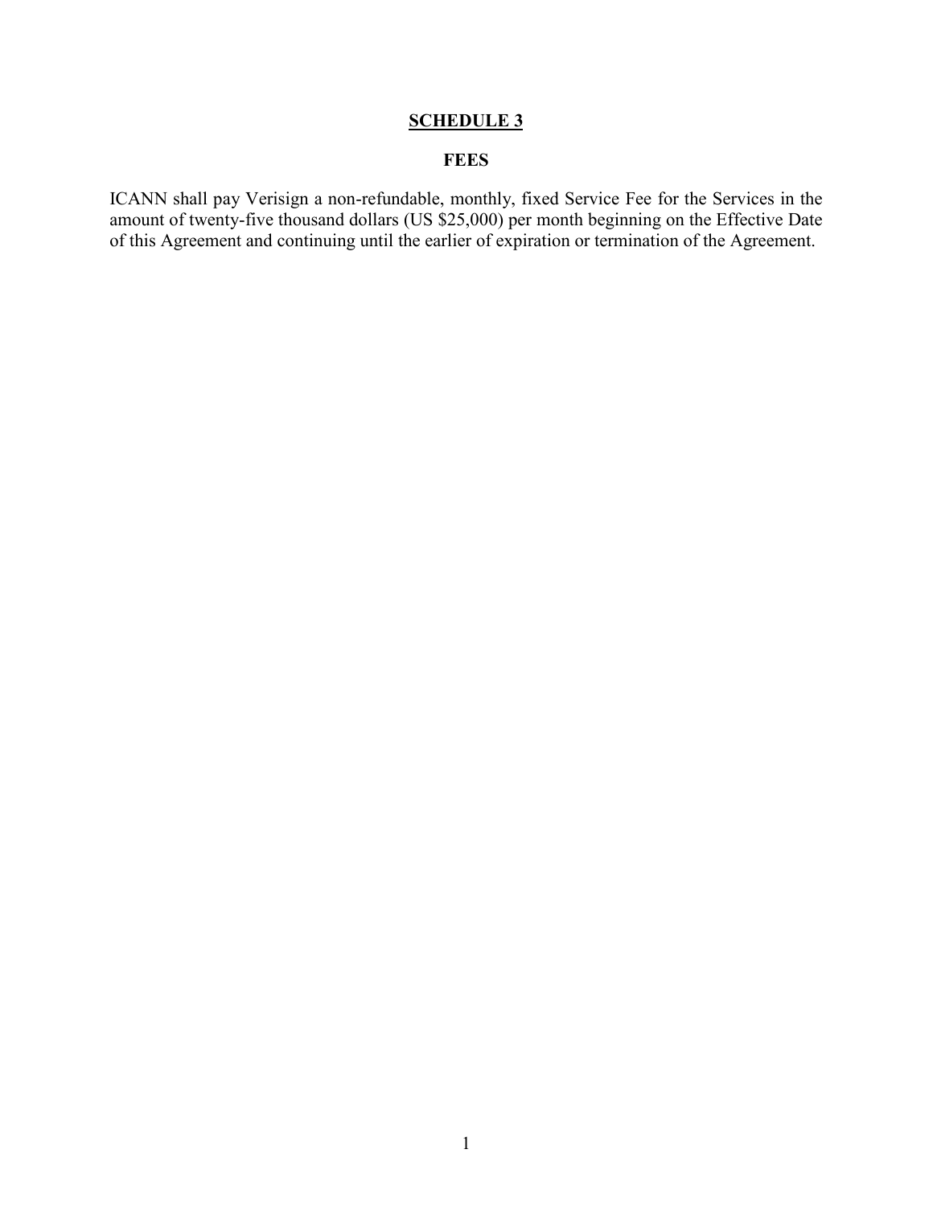# SCHEDULE 3

## FEES

ICANN shall pay Verisign a non-refundable, monthly, fixed Service Fee for the Services in the amount of twenty-five thousand dollars (US $25,000) per month beginning on the Effective Date of this Agreement and continuing until the earlier of expiration or termination of the Agreement.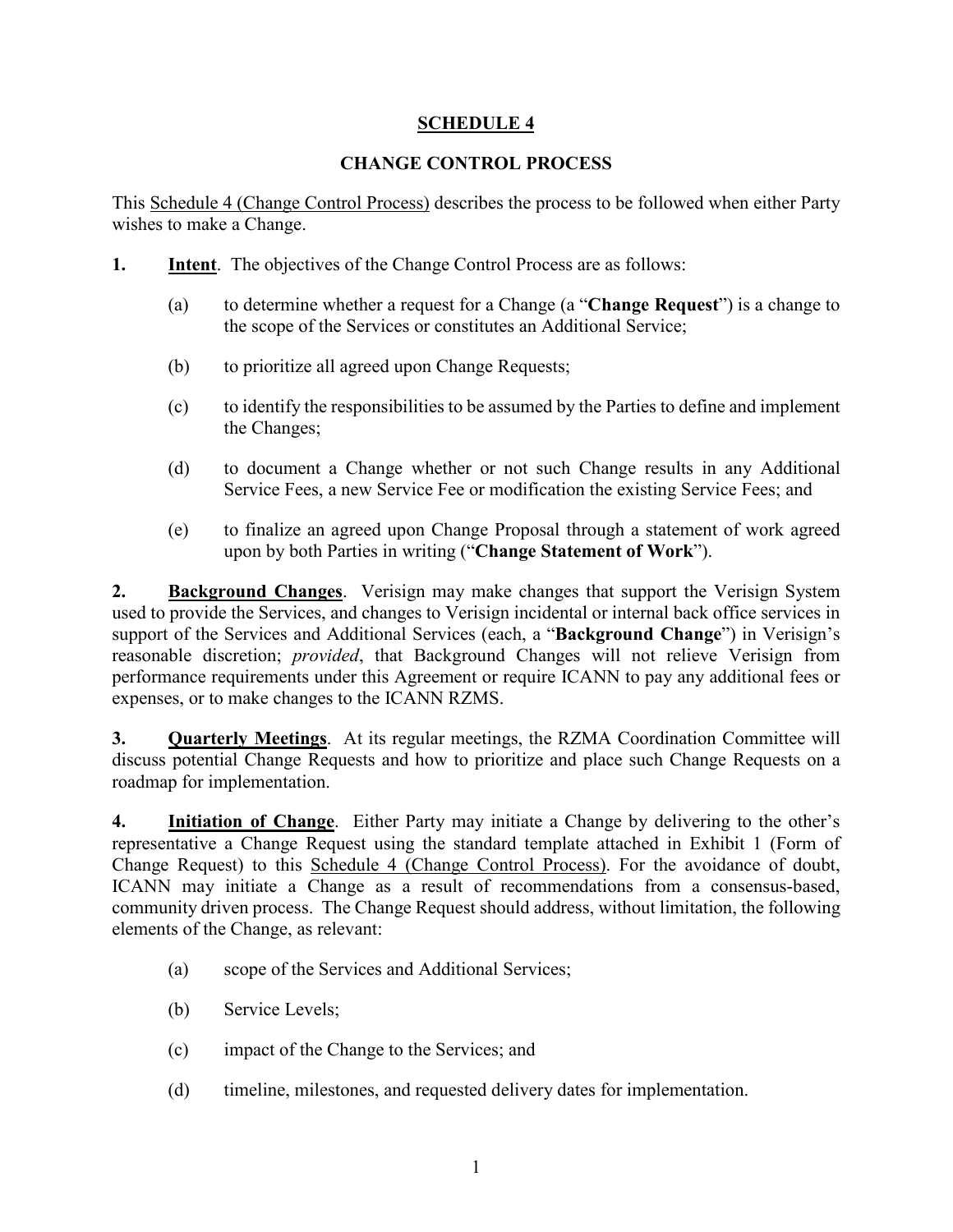# SCHEDULE 4

## CHANGE CONTROL PROCESS

This Schedule 4 (Change Control Process) describes the process to be followed when either Party wishes to make a Change.

**1. Intent**. The objectives of the Change Control Process are as follows:

(a) to determine whether a request for a Change (a "**Change Request**") is a change to the scope of the Services or constitutes an Additional Service;

(b) to prioritize all agreed upon Change Requests;

(c) to identify the responsibilities to be assumed by the Parties to define and implement the Changes;

(d) to document a Change whether or not such Change results in any Additional Service Fees, a new Service Fee or modification the existing Service Fees; and

(e) to finalize an agreed upon Change Proposal through a statement of work agreed upon by both Parties in writing ("**Change Statement of Work**").

**2. Background Changes**. Verisign may make changes that support the Verisign System used to provide the Services, and changes to Verisign incidental or internal back office services in support of the Services and Additional Services (each, a "**Background Change**") in Verisign's reasonable discretion; *provided*, that Background Changes will not relieve Verisign from performance requirements under this Agreement or require ICANN to pay any additional fees or expenses, or to make changes to the ICANN RZMS.

**3. Quarterly Meetings**. At its regular meetings, the RZMA Coordination Committee will discuss potential Change Requests and how to prioritize and place such Change Requests on a roadmap for implementation.

**4. Initiation of Change**. Either Party may initiate a Change by delivering to the other's representative a Change Request using the standard template attached in Exhibit 1 (Form of Change Request) to this Schedule 4 (Change Control Process). For the avoidance of doubt, ICANN may initiate a Change as a result of recommendations from a consensus-based, community driven process. The Change Request should address, without limitation, the following elements of the Change, as relevant:

(a) scope of the Services and Additional Services;

(b) Service Levels;

(c) impact of the Change to the Services; and

(d) timeline, milestones, and requested delivery dates for implementation.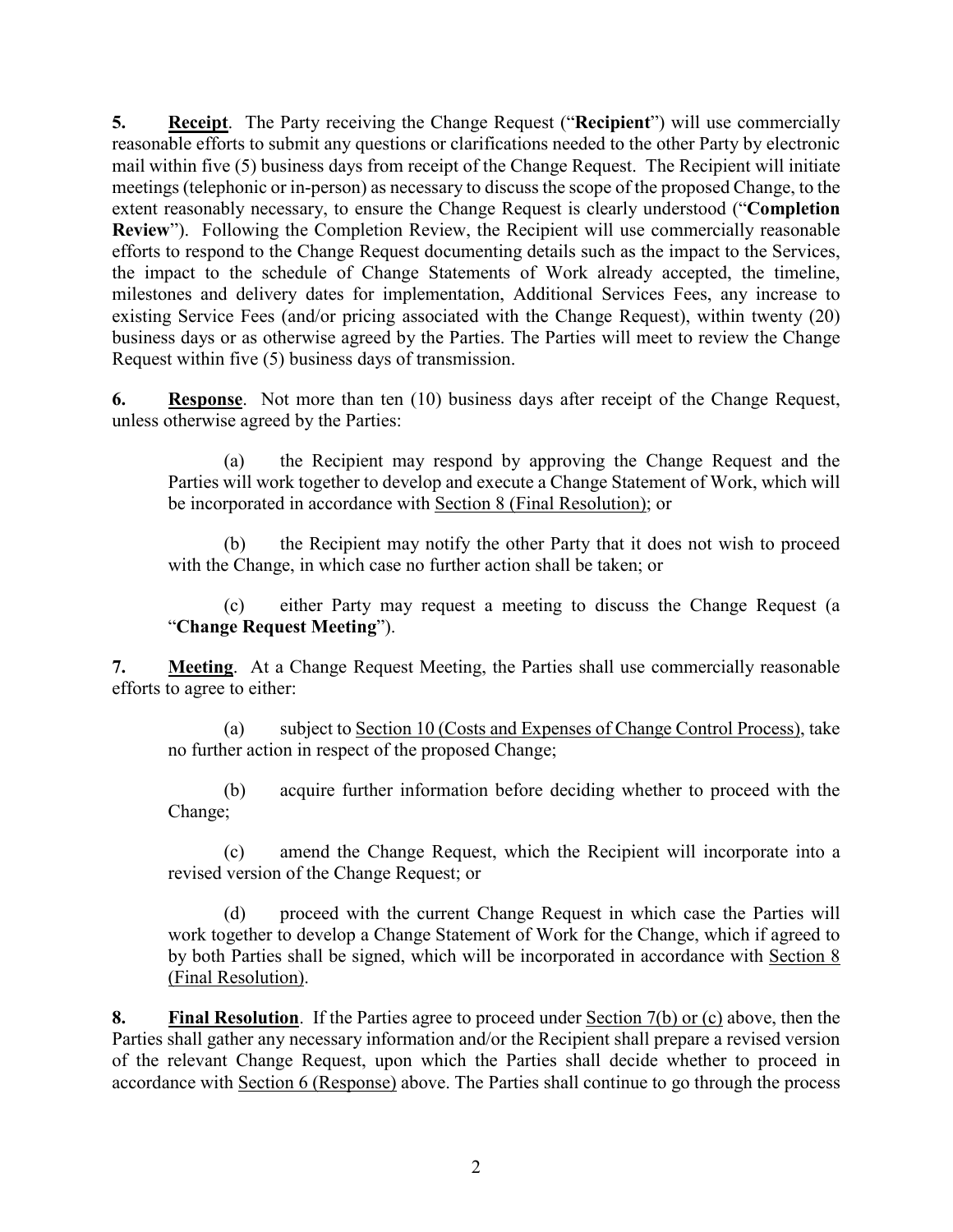**5. Receipt**. The Party receiving the Change Request ("**Recipient**") will use commercially reasonable efforts to submit any questions or clarifications needed to the other Party by electronic mail within five (5) business days from receipt of the Change Request. The Recipient will initiate meetings (telephonic or in-person) as necessary to discuss the scope of the proposed Change, to the extent reasonably necessary, to ensure the Change Request is clearly understood ("**Completion Review**"). Following the Completion Review, the Recipient will use commercially reasonable efforts to respond to the Change Request documenting details such as the impact to the Services, the impact to the schedule of Change Statements of Work already accepted, the timeline, milestones and delivery dates for implementation, Additional Services Fees, any increase to existing Service Fees (and/or pricing associated with the Change Request), within twenty (20) business days or as otherwise agreed by the Parties. The Parties will meet to review the Change Request within five (5) business days of transmission.

**6. Response**. Not more than ten (10) business days after receipt of the Change Request, unless otherwise agreed by the Parties:

(a) the Recipient may respond by approving the Change Request and the Parties will work together to develop and execute a Change Statement of Work, which will be incorporated in accordance with Section 8 (Final Resolution); or

(b) the Recipient may notify the other Party that it does not wish to proceed with the Change, in which case no further action shall be taken; or

(c) either Party may request a meeting to discuss the Change Request (a "**Change Request Meeting**").

**7. Meeting**. At a Change Request Meeting, the Parties shall use commercially reasonable efforts to agree to either:

(a) subject to Section 10 (Costs and Expenses of Change Control Process), take no further action in respect of the proposed Change;

(b) acquire further information before deciding whether to proceed with the Change;

(c) amend the Change Request, which the Recipient will incorporate into a revised version of the Change Request; or

(d) proceed with the current Change Request in which case the Parties will work together to develop a Change Statement of Work for the Change, which if agreed to by both Parties shall be signed, which will be incorporated in accordance with Section 8 (Final Resolution).

**8. Final Resolution**. If the Parties agree to proceed under Section 7(b) or (c) above, then the Parties shall gather any necessary information and/or the Recipient shall prepare a revised version of the relevant Change Request, upon which the Parties shall decide whether to proceed in accordance with Section 6 (Response) above. The Parties shall continue to go through the process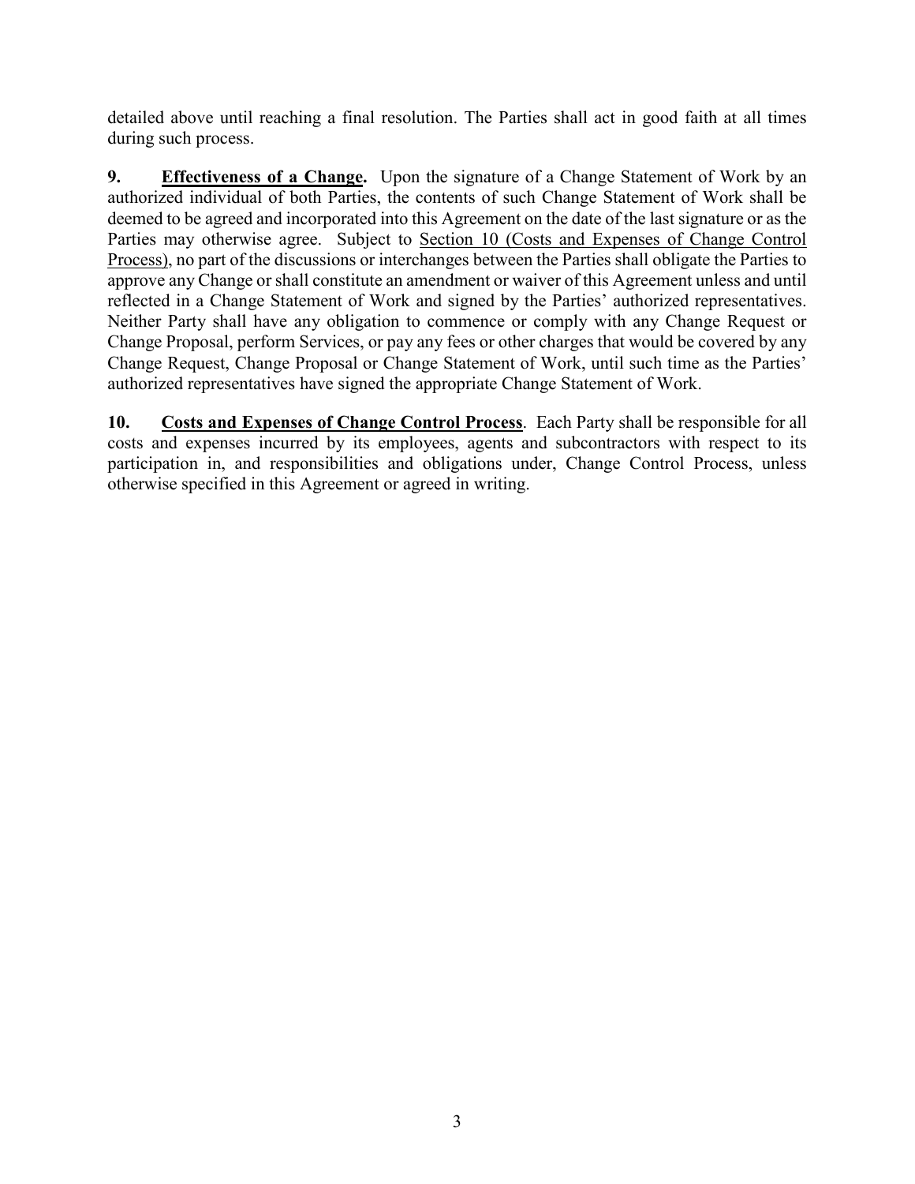detailed above until reaching a final resolution. The Parties shall act in good faith at all times during such process.

**9. <u>Effectiveness of a Change</u>.** Upon the signature of a Change Statement of Work by an authorized individual of both Parties, the contents of such Change Statement of Work shall be deemed to be agreed and incorporated into this Agreement on the date of the last signature or as the Parties may otherwise agree. Subject to <u>Section 10 (Costs and Expenses of Change Control Process)</u>, no part of the discussions or interchanges between the Parties shall obligate the Parties to approve any Change or shall constitute an amendment or waiver of this Agreement unless and until reflected in a Change Statement of Work and signed by the Parties' authorized representatives. Neither Party shall have any obligation to commence or comply with any Change Request or Change Proposal, perform Services, or pay any fees or other charges that would be covered by any Change Request, Change Proposal or Change Statement of Work, until such time as the Parties' authorized representatives have signed the appropriate Change Statement of Work.

**10. <u>Costs and Expenses of Change Control Process</u>**. Each Party shall be responsible for all costs and expenses incurred by its employees, agents and subcontractors with respect to its participation in, and responsibilities and obligations under, Change Control Process, unless otherwise specified in this Agreement or agreed in writing.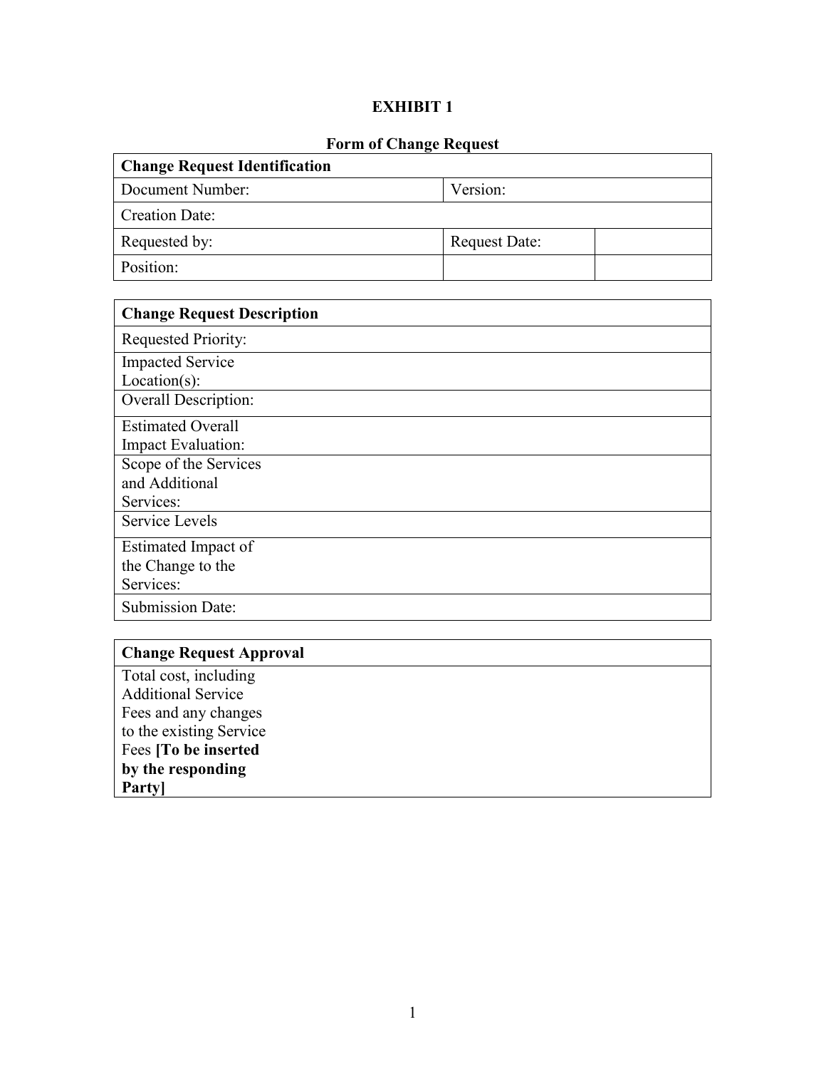# EXHIBIT 1

## Form of Change Request

| **Change Request Identification** | | |
|---|---|---|
| Document Number: | Version: | |
| Creation Date: | | |
| Requested by: | Request Date: | |
| Position: | | |

| **Change Request Description** | |
|---|---|
| Requested Priority: | |
| Impacted Service Location(s): | |
| Overall Description: | |
| Estimated Overall Impact Evaluation: | |
| Scope of the Services and Additional Services: | |
| Service Levels | |
| Estimated Impact of the Change to the Services: | |
| Submission Date: | |

| **Change Request Approval** | |
|---|---|
| Total cost, including Additional Service Fees and any changes to the existing Service Fees **[To be inserted by the responding Party]** | |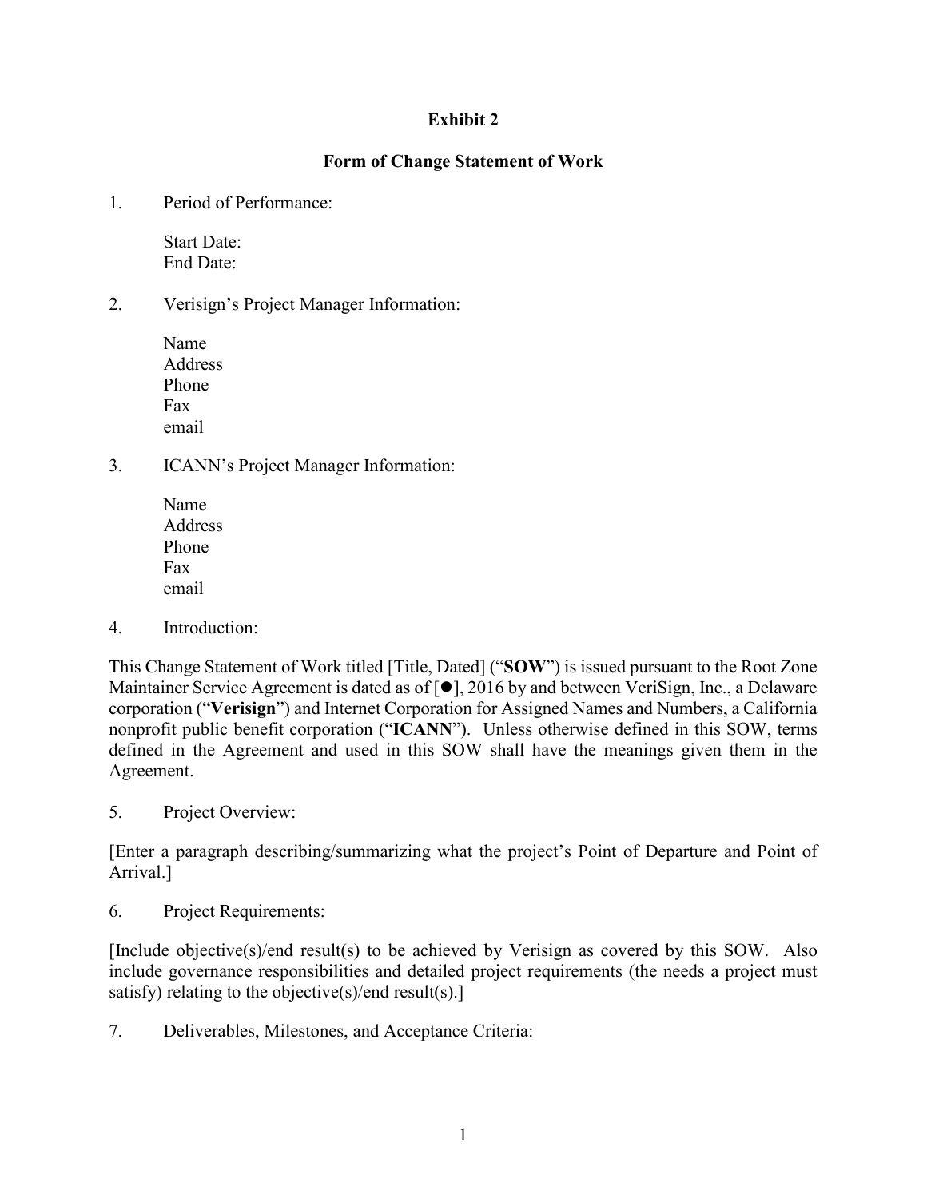**Exhibit 2**

**Form of Change Statement of Work**

1. Period of Performance:

   Start Date:
   End Date:

2. Verisign's Project Manager Information:

   Name
   Address
   Phone
   Fax
   email

3. ICANN's Project Manager Information:

   Name
   Address
   Phone
   Fax
   email

4. Introduction:

This Change Statement of Work titled [Title, Dated] ("**SOW**") is issued pursuant to the Root Zone Maintainer Service Agreement is dated as of [●], 2016 by and between VeriSign, Inc., a Delaware corporation ("**Verisign**") and Internet Corporation for Assigned Names and Numbers, a California nonprofit public benefit corporation ("**ICANN**"). Unless otherwise defined in this SOW, terms defined in the Agreement and used in this SOW shall have the meanings given them in the Agreement.

5. Project Overview:

[Enter a paragraph describing/summarizing what the project's Point of Departure and Point of Arrival.]

6. Project Requirements:

[Include objective(s)/end result(s) to be achieved by Verisign as covered by this SOW. Also include governance responsibilities and detailed project requirements (the needs a project must satisfy) relating to the objective(s)/end result(s).]

7. Deliverables, Milestones, and Acceptance Criteria: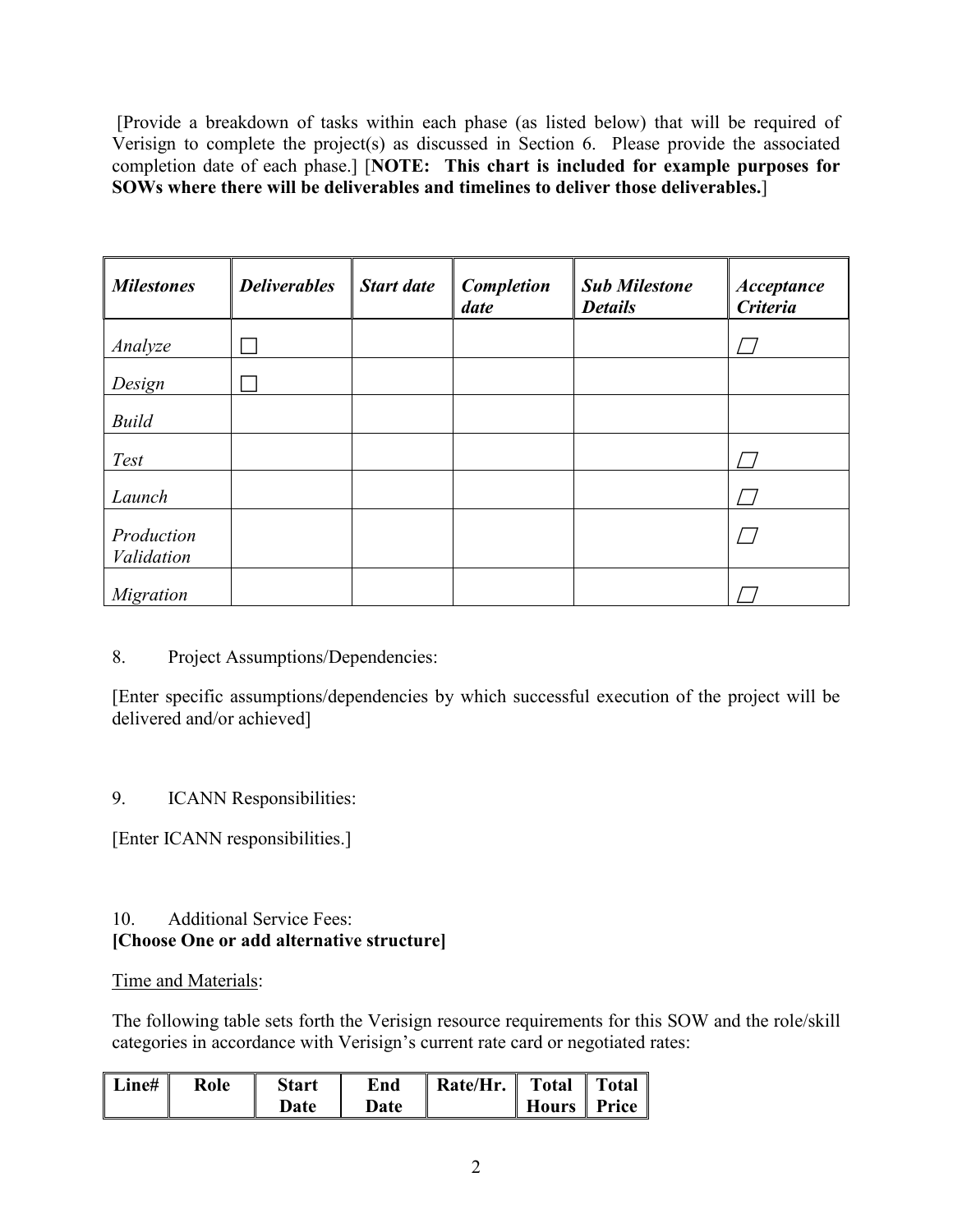[Provide a breakdown of tasks within each phase (as listed below) that will be required of Verisign to complete the project(s) as discussed in Section 6. Please provide the associated completion date of each phase.] [**NOTE: This chart is included for example purposes for SOWs where there will be deliverables and timelines to deliver those deliverables.**]

| ***Milestones*** | ***Deliverables*** | ***Start date*** | ***Completion date*** | ***Sub Milestone Details*** | ***Acceptance Criteria*** |
|---|---|---|---|---|---|
| *Analyze* | ☐ | | | | ☐ |
| *Design* | ☐ | | | | |
| *Build* | | | | | |
| *Test* | | | | | ☐ |
| *Launch* | | | | | ☐ |
| *Production Validation* | | | | | ☐ |
| *Migration* | | | | | ☐ |

8. Project Assumptions/Dependencies:

[Enter specific assumptions/dependencies by which successful execution of the project will be delivered and/or achieved]

9. ICANN Responsibilities:

[Enter ICANN responsibilities.]

10. Additional Service Fees:
**[Choose One or add alternative structure]**

Time and Materials:

The following table sets forth the Verisign resource requirements for this SOW and the role/skill categories in accordance with Verisign's current rate card or negotiated rates:

| **Line#** | **Role** | **Start Date** | **End Date** | **Rate/Hr.** | **Total Hours** | **Total Price** |
|---|---|---|---|---|---|---|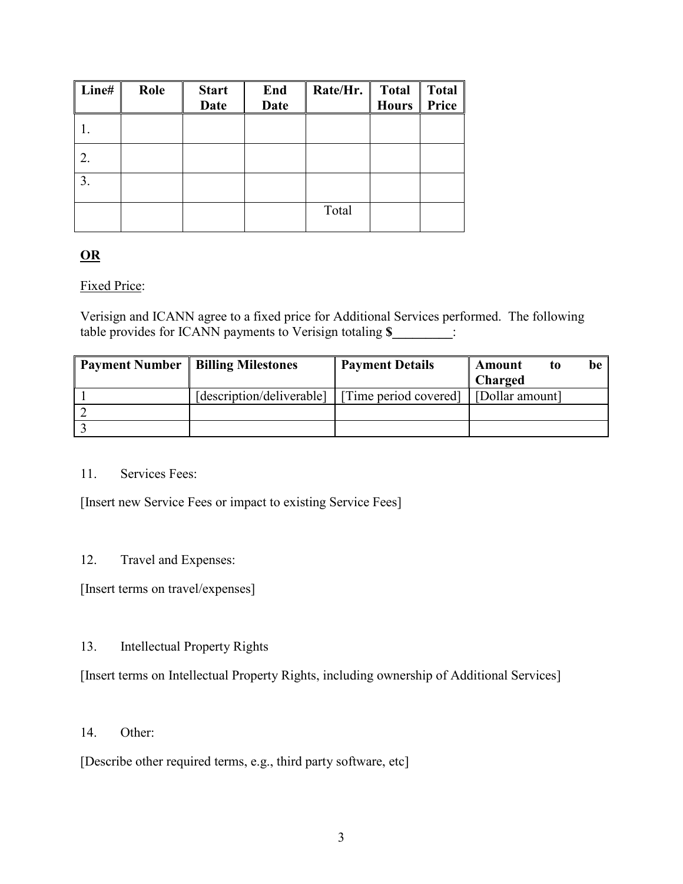| Line# | Role | Start Date | End Date | Rate/Hr. | Total Hours | Total Price |
|---|---|---|---|---|---|---|
| 1. | | | | | | |
| 2. | | | | | | |
| 3. | | | | | | |
| | | | | Total | | |

**OR**

Fixed Price:

Verisign and ICANN agree to a fixed price for Additional Services performed. The following table provides for ICANN payments to Verisign totaling **$_________**:

| Payment Number | Billing Milestones | Payment Details | Amount to be Charged |
|---|---|---|---|
| 1 | [description/deliverable] | [Time period covered] | [Dollar amount] |
| 2 | | | |
| 3 | | | |

11. Services Fees:

[Insert new Service Fees or impact to existing Service Fees]

12. Travel and Expenses:

[Insert terms on travel/expenses]

13. Intellectual Property Rights

[Insert terms on Intellectual Property Rights, including ownership of Additional Services]

14. Other:

[Describe other required terms, e.g., third party software, etc]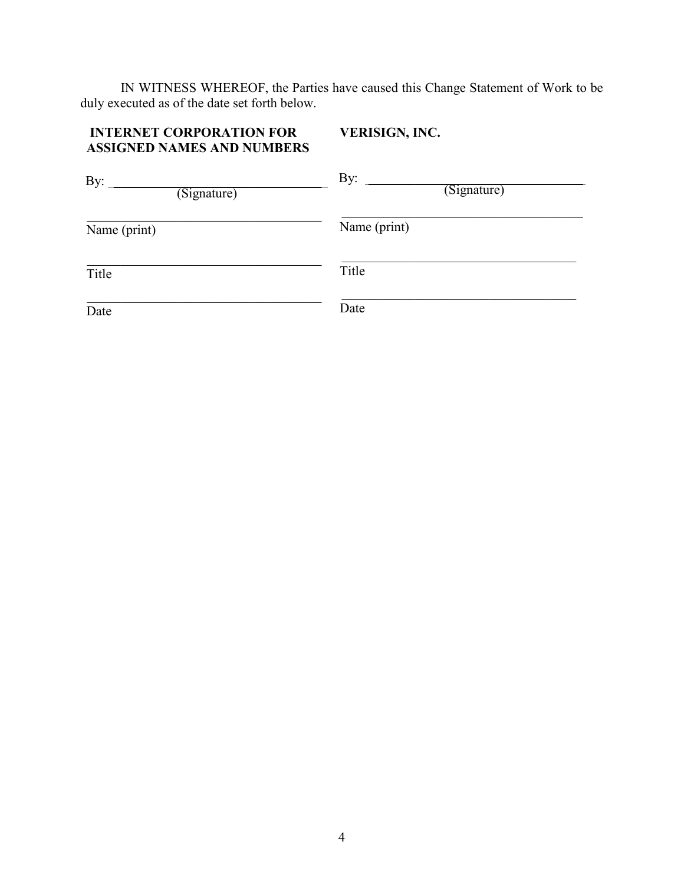IN WITNESS WHEREOF, the Parties have caused this Change Statement of Work to be duly executed as of the date set forth below.

| **INTERNET CORPORATION FOR ASSIGNED NAMES AND NUMBERS** | **VERISIGN, INC.** |
| --- | --- |
| By: ______________________ (Signature) | By: ______________________ (Signature) |
| ______________________ Name (print) | ______________________ Name (print) |
| ______________________ Title | ______________________ Title |
| ______________________ Date | ______________________ Date |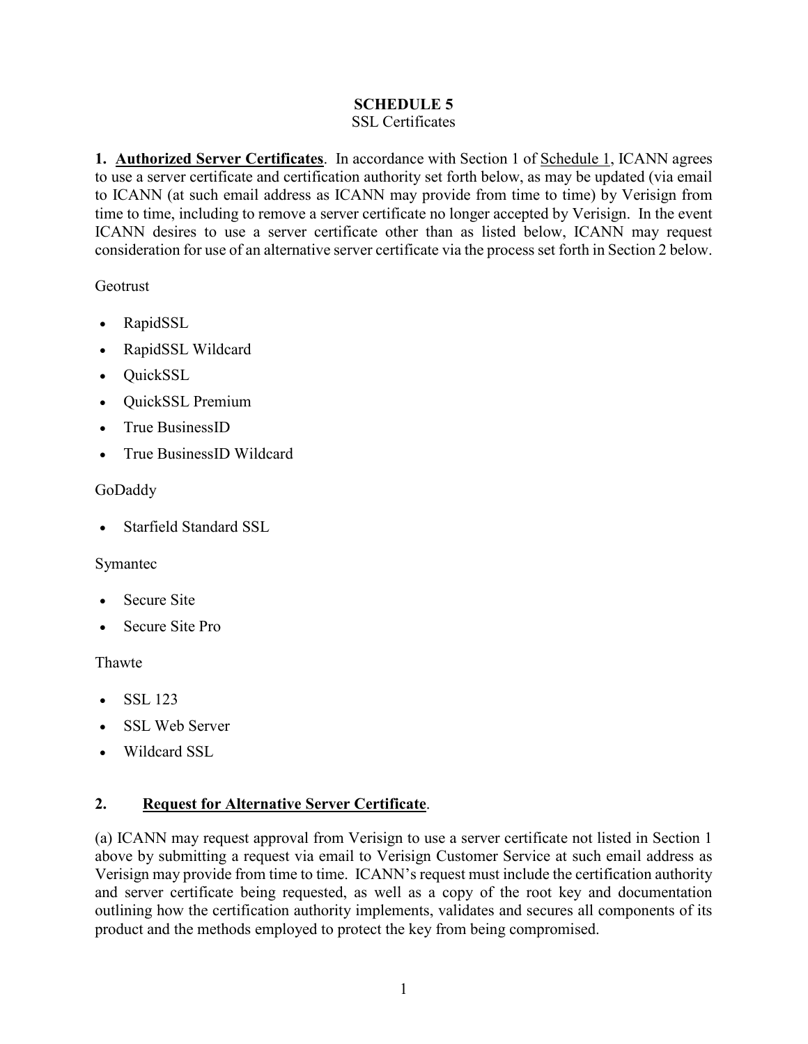# SCHEDULE 5

SSL Certificates

**1. <u>Authorized Server Certificates</u>**. In accordance with Section 1 of <u>Schedule 1</u>, ICANN agrees to use a server certificate and certification authority set forth below, as may be updated (via email to ICANN (at such email address as ICANN may provide from time to time) by Verisign from time to time, including to remove a server certificate no longer accepted by Verisign. In the event ICANN desires to use a server certificate other than as listed below, ICANN may request consideration for use of an alternative server certificate via the process set forth in Section 2 below.

Geotrust

- RapidSSL
- RapidSSL Wildcard
- QuickSSL
- QuickSSL Premium
- True BusinessID
- True BusinessID Wildcard

GoDaddy

- Starfield Standard SSL

Symantec

- Secure Site
- Secure Site Pro

Thawte

- SSL 123
- SSL Web Server
- Wildcard SSL

**2. <u>Request for Alternative Server Certificate</u>**.

(a) ICANN may request approval from Verisign to use a server certificate not listed in Section 1 above by submitting a request via email to Verisign Customer Service at such email address as Verisign may provide from time to time. ICANN's request must include the certification authority and server certificate being requested, as well as a copy of the root key and documentation outlining how the certification authority implements, validates and secures all components of its product and the methods employed to protect the key from being compromised.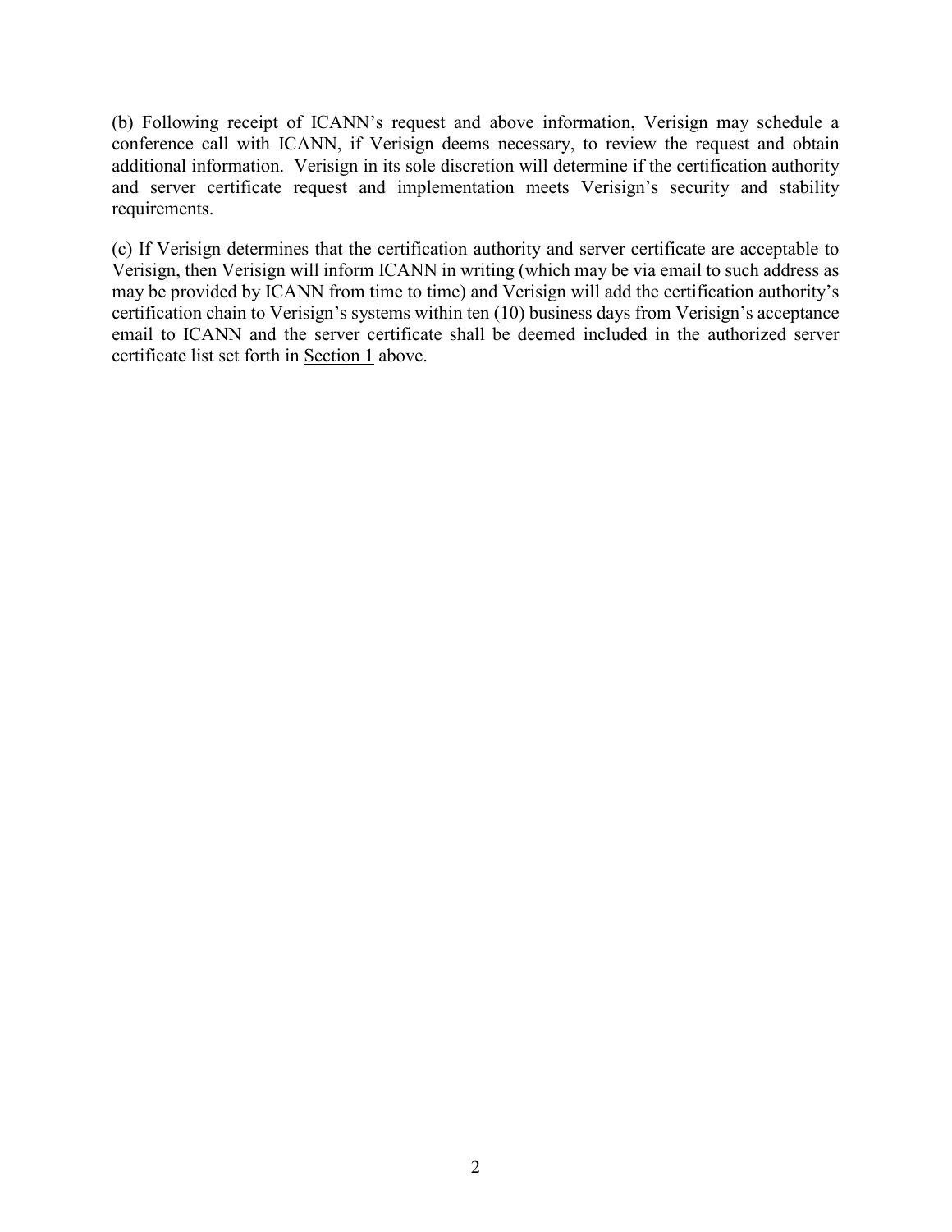(b) Following receipt of ICANN's request and above information, Verisign may schedule a conference call with ICANN, if Verisign deems necessary, to review the request and obtain additional information. Verisign in its sole discretion will determine if the certification authority and server certificate request and implementation meets Verisign's security and stability requirements.

(c) If Verisign determines that the certification authority and server certificate are acceptable to Verisign, then Verisign will inform ICANN in writing (which may be via email to such address as may be provided by ICANN from time to time) and Verisign will add the certification authority's certification chain to Verisign's systems within ten (10) business days from Verisign's acceptance email to ICANN and the server certificate shall be deemed included in the authorized server certificate list set forth in <u>Section 1</u> above.